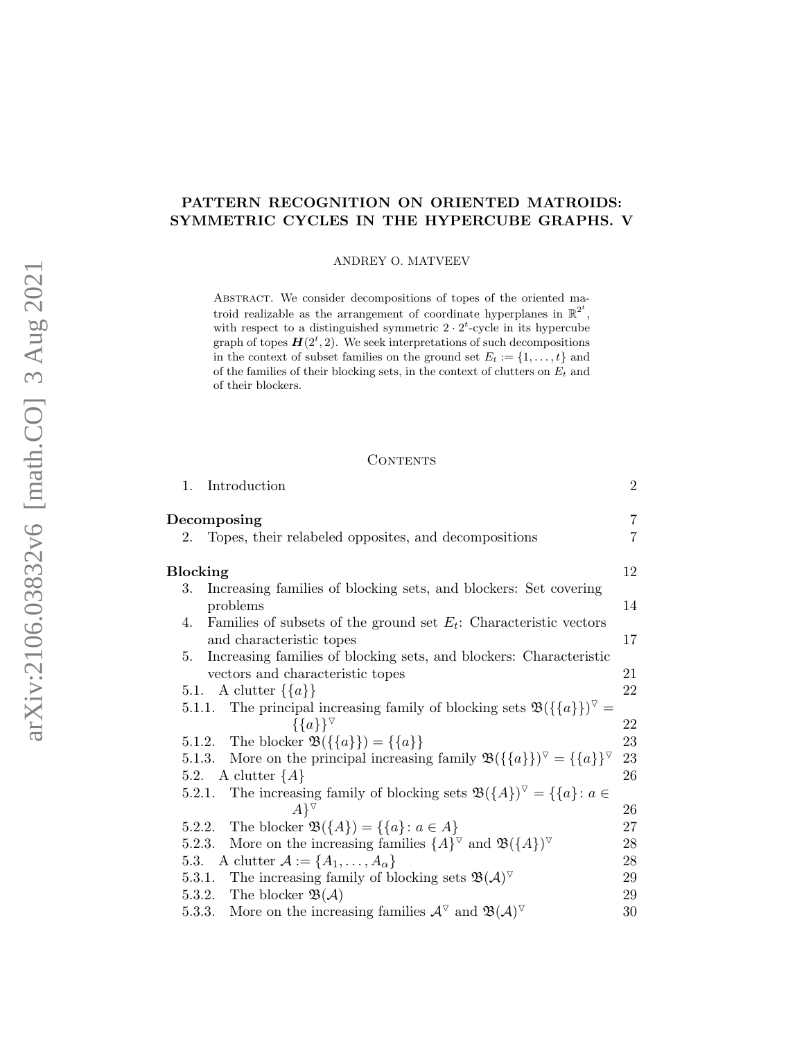# PATTERN RECOGNITION ON ORIENTED MATROIDS: SYMMETRIC CYCLES IN THE HYPERCUBE GRAPHS. V

ANDREY O. MATVEEV

Abstract. We consider decompositions of topes of the oriented matroid realizable as the arrangement of coordinate hyperplanes in $\mathbb{R}^{2^t}$, with respect to a distinguished symmetric $2 \cdot 2^t$-cycle in its hypercube graph of topes $\boldsymbol{H}(2^t, 2)$. We seek interpretations of such decompositions in the context of subset families on the ground set $E_t := \{1, \ldots, t\}$ and of the families of their blocking sets, in the context of clutters on $E_t$ and of their blockers.

## Contents

| | |
|---|---|
| 1. Introduction | 2 |
| **Decomposing** | 7 |
| 2. Topes, their relabeled opposites, and decompositions | 7 |
| **Blocking** | 12 |
| 3. Increasing families of blocking sets, and blockers: Set covering problems | 14 |
| 4. Families of subsets of the ground set $E_t$: Characteristic vectors and characteristic topes | 17 |
| 5. Increasing families of blocking sets, and blockers: Characteristic vectors and characteristic topes | 21 |
| 5.1. A clutter $\{\{a\}\}$ | 22 |
| 5.1.1. The principal increasing family of blocking sets $\mathfrak{B}(\{\{a\}\})^{\triangledown} = \{\{a\}\}^{\triangledown}$ | 22 |
| 5.1.2. The blocker $\mathfrak{B}(\{\{a\}\}) = \{\{a\}\}$ | 23 |
| 5.1.3. More on the principal increasing family $\mathfrak{B}(\{\{a\}\})^{\triangledown} = \{\{a\}\}^{\triangledown}$ | 23 |
| 5.2. A clutter $\{A\}$ | 26 |
| 5.2.1. The increasing family of blocking sets $\mathfrak{B}(\{A\})^{\triangledown} = \{\{a\} \colon a \in A\}^{\triangledown}$ | 26 |
| 5.2.2. The blocker $\mathfrak{B}(\{A\}) = \{\{a\} \colon a \in A\}$ | 27 |
| 5.2.3. More on the increasing families $\{A\}^{\triangledown}$ and $\mathfrak{B}(\{A\})^{\triangledown}$ | 28 |
| 5.3. A clutter $\mathcal{A} := \{A_1, \ldots, A_\alpha\}$ | 28 |
| 5.3.1. The increasing family of blocking sets $\mathfrak{B}(\mathcal{A})^{\triangledown}$ | 29 |
| 5.3.2. The blocker $\mathfrak{B}(\mathcal{A})$ | 29 |
| 5.3.3. More on the increasing families $\mathcal{A}^{\triangledown}$ and $\mathfrak{B}(\mathcal{A})^{\triangledown}$ | 30 |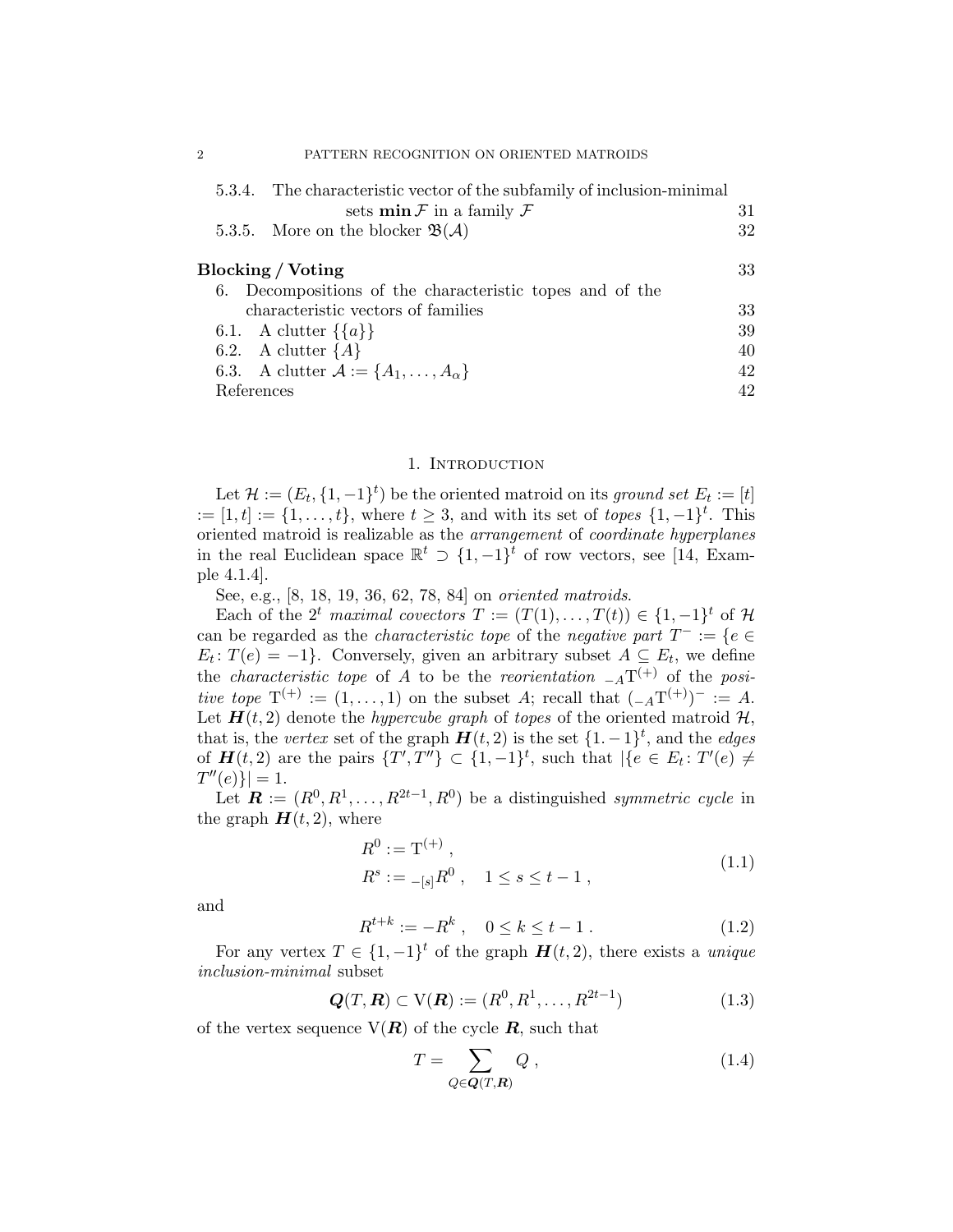5.3.4. The characteristic vector of the subfamily of inclusion-minimal sets $\mathbf{min}\,\mathcal{F}$ in a family $\mathcal{F}$ 31
5.3.5. More on the blocker $\mathfrak{B}(\mathcal{A})$ 32

**Blocking / Voting** 33

6. Decompositions of the characteristic topes and of the characteristic vectors of families 33
6.1. A clutter $\{\{a\}\}$ 39
6.2. A clutter $\{A\}$ 40
6.3. A clutter $\mathcal{A} := \{A_1, \ldots, A_\alpha\}$ 42
References 42

## 1. Introduction

Let $\mathcal{H} := (E_t, \{1,-1\}^t)$ be the oriented matroid on its *ground set* $E_t := [t] := [1,t] := \{1,\ldots,t\}$, where $t \geq 3$, and with its set of *topes* $\{1,-1\}^t$. This oriented matroid is realizable as the *arrangement* of *coordinate hyperplanes* in the real Euclidean space $\mathbb{R}^t \supset \{1,-1\}^t$ of row vectors, see [14, Example 4.1.4].

See, e.g., [8, 18, 19, 36, 62, 78, 84] on *oriented matroids*.

Each of the $2^t$ *maximal covectors* $T := (T(1),\ldots,T(t)) \in \{1,-1\}^t$ of $\mathcal{H}$ can be regarded as the *characteristic tope* of the *negative part* $T^- := \{e \in E_t \colon T(e) = -1\}$. Conversely, given an arbitrary subset $A \subseteq E_t$, we define the *characteristic tope* of $A$ to be the *reorientation* ${}_{-A}\mathrm{T}^{(+)}$ of the *positive tope* $\mathrm{T}^{(+)} := (1,\ldots,1)$ on the subset $A$; recall that $({}_{-A}\mathrm{T}^{(+)})^- := A$. Let $\boldsymbol{H}(t,2)$ denote the *hypercube graph* of *topes* of the oriented matroid $\mathcal{H}$, that is, the *vertex* set of the graph $\boldsymbol{H}(t,2)$ is the set $\{1.-1\}^t$, and the *edges* of $\boldsymbol{H}(t,2)$ are the pairs $\{T',T''\} \subset \{1,-1\}^t$, such that $|\{e \in E_t \colon T'(e) \neq T''(e)\}| = 1$.

Let $\boldsymbol{R} := (R^0, R^1, \ldots, R^{2t-1}, R^0)$ be a distinguished *symmetric cycle* in the graph $\boldsymbol{H}(t,2)$, where

$$
\begin{aligned}
R^0 &:= \mathrm{T}^{(+)} \;, \\
R^s &:= {}_{-[s]}R^0 \;, \quad 1 \leq s \leq t-1 \;,
\end{aligned}
\tag{1.1}
$$

and

$$
R^{t+k} := -R^k \;, \quad 0 \leq k \leq t-1 \;. \tag{1.2}
$$

For any vertex $T \in \{1,-1\}^t$ of the graph $\boldsymbol{H}(t,2)$, there exists a *unique inclusion-minimal* subset

$$
\boldsymbol{Q}(T,\boldsymbol{R}) \subset \mathrm{V}(\boldsymbol{R}) := (R^0, R^1, \ldots, R^{2t-1}) \tag{1.3}
$$

of the vertex sequence $\mathrm{V}(\boldsymbol{R})$ of the cycle $\boldsymbol{R}$, such that

$$
T = \sum_{Q \in \boldsymbol{Q}(T,\boldsymbol{R})} Q \;, \tag{1.4}
$$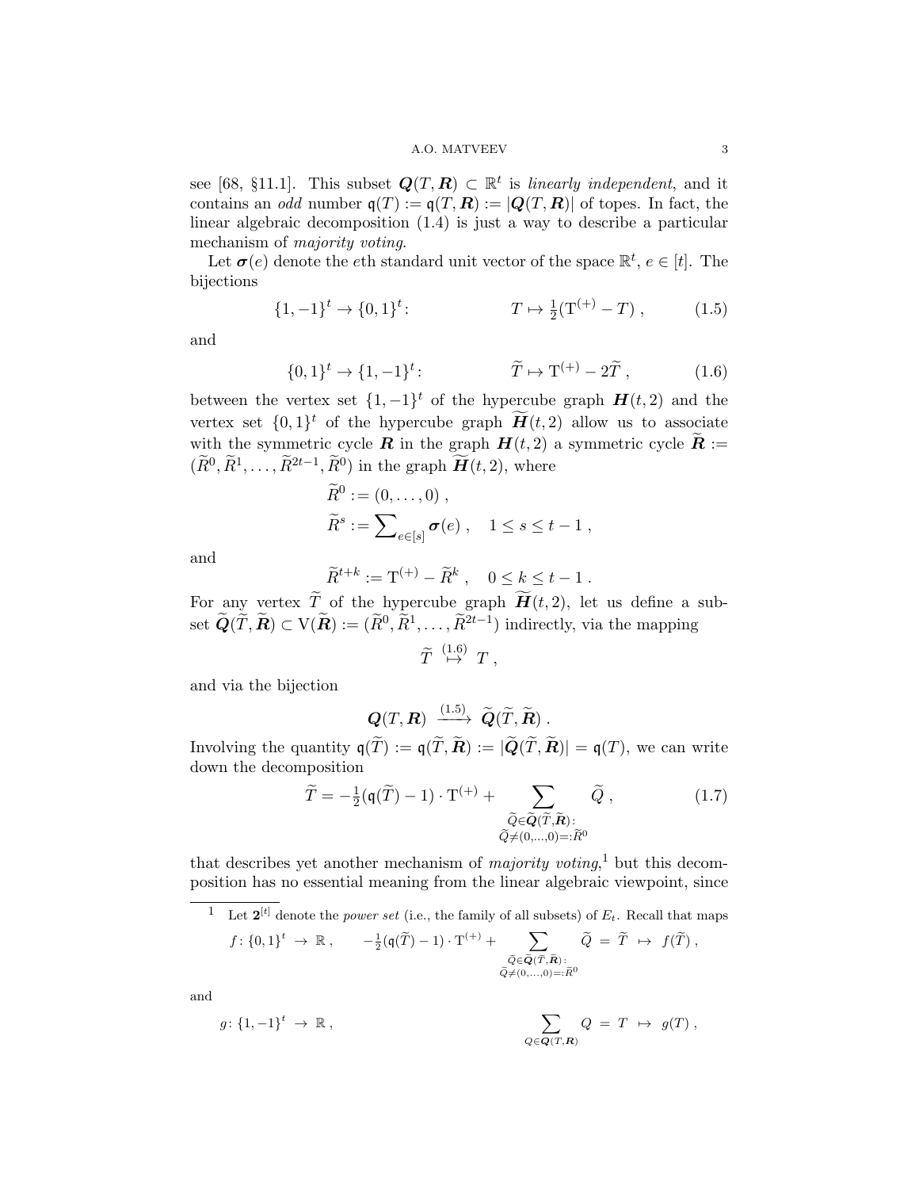see [68, §11.1]. This subset $\boldsymbol{Q}(T,\boldsymbol{R}) \subset \mathbb{R}^t$ is *linearly independent*, and it contains an *odd* number $\mathfrak{q}(T) := \mathfrak{q}(T,\boldsymbol{R}) := |\boldsymbol{Q}(T,\boldsymbol{R})|$ of topes. In fact, the linear algebraic decomposition (1.4) is just a way to describe a particular mechanism of *majority voting*.

Let $\boldsymbol{\sigma}(e)$ denote the $e$th standard unit vector of the space $\mathbb{R}^t$, $e \in [t]$. The bijections

$$\{1,-1\}^t \to \{0,1\}^t\colon \qquad\qquad T \mapsto \tfrac{1}{2}(\mathrm{T}^{(+)} - T)\ , \tag{1.5}$$

and

$$\{0,1\}^t \to \{1,-1\}^t\colon \qquad\qquad \widetilde{T} \mapsto \mathrm{T}^{(+)} - 2\widetilde{T}\ , \tag{1.6}$$

between the vertex set $\{1,-1\}^t$ of the hypercube graph $\boldsymbol{H}(t,2)$ and the vertex set $\{0,1\}^t$ of the hypercube graph $\widetilde{\boldsymbol{H}}(t,2)$ allow us to associate with the symmetric cycle $\boldsymbol{R}$ in the graph $\boldsymbol{H}(t,2)$ a symmetric cycle $\widetilde{\boldsymbol{R}} := (\widetilde{R}^0, \widetilde{R}^1, \ldots, \widetilde{R}^{2t-1}, \widetilde{R}^0)$ in the graph $\widetilde{\boldsymbol{H}}(t,2)$, where

$$\widetilde{R}^0 := (0,\ldots,0)\ ,$$
$$\widetilde{R}^s := \sum\nolimits_{e\in[s]} \boldsymbol{\sigma}(e)\ , \quad 1 \le s \le t-1\ ,$$

and

$$\widetilde{R}^{t+k} := \mathrm{T}^{(+)} - \widetilde{R}^k\ , \quad 0 \le k \le t-1\ .$$

For any vertex $\widetilde{T}$ of the hypercube graph $\widetilde{\boldsymbol{H}}(t,2)$, let us define a subset $\widetilde{\boldsymbol{Q}}(\widetilde{T},\widetilde{\boldsymbol{R}}) \subset \mathrm{V}(\widetilde{\boldsymbol{R}}) := (\widetilde{R}^0, \widetilde{R}^1, \ldots, \widetilde{R}^{2t-1})$ indirectly, via the mapping

$$\widetilde{T} \overset{(1.6)}{\mapsto} T\ ,$$

and via the bijection

$$\boldsymbol{Q}(T,\boldsymbol{R}) \xrightarrow{(1.5)} \widetilde{\boldsymbol{Q}}(\widetilde{T},\widetilde{\boldsymbol{R}})\ .$$

Involving the quantity $\mathfrak{q}(\widetilde{T}) := \mathfrak{q}(\widetilde{T},\widetilde{\boldsymbol{R}}) := |\widetilde{\boldsymbol{Q}}(\widetilde{T},\widetilde{\boldsymbol{R}})| = \mathfrak{q}(T)$, we can write down the decomposition

$$\widetilde{T} = -\tfrac{1}{2}(\mathfrak{q}(\widetilde{T}) - 1)\cdot \mathrm{T}^{(+)} + \sum_{\substack{\widetilde{Q}\in\widetilde{\boldsymbol{Q}}(\widetilde{T},\widetilde{\boldsymbol{R}}):\\ \widetilde{Q}\neq(0,\ldots,0)=:\widetilde{R}^0}} \widetilde{Q}\ , \tag{1.7}$$

that describes yet another mechanism of *majority voting*,[1] but this decomposition has no essential meaning from the linear algebraic viewpoint, since

---

[1] Let $\mathbf{2}^{[t]}$ denote the *power set* (i.e., the family of all subsets) of $E_t$. Recall that maps

$$f\colon \{0,1\}^t \to \mathbb{R}\ , \qquad -\tfrac{1}{2}(\mathfrak{q}(\widetilde{T}) - 1)\cdot \mathrm{T}^{(+)} + \sum_{\substack{\widetilde{Q}\in\widetilde{\boldsymbol{Q}}(\widetilde{T},\widetilde{\boldsymbol{R}}):\\ \widetilde{Q}\neq(0,\ldots,0)=:\widetilde{R}^0}} \widetilde{Q} = \widetilde{T} \mapsto f(\widetilde{T})\ ,$$

and

$$g\colon \{1,-1\}^t \to \mathbb{R}\ , \qquad \sum_{Q\in\boldsymbol{Q}(T,\boldsymbol{R})} Q = T \mapsto g(T)\ ,$$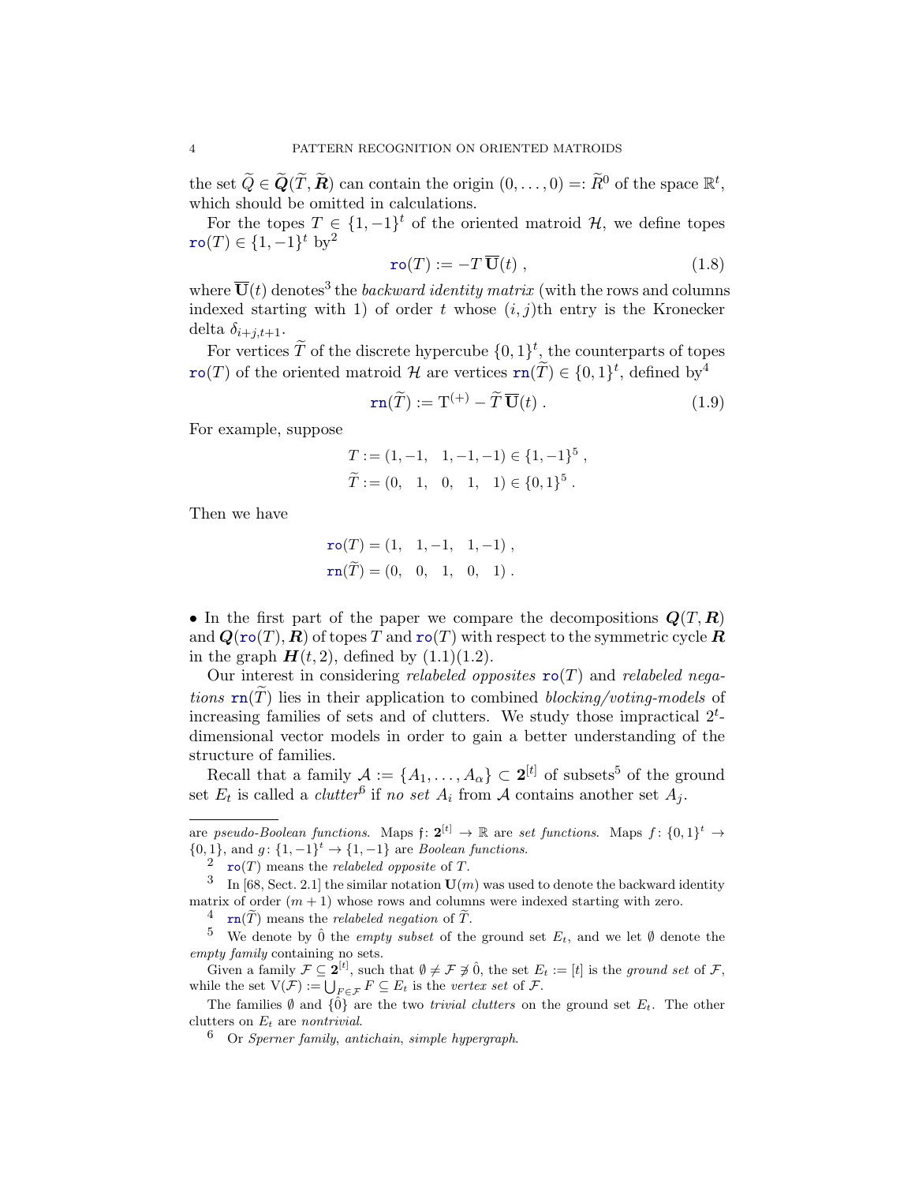the set $\widetilde{Q} \in \widetilde{\boldsymbol{Q}}(\widetilde{T}, \widetilde{\boldsymbol{R}})$ can contain the origin $(0, \ldots, 0) =: \widetilde{R}^0$ of the space $\mathbb{R}^t$, which should be omitted in calculations.

For the topes $T \in \{1, -1\}^t$ of the oriented matroid $\mathcal{H}$, we define topes $\mathtt{ro}(T) \in \{1, -1\}^t$ by[2]

$$\mathtt{ro}(T) := -T\, \overline{\mathbf{U}}(t)\ , \tag{1.8}$$

where $\overline{\mathbf{U}}(t)$ denotes[3] the *backward identity matrix* (with the rows and columns indexed starting with 1) of order $t$ whose $(i, j)$th entry is the Kronecker delta $\delta_{i+j,t+1}$.

For vertices $\widetilde{T}$ of the discrete hypercube $\{0, 1\}^t$, the counterparts of topes $\mathtt{ro}(T)$ of the oriented matroid $\mathcal{H}$ are vertices $\mathtt{rn}(\widetilde{T}) \in \{0, 1\}^t$, defined by[4]

$$\mathtt{rn}(\widetilde{T}) := \mathrm{T}^{(+)} - \widetilde{T}\, \overline{\mathbf{U}}(t)\ . \tag{1.9}$$

For example, suppose

$$T := (1, -1, \quad 1, -1, -1) \in \{1, -1\}^5\ ,$$
$$\widetilde{T} := (0, \quad 1, \quad 0, \quad 1, \quad 1) \in \{0, 1\}^5\ .$$

Then we have

$$\mathtt{ro}(T) = (1, \quad 1, -1, \quad 1, -1)\ ,$$
$$\mathtt{rn}(\widetilde{T}) = (0, \quad 0, \quad 1, \quad 0, \quad 1)\ .$$

• In the first part of the paper we compare the decompositions $\boldsymbol{Q}(T, \boldsymbol{R})$ and $\boldsymbol{Q}(\mathtt{ro}(T), \boldsymbol{R})$ of topes $T$ and $\mathtt{ro}(T)$ with respect to the symmetric cycle $\boldsymbol{R}$ in the graph $\boldsymbol{H}(t, 2)$, defined by (1.1)(1.2).

Our interest in considering *relabeled opposites* $\mathtt{ro}(T)$ and *relabeled negations* $\mathtt{rn}(\widetilde{T})$ lies in their application to combined *blocking/voting-models* of increasing families of sets and of clutters. We study those impractical $2^t$-dimensional vector models in order to gain a better understanding of the structure of families.

Recall that a family $\mathcal{A} := \{A_1, \ldots, A_\alpha\} \subset \mathbf{2}^{[t]}$ of subsets[5] of the ground set $E_t$ is called a *clutter*[6] if *no set* $A_i$ from $\mathcal{A}$ contains another set $A_j$.

---

are *pseudo-Boolean functions*. Maps $\mathfrak{f}\colon \mathbf{2}^{[t]} \to \mathbb{R}$ are *set functions*. Maps $f\colon \{0,1\}^t \to \{0, 1\}$, and $g\colon \{1, -1\}^t \to \{1, -1\}$ are *Boolean functions*.

[2] $\mathtt{ro}(T)$ means the *relabeled opposite* of $T$.

[3] In [68, Sect. 2.1] the similar notation $\mathbf{U}(m)$ was used to denote the backward identity matrix of order $(m + 1)$ whose rows and columns were indexed starting with zero.

[4] $\mathtt{rn}(\widetilde{T})$ means the *relabeled negation* of $\widetilde{T}$.

[5] We denote by $\hat{0}$ the *empty subset* of the ground set $E_t$, and we let $\emptyset$ denote the *empty family* containing no sets.

Given a family $\mathcal{F} \subseteq \mathbf{2}^{[t]}$, such that $\emptyset \neq \mathcal{F} \not\ni \hat{0}$, the set $E_t := [t]$ is the *ground set* of $\mathcal{F}$, while the set $\mathrm{V}(\mathcal{F}) := \bigcup_{F \in \mathcal{F}} F \subseteq E_t$ is the *vertex set* of $\mathcal{F}$.

The families $\emptyset$ and $\{\hat{0}\}$ are the two *trivial clutters* on the ground set $E_t$. The other clutters on $E_t$ are *nontrivial*.

[6] Or *Sperner family*, *antichain*, *simple hypergraph*.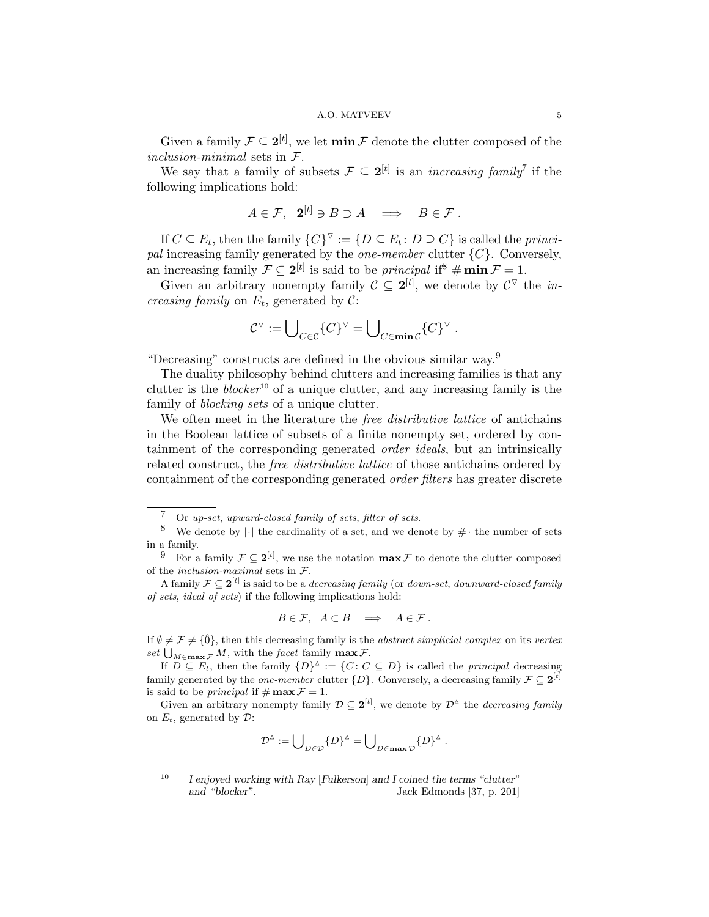Given a family $\mathcal{F} \subseteq \mathbf{2}^{[t]}$, we let $\mathbf{min}\,\mathcal{F}$ denote the clutter composed of the *inclusion-minimal* sets in $\mathcal{F}$.

We say that a family of subsets $\mathcal{F} \subseteq \mathbf{2}^{[t]}$ is an *increasing family*[7] if the following implications hold:

$$A \in \mathcal{F}, \quad \mathbf{2}^{[t]} \ni B \supset A \quad \Longrightarrow \quad B \in \mathcal{F} \; .$$

If $C \subseteq E_t$, then the family $\{C\}^{\triangledown} := \{D \subseteq E_t \colon D \supseteq C\}$ is called the *principal* increasing family generated by the *one-member* clutter $\{C\}$. Conversely, an increasing family $\mathcal{F} \subseteq \mathbf{2}^{[t]}$ is said to be *principal* if[8] $\#\,\mathbf{min}\,\mathcal{F} = 1$.

Given an arbitrary nonempty family $\mathcal{C} \subseteq \mathbf{2}^{[t]}$, we denote by $\mathcal{C}^{\triangledown}$ the *increasing family* on $E_t$, generated by $\mathcal{C}$:

$$\mathcal{C}^{\triangledown} := \bigcup\nolimits_{C \in \mathcal{C}} \{C\}^{\triangledown} = \bigcup\nolimits_{C \in \mathbf{min}\,\mathcal{C}} \{C\}^{\triangledown} \; .$$

"Decreasing" constructs are defined in the obvious similar way.[9]

The duality philosophy behind clutters and increasing families is that any clutter is the *blocker*[10] of a unique clutter, and any increasing family is the family of *blocking sets* of a unique clutter.

We often meet in the literature the *free distributive lattice* of antichains in the Boolean lattice of subsets of a finite nonempty set, ordered by containment of the corresponding generated *order ideals*, but an intrinsically related construct, the *free distributive lattice* of those antichains ordered by containment of the corresponding generated *order filters* has greater discrete

---

[7] Or *up-set*, *upward-closed family of sets*, *filter of sets*.

[8] We denote by $|\cdot|$ the cardinality of a set, and we denote by $\#\cdot$ the number of sets in a family.

[9] For a family $\mathcal{F} \subseteq \mathbf{2}^{[t]}$, we use the notation $\mathbf{max}\,\mathcal{F}$ to denote the clutter composed of the *inclusion-maximal* sets in $\mathcal{F}$.

A family $\mathcal{F} \subseteq \mathbf{2}^{[t]}$ is said to be a *decreasing family* (or *down-set*, *downward-closed family of sets*, *ideal of sets*) if the following implications hold:

$$B \in \mathcal{F}, \quad A \subset B \quad \Longrightarrow \quad A \in \mathcal{F} \; .$$

If $\emptyset \neq \mathcal{F} \neq \{\hat{0}\}$, then this decreasing family is the *abstract simplicial complex* on its *vertex set* $\bigcup_{M \in \mathbf{max}\,\mathcal{F}} M$, with the *facet* family $\mathbf{max}\,\mathcal{F}$.

If $D \subseteq E_t$, then the family $\{D\}^{\vartriangle} := \{C \colon C \subseteq D\}$ is called the *principal* decreasing family generated by the *one-member* clutter $\{D\}$. Conversely, a decreasing family $\mathcal{F} \subseteq \mathbf{2}^{[t]}$ is said to be *principal* if $\#\,\mathbf{max}\,\mathcal{F} = 1$.

Given an arbitrary nonempty family $\mathcal{D} \subseteq \mathbf{2}^{[t]}$, we denote by $\mathcal{D}^{\vartriangle}$ the *decreasing family* on $E_t$, generated by $\mathcal{D}$:

$$\mathcal{D}^{\vartriangle} := \bigcup\nolimits_{D \in \mathcal{D}} \{D\}^{\vartriangle} = \bigcup\nolimits_{D \in \mathbf{max}\,\mathcal{D}} \{D\}^{\vartriangle} \; .$$

[10] *I enjoyed working with Ray* [*Fulkerson*] *and I coined the terms "clutter" and "blocker".* Jack Edmonds [37, p. 201]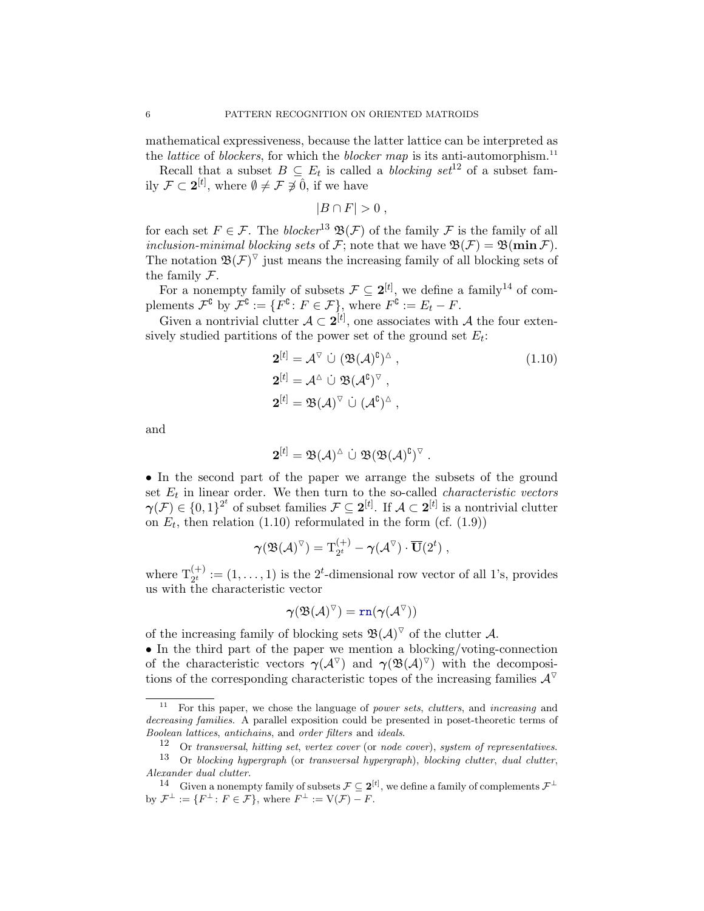mathematical expressiveness, because the latter lattice can be interpreted as the *lattice* of *blockers*, for which the *blocker map* is its anti-automorphism.[11]

Recall that a subset $B \subseteq E_t$ is called a *blocking set*[12] of a subset family $\mathcal{F} \subset \mathbf{2}^{[t]}$, where $\emptyset \neq \mathcal{F} \not\ni \hat{0}$, if we have

$$|B \cap F| > 0 \ ,$$

for each set $F \in \mathcal{F}$. The *blocker*[13] $\mathfrak{B}(\mathcal{F})$ of the family $\mathcal{F}$ is the family of all *inclusion-minimal blocking sets* of $\mathcal{F}$; note that we have $\mathfrak{B}(\mathcal{F}) = \mathfrak{B}(\mathbf{min}\,\mathcal{F})$. The notation $\mathfrak{B}(\mathcal{F})^{\triangledown}$ just means the increasing family of all blocking sets of the family $\mathcal{F}$.

For a nonempty family of subsets $\mathcal{F} \subseteq \mathbf{2}^{[t]}$, we define a family[14] of complements $\mathcal{F}^{\complement}$ by $\mathcal{F}^{\complement} := \{F^{\complement} \colon F \in \mathcal{F}\}$, where $F^{\complement} := E_t - F$.

Given a nontrivial clutter $\mathcal{A} \subset \mathbf{2}^{[t]}$, one associates with $\mathcal{A}$ the four extensively studied partitions of the power set of the ground set $E_t$:

$$\begin{aligned} \mathbf{2}^{[t]} &= \mathcal{A}^{\triangledown} \ \dot\cup \ (\mathfrak{B}(\mathcal{A})^{\complement})^{\vartriangle} \ , \\ \mathbf{2}^{[t]} &= \mathcal{A}^{\vartriangle} \ \dot\cup \ \mathfrak{B}(\mathcal{A}^{\complement})^{\triangledown} \ , \\ \mathbf{2}^{[t]} &= \mathfrak{B}(\mathcal{A})^{\triangledown} \ \dot\cup \ (\mathcal{A}^{\complement})^{\vartriangle} \ , \end{aligned} \tag{1.10}$$

and

$$\mathbf{2}^{[t]} = \mathfrak{B}(\mathcal{A})^{\vartriangle} \ \dot\cup \ \mathfrak{B}(\mathfrak{B}(\mathcal{A})^{\complement})^{\triangledown} \ .$$

• In the second part of the paper we arrange the subsets of the ground set $E_t$ in linear order. We then turn to the so-called *characteristic vectors* $\boldsymbol{\gamma}(\mathcal{F}) \in \{0,1\}^{2^t}$ of subset families $\mathcal{F} \subseteq \mathbf{2}^{[t]}$. If $\mathcal{A} \subset \mathbf{2}^{[t]}$ is a nontrivial clutter on $E_t$, then relation (1.10) reformulated in the form (cf. (1.9))

$$\boldsymbol{\gamma}(\mathfrak{B}(\mathcal{A})^{\triangledown}) = \mathrm{T}^{(+)}_{2^t} - \boldsymbol{\gamma}(\mathcal{A}^{\triangledown}) \cdot \overline{\mathbf{U}}(2^t) \ ,$$

where $\mathrm{T}^{(+)}_{2^t} := (1, \ldots, 1)$ is the $2^t$-dimensional row vector of all 1's, provides us with the characteristic vector

$$\boldsymbol{\gamma}(\mathfrak{B}(\mathcal{A})^{\triangledown}) = \mathtt{rn}(\boldsymbol{\gamma}(\mathcal{A}^{\triangledown}))$$

of the increasing family of blocking sets $\mathfrak{B}(\mathcal{A})^{\triangledown}$ of the clutter $\mathcal{A}$.

• In the third part of the paper we mention a blocking/voting-connection of the characteristic vectors $\boldsymbol{\gamma}(\mathcal{A}^{\triangledown})$ and $\boldsymbol{\gamma}(\mathfrak{B}(\mathcal{A})^{\triangledown})$ with the decompositions of the corresponding characteristic topes of the increasing families $\mathcal{A}^{\triangledown}$

---

[11] For this paper, we chose the language of *power sets*, *clutters*, and *increasing* and *decreasing families*. A parallel exposition could be presented in poset-theoretic terms of *Boolean lattices*, *antichains*, and *order filters* and *ideals*.

[12] Or *transversal*, *hitting set*, *vertex cover* (or *node cover*), *system of representatives*.

[13] Or *blocking hypergraph* (or *transversal hypergraph*), *blocking clutter*, *dual clutter*, *Alexander dual clutter*.

[14] Given a nonempty family of subsets $\mathcal{F} \subseteq \mathbf{2}^{[t]}$, we define a family of complements $\mathcal{F}^{\perp}$ by $\mathcal{F}^{\perp} := \{F^{\perp} \colon F \in \mathcal{F}\}$, where $F^{\perp} := \mathrm{V}(\mathcal{F}) - F$.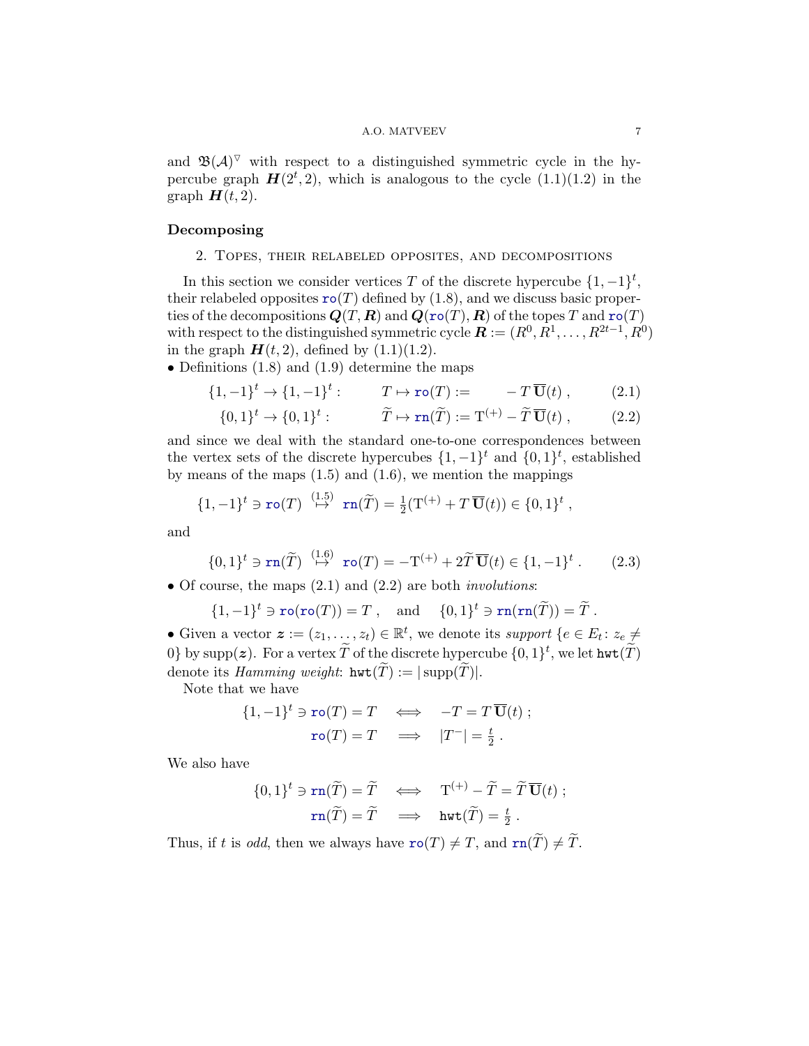and $\mathfrak{B}(\mathcal{A})^{\triangledown}$ with respect to a distinguished symmetric cycle in the hypercube graph $\boldsymbol{H}(2^t, 2)$, which is analogous to the cycle (1.1)(1.2) in the graph $\boldsymbol{H}(t, 2)$.

**Decomposing**

## 2. Topes, their relabeled opposites, and decompositions

In this section we consider vertices $T$ of the discrete hypercube $\{1,-1\}^t$, their relabeled opposites $\mathtt{ro}(T)$ defined by (1.8), and we discuss basic properties of the decompositions $\boldsymbol{Q}(T, \boldsymbol{R})$ and $\boldsymbol{Q}(\mathtt{ro}(T), \boldsymbol{R})$ of the topes $T$ and $\mathtt{ro}(T)$ with respect to the distinguished symmetric cycle $\boldsymbol{R} := (R^0, R^1, \ldots, R^{2t-1}, R^0)$ in the graph $\boldsymbol{H}(t, 2)$, defined by (1.1)(1.2).

• Definitions (1.8) and (1.9) determine the maps

$$\{1,-1\}^t \to \{1,-1\}^t : \qquad T \mapsto \mathtt{ro}(T) := \qquad - T\,\overline{\mathbf{U}}(t)\ , \tag{2.1}$$

$$\{0,1\}^t \to \{0,1\}^t : \qquad \widetilde{T} \mapsto \mathtt{rn}(\widetilde{T}) := \mathrm{T}^{(+)} - \widetilde{T}\,\overline{\mathbf{U}}(t)\ , \tag{2.2}$$

and since we deal with the standard one-to-one correspondences between the vertex sets of the discrete hypercubes $\{1,-1\}^t$ and $\{0,1\}^t$, established by means of the maps (1.5) and (1.6), we mention the mappings

$$\{1,-1\}^t \ni \mathtt{ro}(T) \overset{(1.5)}{\mapsto} \mathtt{rn}(\widetilde{T}) = \tfrac{1}{2}(\mathrm{T}^{(+)} + T\,\overline{\mathbf{U}}(t)) \in \{0,1\}^t\ ,$$

and

$$\{0,1\}^t \ni \mathtt{rn}(\widetilde{T}) \overset{(1.6)}{\mapsto} \mathtt{ro}(T) = -\mathrm{T}^{(+)} + 2\widetilde{T}\,\overline{\mathbf{U}}(t) \in \{1,-1\}^t\ . \tag{2.3}$$

• Of course, the maps (2.1) and (2.2) are both *involutions*:

$$\{1,-1\}^t \ni \mathtt{ro}(\mathtt{ro}(T)) = T\ , \quad \text{and} \quad \{0,1\}^t \ni \mathtt{rn}(\mathtt{rn}(\widetilde{T})) = \widetilde{T}\ .$$

• Given a vector $\boldsymbol{z} := (z_1, \ldots, z_t) \in \mathbb{R}^t$, we denote its *support* $\{e \in E_t : z_e \neq 0\}$ by $\mathrm{supp}(\boldsymbol{z})$. For a vertex $\widetilde{T}$ of the discrete hypercube $\{0,1\}^t$, we let $\mathtt{hwt}(\widetilde{T})$ denote its *Hamming weight*: $\mathtt{hwt}(\widetilde{T}) := |\,\mathrm{supp}(\widetilde{T})|$.

Note that we have

$$\begin{aligned}
\{1,-1\}^t \ni \mathtt{ro}(T) = T \quad &\Longleftrightarrow \quad -T = T\,\overline{\mathbf{U}}(t)\ ; \\
\mathtt{ro}(T) = T \quad &\Longrightarrow \quad |T^-| = \tfrac{t}{2}\ .
\end{aligned}$$

We also have

$$\begin{aligned}
\{0,1\}^t \ni \mathtt{rn}(\widetilde{T}) = \widetilde{T} \quad &\Longleftrightarrow \quad \mathrm{T}^{(+)} - \widetilde{T} = \widetilde{T}\,\overline{\mathbf{U}}(t)\ ; \\
\mathtt{rn}(\widetilde{T}) = \widetilde{T} \quad &\Longrightarrow \quad \mathtt{hwt}(\widetilde{T}) = \tfrac{t}{2}\ .
\end{aligned}$$

Thus, if $t$ is *odd*, then we always have $\mathtt{ro}(T) \neq T$, and $\mathtt{rn}(\widetilde{T}) \neq \widetilde{T}$.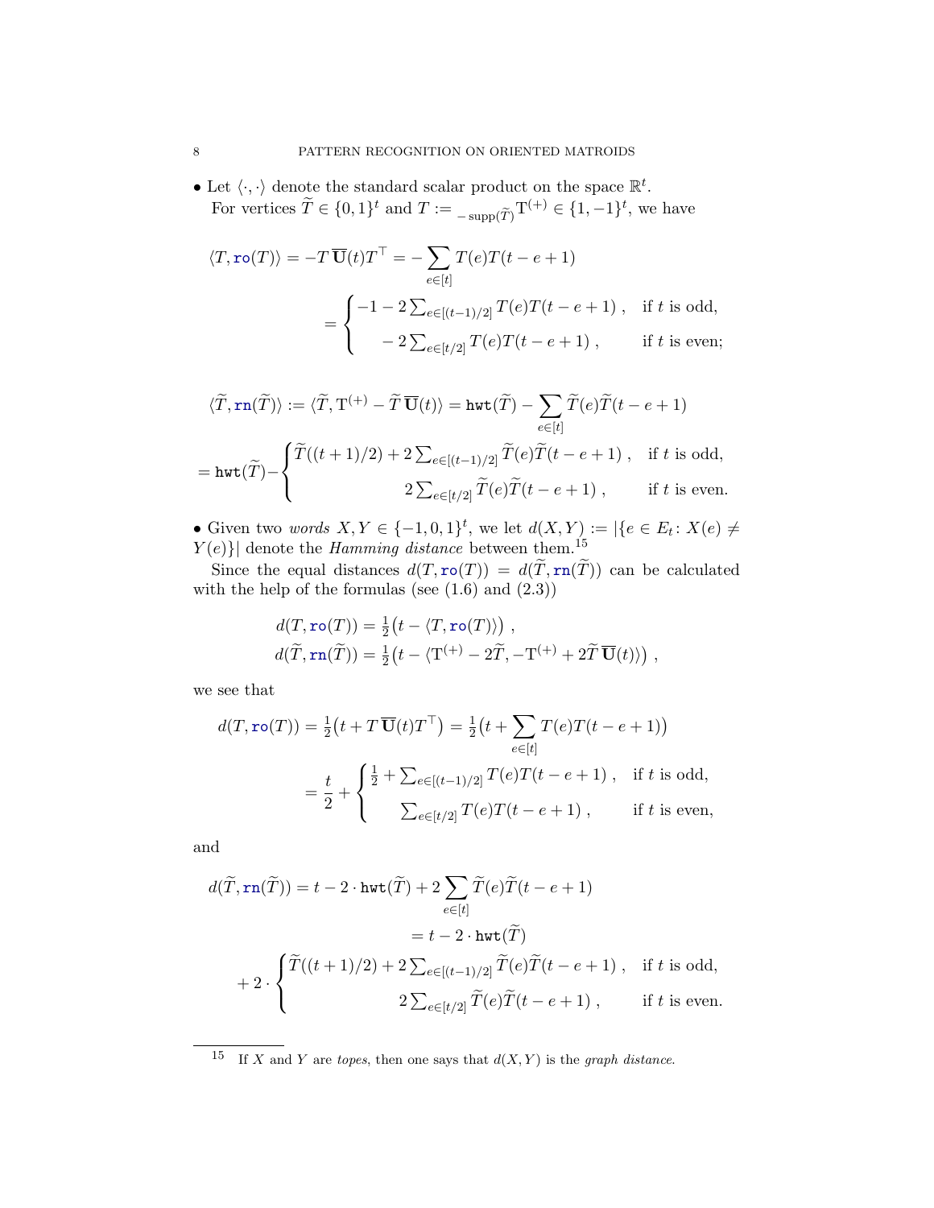- Let $\langle\cdot,\cdot\rangle$ denote the standard scalar product on the space $\mathbb{R}^t$.
  For vertices $\widetilde{T} \in \{0,1\}^t$ and $T := {}_{-\operatorname{supp}(\widetilde{T})}\mathrm{T}^{(+)} \in \{1,-1\}^t$, we have

$$\langle T, \mathtt{ro}(T)\rangle = -T\,\overline{\mathbf{U}}(t)T^\top = -\sum_{e\in[t]} T(e)T(t-e+1)$$

$$= \begin{cases} -1 - 2\sum_{e\in[(t-1)/2]} T(e)T(t-e+1)\ , & \text{if } t \text{ is odd,} \\ \quad -2\sum_{e\in[t/2]} T(e)T(t-e+1)\ , & \text{if } t \text{ is even;} \end{cases}$$

$$\langle \widetilde{T}, \mathtt{rn}(\widetilde{T})\rangle := \langle \widetilde{T}, \mathrm{T}^{(+)} - \widetilde{T}\,\overline{\mathbf{U}}(t)\rangle = \mathtt{hwt}(\widetilde{T}) - \sum_{e\in[t]} \widetilde{T}(e)\widetilde{T}(t-e+1)$$

$$= \mathtt{hwt}(\widetilde{T}) - \begin{cases} \widetilde{T}((t+1)/2) + 2\sum_{e\in[(t-1)/2]} \widetilde{T}(e)\widetilde{T}(t-e+1)\ , & \text{if } t \text{ is odd,} \\ \qquad 2\sum_{e\in[t/2]} \widetilde{T}(e)\widetilde{T}(t-e+1)\ , & \text{if } t \text{ is even.} \end{cases}$$

- Given two *words* $X, Y \in \{-1,0,1\}^t$, we let $d(X,Y) := |\{e \in E_t \colon X(e) \neq Y(e)\}|$ denote the *Hamming distance* between them.[15]

  Since the equal distances $d(T, \mathtt{ro}(T)) = d(\widetilde{T}, \mathtt{rn}(\widetilde{T}))$ can be calculated with the help of the formulas (see (1.6) and (2.3))

$$d(T, \mathtt{ro}(T)) = \tfrac{1}{2}\big(t - \langle T, \mathtt{ro}(T)\rangle\big)\ ,$$
$$d(\widetilde{T}, \mathtt{rn}(\widetilde{T})) = \tfrac{1}{2}\big(t - \langle \mathrm{T}^{(+)} - 2\widetilde{T}, -\mathrm{T}^{(+)} + 2\widetilde{T}\,\overline{\mathbf{U}}(t)\rangle\big)\ ,$$

we see that

$$d(T, \mathtt{ro}(T)) = \tfrac{1}{2}\big(t + T\,\overline{\mathbf{U}}(t)T^\top\big) = \tfrac{1}{2}\big(t + \sum_{e\in[t]} T(e)T(t-e+1)\big)$$

$$= \frac{t}{2} + \begin{cases} \frac{1}{2} + \sum_{e\in[(t-1)/2]} T(e)T(t-e+1)\ , & \text{if } t \text{ is odd,} \\ \quad \sum_{e\in[t/2]} T(e)T(t-e+1)\ , & \text{if } t \text{ is even,} \end{cases}$$

and

$$d(\widetilde{T}, \mathtt{rn}(\widetilde{T})) = t - 2\cdot\mathtt{hwt}(\widetilde{T}) + 2\sum_{e\in[t]} \widetilde{T}(e)\widetilde{T}(t-e+1)$$

$$= t - 2\cdot\mathtt{hwt}(\widetilde{T})$$

$$+\, 2\cdot \begin{cases} \widetilde{T}((t+1)/2) + 2\sum_{e\in[(t-1)/2]} \widetilde{T}(e)\widetilde{T}(t-e+1)\ , & \text{if } t \text{ is odd,} \\ \qquad 2\sum_{e\in[t/2]} \widetilde{T}(e)\widetilde{T}(t-e+1)\ , & \text{if } t \text{ is even.} \end{cases}$$

---

[15] If $X$ and $Y$ are *topes*, then one says that $d(X,Y)$ is the *graph distance*.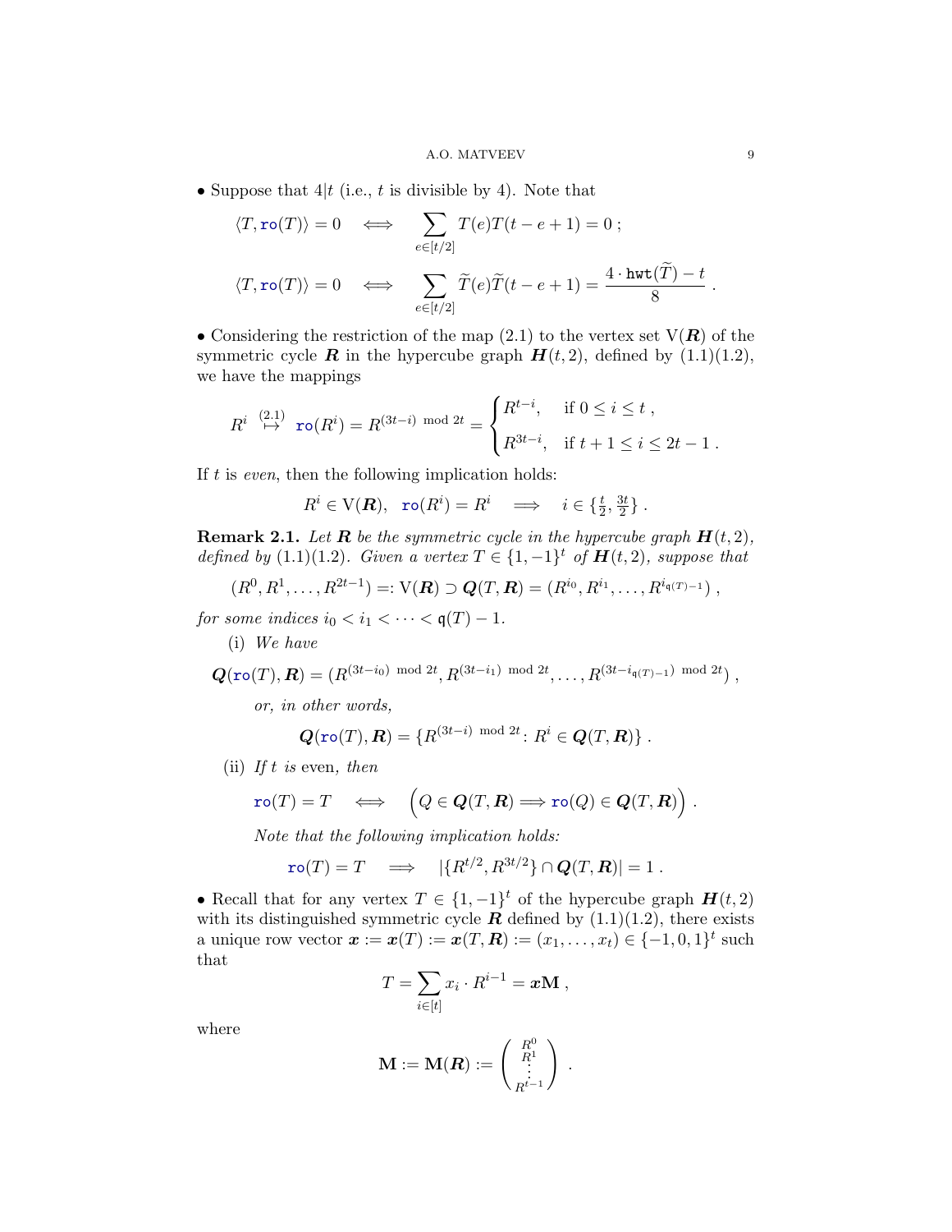• Suppose that $4|t$ (i.e., $t$ is divisible by 4). Note that

$$\langle T, \mathtt{ro}(T)\rangle = 0 \quad \Longleftrightarrow \quad \sum_{e\in[t/2]} T(e)T(t-e+1) = 0 \; ;$$

$$\langle T, \mathtt{ro}(T)\rangle = 0 \quad \Longleftrightarrow \quad \sum_{e\in[t/2]} \widetilde{T}(e)\widetilde{T}(t-e+1) = \frac{4\cdot \mathtt{hwt}(\widetilde{T}) - t}{8} \; .$$

• Considering the restriction of the map (2.1) to the vertex set $\mathrm{V}(\boldsymbol{R})$ of the symmetric cycle $\boldsymbol{R}$ in the hypercube graph $\boldsymbol{H}(t,2)$, defined by (1.1)(1.2), we have the mappings

$$R^i \overset{(2.1)}{\mapsto} \mathtt{ro}(R^i) = R^{(3t-i) \bmod 2t} = \begin{cases} R^{t-i}, & \text{if } 0 \le i \le t \; , \\ R^{3t-i}, & \text{if } t+1 \le i \le 2t-1 \; . \end{cases}$$

If $t$ is *even*, then the following implication holds:

$$R^i \in \mathrm{V}(\boldsymbol{R}), \;\; \mathtt{ro}(R^i) = R^i \quad \Longrightarrow \quad i \in \{\tfrac{t}{2}, \tfrac{3t}{2}\} \; .$$

**Remark 2.1.** *Let $\boldsymbol{R}$ be the symmetric cycle in the hypercube graph $\boldsymbol{H}(t,2)$, defined by (1.1)(1.2). Given a vertex $T \in \{1,-1\}^t$ of $\boldsymbol{H}(t,2)$, suppose that*

$$(R^0, R^1, \ldots, R^{2t-1}) =: \mathrm{V}(\boldsymbol{R}) \supset \boldsymbol{Q}(T,\boldsymbol{R}) = (R^{i_0}, R^{i_1}, \ldots, R^{i_{\mathfrak{q}(T)-1}}) \; ,$$

*for some indices $i_0 < i_1 < \cdots < \mathfrak{q}(T) - 1$.*

(i) *We have*

$$\boldsymbol{Q}(\mathtt{ro}(T),\boldsymbol{R}) = (R^{(3t-i_0) \bmod 2t}, R^{(3t-i_1) \bmod 2t}, \ldots, R^{(3t-i_{\mathfrak{q}(T)-1}) \bmod 2t}) \; ,$$

*or, in other words,*

$$\boldsymbol{Q}(\mathtt{ro}(T),\boldsymbol{R}) = \{R^{(3t-i) \bmod 2t} \colon R^i \in \boldsymbol{Q}(T,\boldsymbol{R})\} \; .$$

(ii) *If $t$ is* even*, then*

$$\mathtt{ro}(T) = T \quad \Longleftrightarrow \quad \Big(Q \in \boldsymbol{Q}(T,\boldsymbol{R}) \Longrightarrow \mathtt{ro}(Q) \in \boldsymbol{Q}(T,\boldsymbol{R})\Big) \; .$$

*Note that the following implication holds:*

$$\mathtt{ro}(T) = T \quad \Longrightarrow \quad |\{R^{t/2}, R^{3t/2}\} \cap \boldsymbol{Q}(T,\boldsymbol{R})| = 1 \; .$$

• Recall that for any vertex $T \in \{1,-1\}^t$ of the hypercube graph $\boldsymbol{H}(t,2)$ with its distinguished symmetric cycle $\boldsymbol{R}$ defined by (1.1)(1.2), there exists a unique row vector $\boldsymbol{x} := \boldsymbol{x}(T) := \boldsymbol{x}(T,\boldsymbol{R}) := (x_1, \ldots, x_t) \in \{-1,0,1\}^t$ such that

$$T = \sum_{i\in[t]} x_i \cdot R^{i-1} = \boldsymbol{x}\mathbf{M} \; ,$$

where

$$\mathbf{M} := \mathbf{M}(\boldsymbol{R}) := \begin{pmatrix} R^0 \\ R^1 \\ \vdots \\ R^{t-1} \end{pmatrix} \; .$$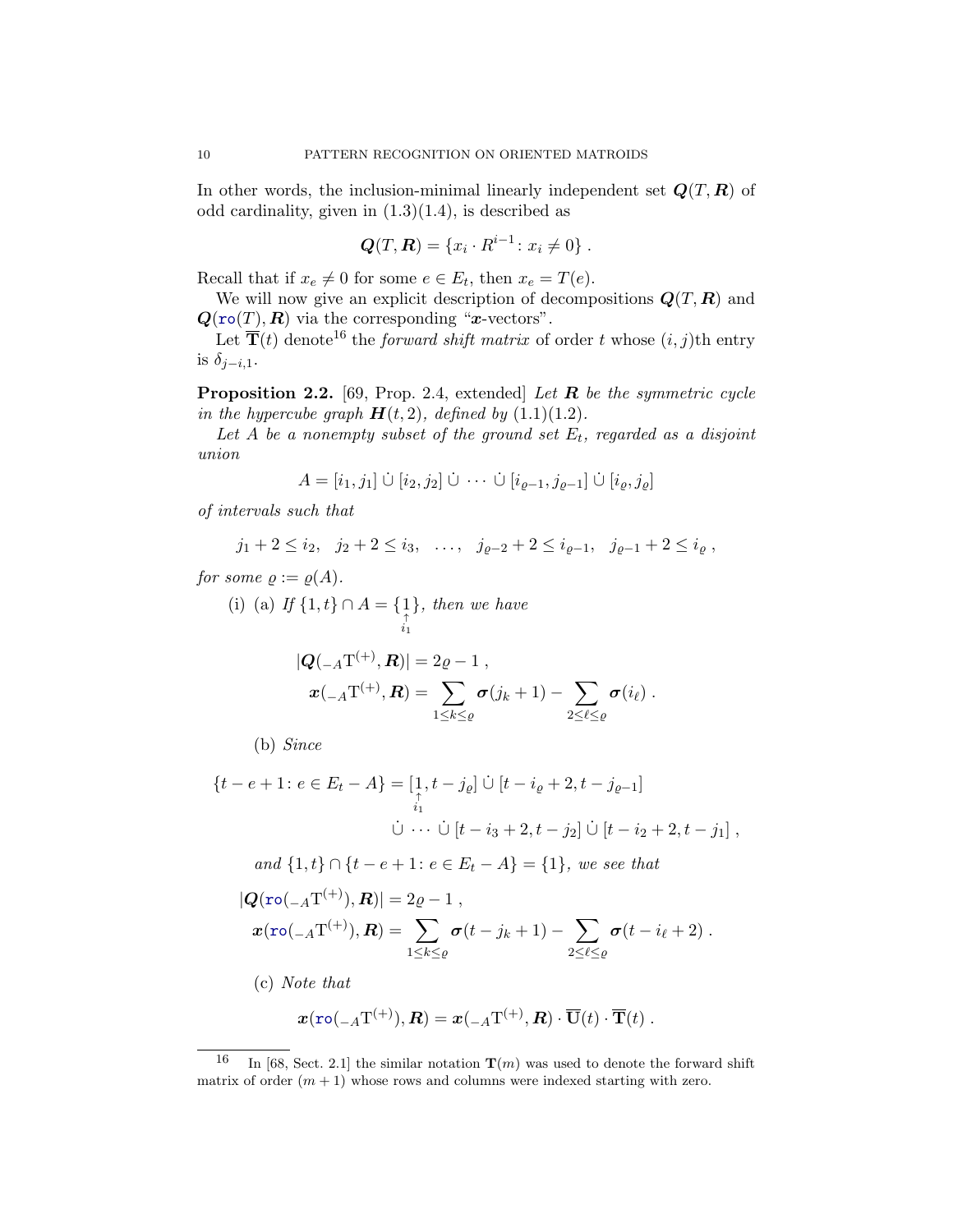In other words, the inclusion-minimal linearly independent set $\boldsymbol{Q}(T,\boldsymbol{R})$ of odd cardinality, given in (1.3)(1.4), is described as

$$\boldsymbol{Q}(T,\boldsymbol{R}) = \{x_i \cdot R^{i-1} \colon x_i \neq 0\} .$$

Recall that if $x_e \neq 0$ for some $e \in E_t$, then $x_e = T(e)$.

We will now give an explicit description of decompositions $\boldsymbol{Q}(T,\boldsymbol{R})$ and $\boldsymbol{Q}(\texttt{ro}(T),\boldsymbol{R})$ via the corresponding "$\boldsymbol{x}$-vectors".

Let $\overline{\mathbf{T}}(t)$ denote[16] the *forward shift matrix* of order $t$ whose $(i,j)$th entry is $\delta_{j-i,1}$.

**Proposition 2.2.** [69, Prop. 2.4, extended] *Let $\boldsymbol{R}$ be the symmetric cycle in the hypercube graph $\boldsymbol{H}(t,2)$, defined by (1.1)(1.2).*

*Let $A$ be a nonempty subset of the ground set $E_t$, regarded as a disjoint union*

$$A = [i_1, j_1] \,\dot\cup\, [i_2, j_2] \,\dot\cup\, \cdots \,\dot\cup\, [i_{\varrho-1}, j_{\varrho-1}] \,\dot\cup\, [i_\varrho, j_\varrho]$$

*of intervals such that*

$$j_1 + 2 \leq i_2, \quad j_2 + 2 \leq i_3, \quad \ldots, \quad j_{\varrho-2} + 2 \leq i_{\varrho-1}, \quad j_{\varrho-1} + 2 \leq i_\varrho ,$$

*for some $\varrho := \varrho(A)$.*

(i) (a) *If $\{1,t\} \cap A = \{\underset{i_1}{\overset{\uparrow}{1}}\}$, then we have*

$$\begin{aligned}
&|\boldsymbol{Q}({}_{-A}\mathrm{T}^{(+)},\boldsymbol{R})| = 2\varrho - 1 , \\
&\boldsymbol{x}({}_{-A}\mathrm{T}^{(+)},\boldsymbol{R}) = \sum_{1 \leq k \leq \varrho} \boldsymbol{\sigma}(j_k + 1) - \sum_{2 \leq \ell \leq \varrho} \boldsymbol{\sigma}(i_\ell) .
\end{aligned}$$

(b) *Since*

$$\begin{aligned}
\{t - e + 1 \colon e \in E_t - A\} = [\underset{i_1}{\overset{\uparrow}{1}}, t - j_\varrho] \,\dot\cup\, [t - i_\varrho + 2, t - j_{\varrho-1}] \\
\dot\cup\, \cdots \,\dot\cup\, [t - i_3 + 2, t - j_2] \,\dot\cup\, [t - i_2 + 2, t - j_1] ,
\end{aligned}$$

*and $\{1,t\} \cap \{t - e + 1 \colon e \in E_t - A\} = \{1\}$, we see that*

$$\begin{aligned}
&|\boldsymbol{Q}(\texttt{ro}({}_{-A}\mathrm{T}^{(+)}),\boldsymbol{R})| = 2\varrho - 1 , \\
&\boldsymbol{x}(\texttt{ro}({}_{-A}\mathrm{T}^{(+)}),\boldsymbol{R}) = \sum_{1 \leq k \leq \varrho} \boldsymbol{\sigma}(t - j_k + 1) - \sum_{2 \leq \ell \leq \varrho} \boldsymbol{\sigma}(t - i_\ell + 2) .
\end{aligned}$$

(c) *Note that*

$$\boldsymbol{x}(\texttt{ro}({}_{-A}\mathrm{T}^{(+)}),\boldsymbol{R}) = \boldsymbol{x}({}_{-A}\mathrm{T}^{(+)},\boldsymbol{R}) \cdot \overline{\mathbf{U}}(t) \cdot \overline{\mathbf{T}}(t) .$$

---

[16] In [68, Sect. 2.1] the similar notation $\mathbf{T}(m)$ was used to denote the forward shift matrix of order $(m+1)$ whose rows and columns were indexed starting with zero.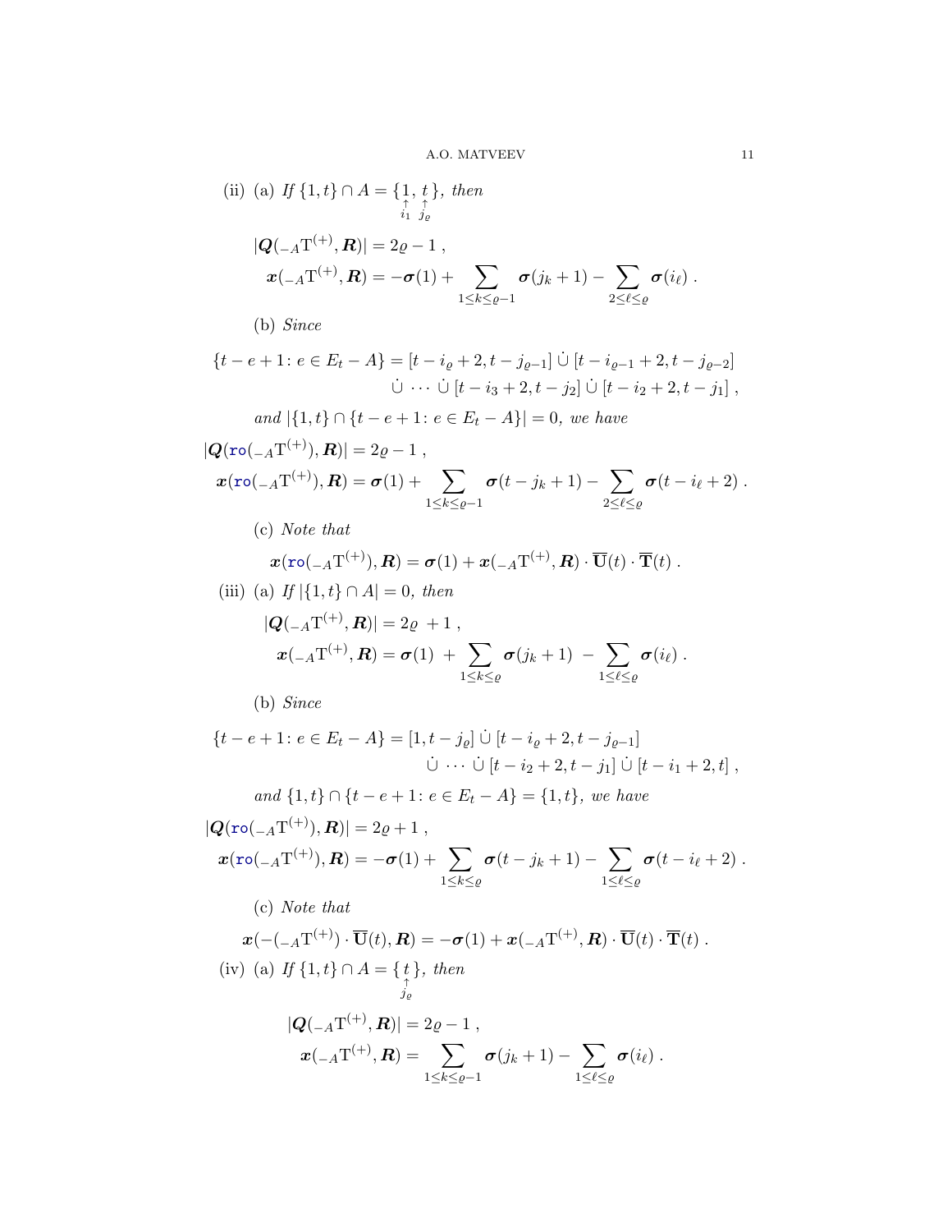(ii) (a) *If* $\{1,t\}\cap A=\{\underset{\underset{i_1}{\uparrow}}{1},\underset{\underset{j_\varrho}{\uparrow}}{t}\}$, *then*

$$|\boldsymbol{Q}({}_{-A}\mathrm{T}^{(+)},\boldsymbol{R})|=2\varrho-1\ ,$$
$$\boldsymbol{x}({}_{-A}\mathrm{T}^{(+)},\boldsymbol{R})=-\boldsymbol{\sigma}(1)+\sum_{1\leq k\leq\varrho-1}\boldsymbol{\sigma}(j_k+1)-\sum_{2\leq\ell\leq\varrho}\boldsymbol{\sigma}(i_\ell)\ .$$

(b) *Since*

$$\{t-e+1\colon e\in E_t-A\}=[t-i_\varrho+2,t-j_{\varrho-1}]\ \dot\cup\ [t-i_{\varrho-1}+2,t-j_{\varrho-2}]\ \dot\cup\ \cdots\ \dot\cup\ [t-i_3+2,t-j_2]\ \dot\cup\ [t-i_2+2,t-j_1]\ ,$$

*and* $|\{1,t\}\cap\{t-e+1\colon e\in E_t-A\}|=0$, *we have*

$$|\boldsymbol{Q}(\mathtt{ro}({}_{-A}\mathrm{T}^{(+)}),\boldsymbol{R})|=2\varrho-1\ ,$$
$$\boldsymbol{x}(\mathtt{ro}({}_{-A}\mathrm{T}^{(+)}),\boldsymbol{R})=\boldsymbol{\sigma}(1)+\sum_{1\leq k\leq\varrho-1}\boldsymbol{\sigma}(t-j_k+1)-\sum_{2\leq\ell\leq\varrho}\boldsymbol{\sigma}(t-i_\ell+2)\ .$$

(c) *Note that*

$$\boldsymbol{x}(\mathtt{ro}({}_{-A}\mathrm{T}^{(+)}),\boldsymbol{R})=\boldsymbol{\sigma}(1)+\boldsymbol{x}({}_{-A}\mathrm{T}^{(+)},\boldsymbol{R})\cdot\overline{\mathbf{U}}(t)\cdot\overline{\mathbf{T}}(t)\ .$$

(iii) (a) *If* $|\{1,t\}\cap A|=0$, *then*

$$|\boldsymbol{Q}({}_{-A}\mathrm{T}^{(+)},\boldsymbol{R})|=2\varrho\ +1\ ,$$
$$\boldsymbol{x}({}_{-A}\mathrm{T}^{(+)},\boldsymbol{R})=\boldsymbol{\sigma}(1)\ +\sum_{1\leq k\leq\varrho}\boldsymbol{\sigma}(j_k+1)\ -\sum_{1\leq\ell\leq\varrho}\boldsymbol{\sigma}(i_\ell)\ .$$

(b) *Since*

$$\{t-e+1\colon e\in E_t-A\}=[1,t-j_\varrho]\ \dot\cup\ [t-i_\varrho+2,t-j_{\varrho-1}]\ \dot\cup\ \cdots\ \dot\cup\ [t-i_2+2,t-j_1]\ \dot\cup\ [t-i_1+2,t]\ ,$$

*and* $\{1,t\}\cap\{t-e+1\colon e\in E_t-A\}=\{1,t\}$, *we have*

$$|\boldsymbol{Q}(\mathtt{ro}({}_{-A}\mathrm{T}^{(+)}),\boldsymbol{R})|=2\varrho+1\ ,$$
$$\boldsymbol{x}(\mathtt{ro}({}_{-A}\mathrm{T}^{(+)}),\boldsymbol{R})=-\boldsymbol{\sigma}(1)+\sum_{1\leq k\leq\varrho}\boldsymbol{\sigma}(t-j_k+1)-\sum_{1\leq\ell\leq\varrho}\boldsymbol{\sigma}(t-i_\ell+2)\ .$$

(c) *Note that*

$$\boldsymbol{x}(-({}_{-A}\mathrm{T}^{(+)})\cdot\overline{\mathbf{U}}(t),\boldsymbol{R})=-\boldsymbol{\sigma}(1)+\boldsymbol{x}({}_{-A}\mathrm{T}^{(+)},\boldsymbol{R})\cdot\overline{\mathbf{U}}(t)\cdot\overline{\mathbf{T}}(t)\ .$$

(iv) (a) *If* $\{1,t\}\cap A=\{\underset{\underset{j_\varrho}{\uparrow}}{t}\}$, *then*

$$|\boldsymbol{Q}({}_{-A}\mathrm{T}^{(+)},\boldsymbol{R})|=2\varrho-1\ ,$$
$$\boldsymbol{x}({}_{-A}\mathrm{T}^{(+)},\boldsymbol{R})=\sum_{1\leq k\leq\varrho-1}\boldsymbol{\sigma}(j_k+1)-\sum_{1\leq\ell\leq\varrho}\boldsymbol{\sigma}(i_\ell)\ .$$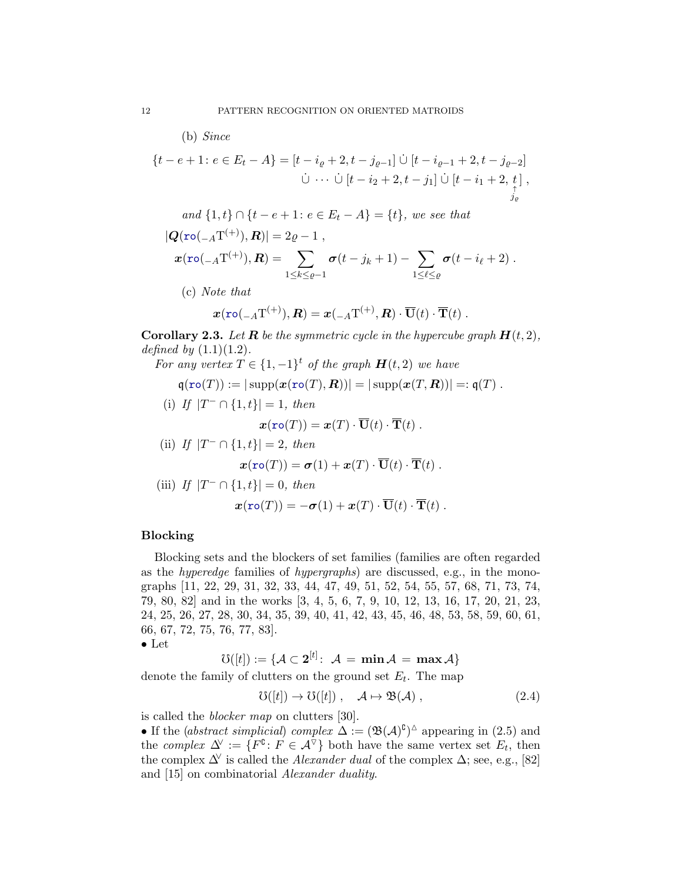(b) *Since*

$$\{t-e+1\colon e\in E_t-A\} = [t-i_\varrho+2, t-j_{\varrho-1}] \,\dot\cup\, [t-i_{\varrho-1}+2, t-j_{\varrho-2}] \\ \dot\cup\, \cdots \,\dot\cup\, [t-i_2+2, t-j_1] \,\dot\cup\, [t-i_1+2, \underset{j_\varrho}{\overset{\uparrow}{t}}]\ ,$$

*and* $\{1,t\}\cap\{t-e+1\colon e\in E_t-A\}=\{t\}$*, we see that*

$$|\boldsymbol{Q}(\mathtt{ro}({}_{-A}\mathrm{T}^{(+)}),\boldsymbol{R})| = 2\varrho-1\ ,$$

$$\boldsymbol{x}(\mathtt{ro}({}_{-A}\mathrm{T}^{(+)}),\boldsymbol{R}) = \sum_{1\le k\le\varrho-1}\boldsymbol{\sigma}(t-j_k+1) - \sum_{1\le\ell\le\varrho}\boldsymbol{\sigma}(t-i_\ell+2)\ .$$

(c) *Note that*

$$\boldsymbol{x}(\mathtt{ro}({}_{-A}\mathrm{T}^{(+)}),\boldsymbol{R}) = \boldsymbol{x}({}_{-A}\mathrm{T}^{(+)},\boldsymbol{R})\cdot\overline{\mathrm{U}}(t)\cdot\overline{\mathrm{T}}(t)\ .$$

**Corollary 2.3.** *Let $\boldsymbol{R}$ be the symmetric cycle in the hypercube graph $\boldsymbol{H}(t,2)$, defined by* (1.1)(1.2)*.*

*For any vertex $T\in\{1,-1\}^t$ of the graph $\boldsymbol{H}(t,2)$ we have*

$$\mathfrak{q}(\mathtt{ro}(T)) := |\operatorname{supp}(\boldsymbol{x}(\mathtt{ro}(T),\boldsymbol{R}))| = |\operatorname{supp}(\boldsymbol{x}(T,\boldsymbol{R}))| =: \mathfrak{q}(T)\ .$$

(i) *If $|T^-\cap\{1,t\}|=1$, then*

$$\boldsymbol{x}(\mathtt{ro}(T)) = \boldsymbol{x}(T)\cdot\overline{\mathrm{U}}(t)\cdot\overline{\mathrm{T}}(t)\ .$$

(ii) *If $|T^-\cap\{1,t\}|=2$, then*

$$\boldsymbol{x}(\mathtt{ro}(T)) = \boldsymbol{\sigma}(1) + \boldsymbol{x}(T)\cdot\overline{\mathrm{U}}(t)\cdot\overline{\mathrm{T}}(t)\ .$$

(iii) *If $|T^-\cap\{1,t\}|=0$, then*

$$\boldsymbol{x}(\mathtt{ro}(T)) = -\boldsymbol{\sigma}(1) + \boldsymbol{x}(T)\cdot\overline{\mathrm{U}}(t)\cdot\overline{\mathrm{T}}(t)\ .$$

## Blocking

Blocking sets and the blockers of set families (families are often regarded as the *hyperedge* families of *hypergraphs*) are discussed, e.g., in the monographs [11, 22, 29, 31, 32, 33, 44, 47, 49, 51, 52, 54, 55, 57, 68, 71, 73, 74, 79, 80, 82] and in the works [3, 4, 5, 6, 7, 9, 10, 12, 13, 16, 17, 20, 21, 23, 24, 25, 26, 27, 28, 30, 34, 35, 39, 40, 41, 42, 43, 45, 46, 48, 53, 58, 59, 60, 61, 66, 67, 72, 75, 76, 77, 83].

• Let

$$\mho([t]) := \{\mathcal{A}\subset\mathbf{2}^{[t]}\colon\ \mathcal{A} = \mathbf{min}\,\mathcal{A} = \mathbf{max}\,\mathcal{A}\}$$

denote the family of clutters on the ground set $E_t$. The map

$$\mho([t])\to\mho([t])\ ,\quad \mathcal{A}\mapsto\mathfrak{B}(\mathcal{A})\ , \tag{2.4}$$

is called the *blocker map* on clutters [30].

• If the (*abstract simplicial*) *complex* $\Delta := (\mathfrak{B}(\mathcal{A})^{\complement})^{\triangle}$ appearing in (2.5) and the *complex* $\Delta^{\vee} := \{F^{\complement}\colon F\in\mathcal{A}^{\triangledown}\}$ both have the same vertex set $E_t$, then the complex $\Delta^{\vee}$ is called the *Alexander dual* of the complex $\Delta$; see, e.g., [82] and [15] on combinatorial *Alexander duality*.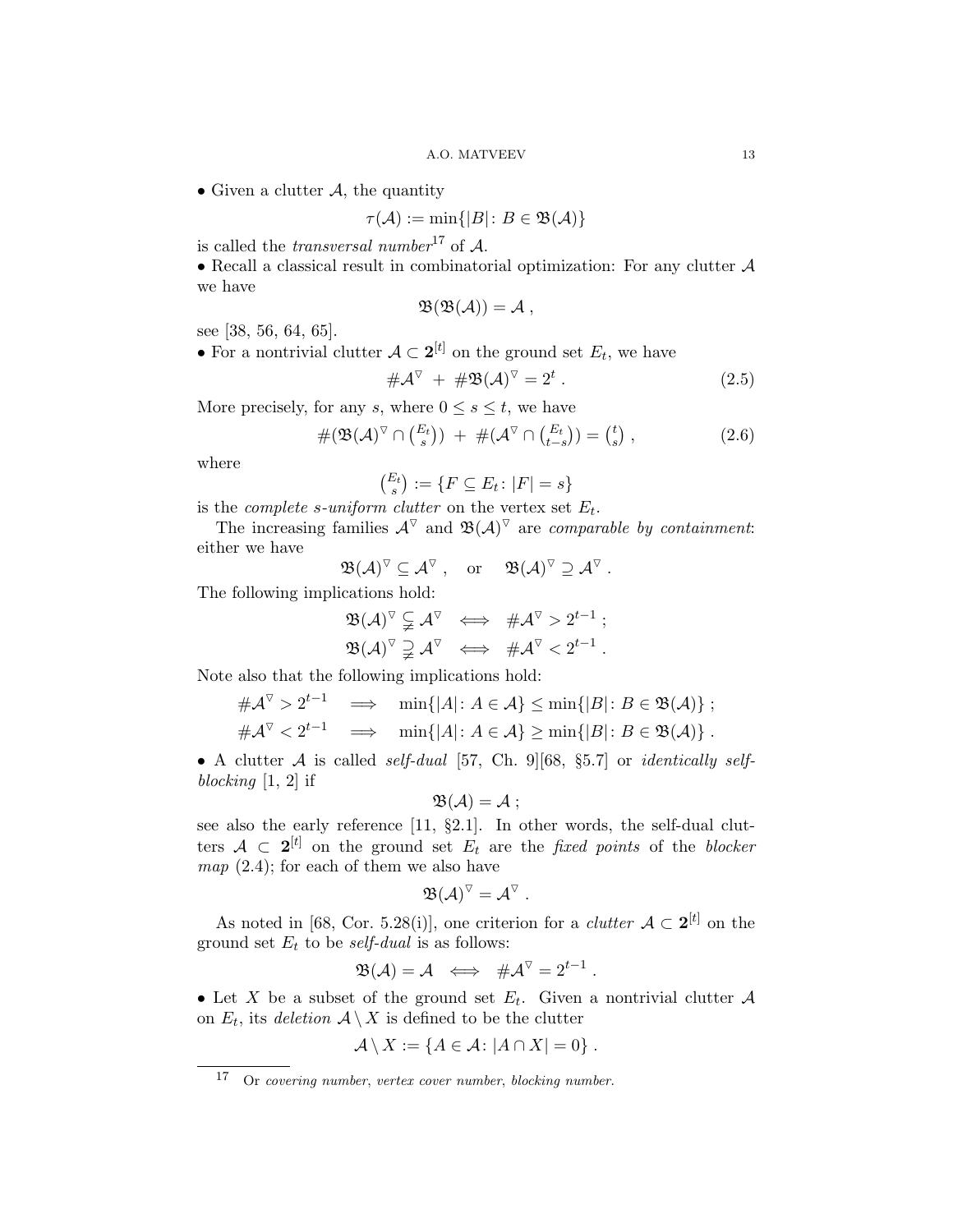• Given a clutter $\mathcal{A}$, the quantity

$$\tau(\mathcal{A}) := \min\{|B| \colon B \in \mathfrak{B}(\mathcal{A})\}$$

is called the *transversal number*[17] of $\mathcal{A}$.

• Recall a classical result in combinatorial optimization: For any clutter $\mathcal{A}$ we have

$$\mathfrak{B}(\mathfrak{B}(\mathcal{A})) = \mathcal{A} \; ,$$

see [38, 56, 64, 65].

• For a nontrivial clutter $\mathcal{A} \subset \mathbf{2}^{[t]}$ on the ground set $E_t$, we have

$$\#\mathcal{A}^{\triangledown} \; + \; \#\mathfrak{B}(\mathcal{A})^{\triangledown} = 2^t \; . \tag{2.5}$$

More precisely, for any $s$, where $0 \leq s \leq t$, we have

$$\#(\mathfrak{B}(\mathcal{A})^{\triangledown} \cap \tbinom{E_t}{s}) \; + \; \#(\mathcal{A}^{\triangledown} \cap \tbinom{E_t}{t-s}) = \tbinom{t}{s} \; , \tag{2.6}$$

where

$$\tbinom{E_t}{s} := \{F \subseteq E_t \colon |F| = s\}$$

is the *complete $s$-uniform clutter* on the vertex set $E_t$.

The increasing families $\mathcal{A}^{\triangledown}$ and $\mathfrak{B}(\mathcal{A})^{\triangledown}$ are *comparable by containment*: either we have

$$\mathfrak{B}(\mathcal{A})^{\triangledown} \subseteq \mathcal{A}^{\triangledown} \; , \quad \text{or} \quad \mathfrak{B}(\mathcal{A})^{\triangledown} \supseteq \mathcal{A}^{\triangledown} \; .$$

The following implications hold:

$$\mathfrak{B}(\mathcal{A})^{\triangledown} \subsetneqq \mathcal{A}^{\triangledown} \iff \#\mathcal{A}^{\triangledown} > 2^{t-1} \; ;$$

$$\mathfrak{B}(\mathcal{A})^{\triangledown} \supsetneqq \mathcal{A}^{\triangledown} \iff \#\mathcal{A}^{\triangledown} < 2^{t-1} \; .$$

Note also that the following implications hold:

$$\#\mathcal{A}^{\triangledown} > 2^{t-1} \implies \min\{|A| \colon A \in \mathcal{A}\} \leq \min\{|B| \colon B \in \mathfrak{B}(\mathcal{A})\} \; ;$$

$$\#\mathcal{A}^{\triangledown} < 2^{t-1} \implies \min\{|A| \colon A \in \mathcal{A}\} \geq \min\{|B| \colon B \in \mathfrak{B}(\mathcal{A})\} \; .$$

• A clutter $\mathcal{A}$ is called *self-dual* [57, Ch. 9][68, §5.7] or *identically self-blocking* [1, 2] if

$$\mathfrak{B}(\mathcal{A}) = \mathcal{A} \; ;$$

see also the early reference [11, §2.1]. In other words, the self-dual clutters $\mathcal{A} \subset \mathbf{2}^{[t]}$ on the ground set $E_t$ are the *fixed points* of the *blocker map* (2.4); for each of them we also have

$$\mathfrak{B}(\mathcal{A})^{\triangledown} = \mathcal{A}^{\triangledown} \; .$$

As noted in [68, Cor. 5.28(i)], one criterion for a *clutter* $\mathcal{A} \subset \mathbf{2}^{[t]}$ on the ground set $E_t$ to be *self-dual* is as follows:

$$\mathfrak{B}(\mathcal{A}) = \mathcal{A} \iff \#\mathcal{A}^{\triangledown} = 2^{t-1} \; .$$

• Let $X$ be a subset of the ground set $E_t$. Given a nontrivial clutter $\mathcal{A}$ on $E_t$, its *deletion* $\mathcal{A} \setminus X$ is defined to be the clutter

$$\mathcal{A} \setminus X := \{A \in \mathcal{A} \colon |A \cap X| = 0\} \; .$$

---

[17] Or *covering number*, *vertex cover number*, *blocking number*.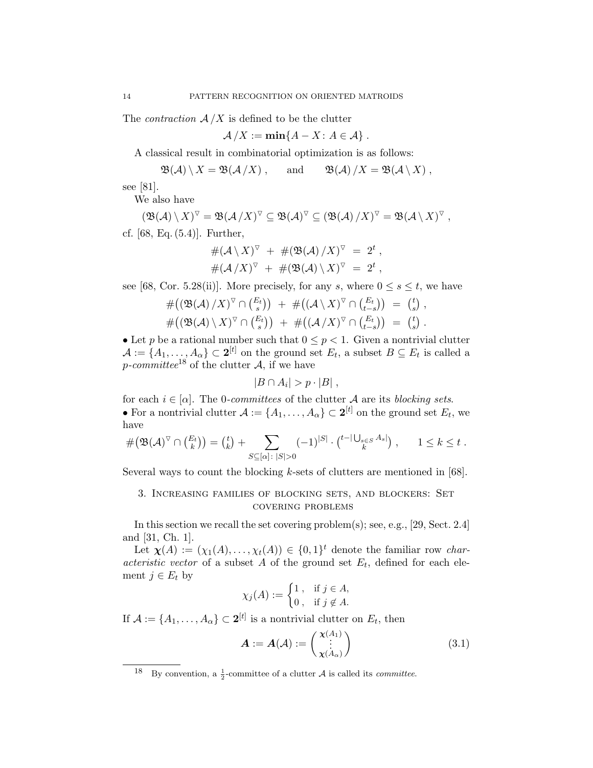The *contraction* $\mathcal{A}/X$ is defined to be the clutter

$$\mathcal{A}/X := \mathbf{min}\{A - X \colon A \in \mathcal{A}\} .$$

A classical result in combinatorial optimization is as follows:

$$\mathfrak{B}(\mathcal{A}) \setminus X = \mathfrak{B}(\mathcal{A}/X) , \qquad \text{and} \qquad \mathfrak{B}(\mathcal{A})/X = \mathfrak{B}(\mathcal{A} \setminus X) ,$$

see [81].

We also have

$$(\mathfrak{B}(\mathcal{A}) \setminus X)^{\triangledown} = \mathfrak{B}(\mathcal{A}/X)^{\triangledown} \subseteq \mathfrak{B}(\mathcal{A})^{\triangledown} \subseteq (\mathfrak{B}(\mathcal{A})/X)^{\triangledown} = \mathfrak{B}(\mathcal{A} \setminus X)^{\triangledown} ,$$

cf. [68, Eq. (5.4)]. Further,

$$\#(\mathcal{A} \setminus X)^{\triangledown} \ + \ \#(\mathfrak{B}(\mathcal{A})/X)^{\triangledown} \ = \ 2^t ,$$
$$\#(\mathcal{A}/X)^{\triangledown} \ + \ \#(\mathfrak{B}(\mathcal{A}) \setminus X)^{\triangledown} \ = \ 2^t ,$$

see [68, Cor. 5.28(ii)]. More precisely, for any $s$, where $0 \leq s \leq t$, we have

$$\#\big((\mathfrak{B}(\mathcal{A})/X)^{\triangledown} \cap \tbinom{E_t}{s}\big) \ + \ \#\big((\mathcal{A} \setminus X)^{\triangledown} \cap \tbinom{E_t}{t-s}\big) \ = \ \tbinom{t}{s} ,$$
$$\#\big((\mathfrak{B}(\mathcal{A}) \setminus X)^{\triangledown} \cap \tbinom{E_t}{s}\big) \ + \ \#\big((\mathcal{A}/X)^{\triangledown} \cap \tbinom{E_t}{t-s}\big) \ = \ \tbinom{t}{s} .$$

• Let $p$ be a rational number such that $0 \leq p < 1$. Given a nontrivial clutter $\mathcal{A} := \{A_1, \ldots, A_\alpha\} \subset \mathbf{2}^{[t]}$ on the ground set $E_t$, a subset $B \subseteq E_t$ is called a *p-committee*[18] of the clutter $\mathcal{A}$, if we have

$$|B \cap A_i| > p \cdot |B| ,$$

for each $i \in [\alpha]$. The 0-*committees* of the clutter $\mathcal{A}$ are its *blocking sets*.

• For a nontrivial clutter $\mathcal{A} := \{A_1, \ldots, A_\alpha\} \subset \mathbf{2}^{[t]}$ on the ground set $E_t$, we have

$$\#\big(\mathfrak{B}(\mathcal{A})^{\triangledown} \cap \tbinom{E_t}{k}\big) = \tbinom{t}{k} + \sum_{S \subseteq [\alpha] \colon |S| > 0} (-1)^{|S|} \cdot \tbinom{t - |\bigcup_{s \in S} A_s|}{k} , \qquad 1 \leq k \leq t .$$

Several ways to count the blocking $k$-sets of clutters are mentioned in [68].

## 3. Increasing families of blocking sets, and blockers: Set covering problems

In this section we recall the set covering problem(s); see, e.g., [29, Sect. 2.4] and [31, Ch. 1].

Let $\boldsymbol{\chi}(A) := (\chi_1(A), \ldots, \chi_t(A)) \in \{0,1\}^t$ denote the familiar row *characteristic vector* of a subset $A$ of the ground set $E_t$, defined for each element $j \in E_t$ by

$$\chi_j(A) := \begin{cases} 1 , & \text{if } j \in A, \\ 0 , & \text{if } j \notin A. \end{cases}$$

If $\mathcal{A} := \{A_1, \ldots, A_\alpha\} \subset \mathbf{2}^{[t]}$ is a nontrivial clutter on $E_t$, then

$$\boldsymbol{A} := \boldsymbol{A}(\mathcal{A}) := \begin{pmatrix} \boldsymbol{\chi}(A_1) \\ \vdots \\ \boldsymbol{\chi}(A_\alpha) \end{pmatrix} \tag{3.1}$$

[18] By convention, a $\frac{1}{2}$-committee of a clutter $\mathcal{A}$ is called its *committee*.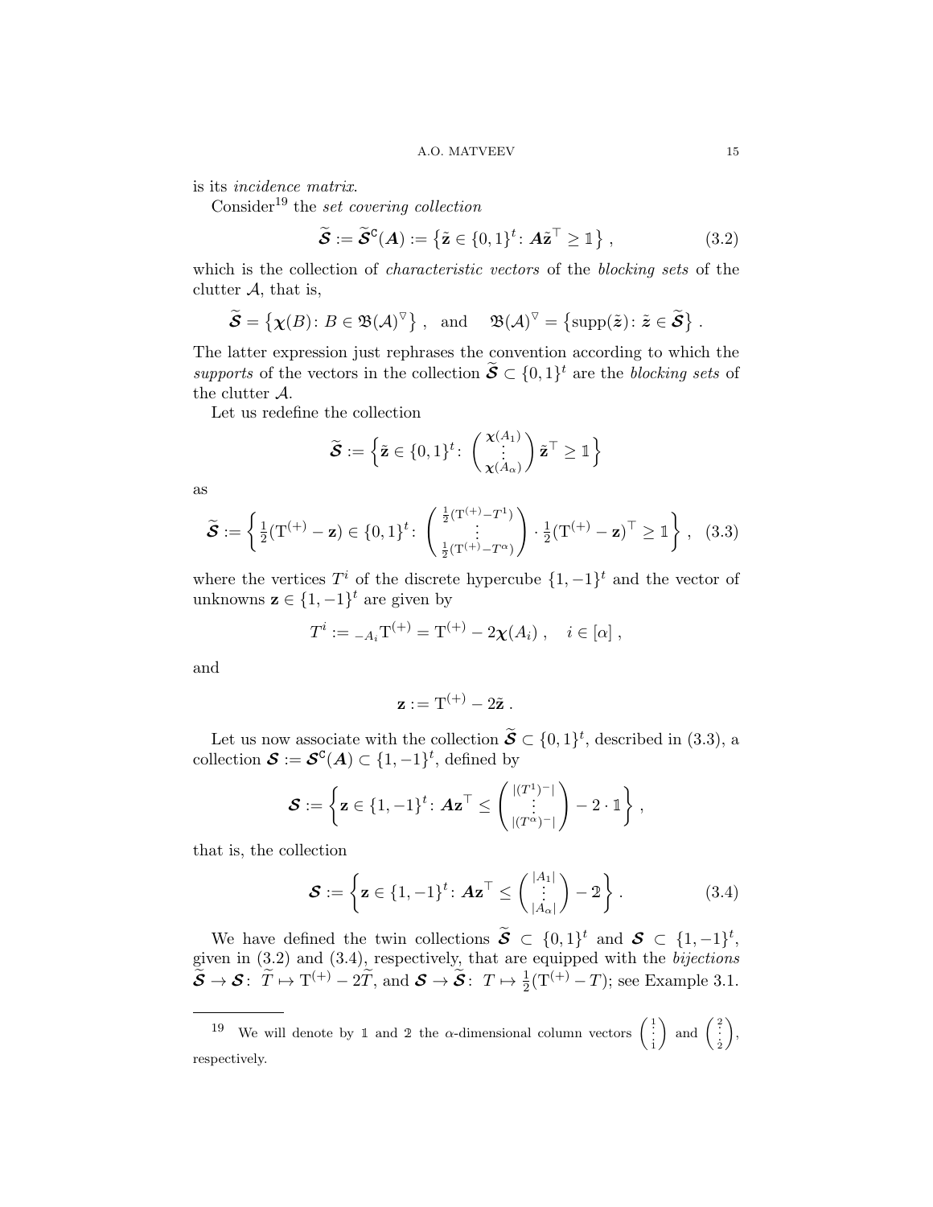is its *incidence matrix*.

Consider[19] the *set covering collection*

$$\widetilde{\boldsymbol{\mathcal{S}}} := \widetilde{\boldsymbol{\mathcal{S}}}^{\mathsf{C}}(\boldsymbol{A}) := \left\{\tilde{\mathbf{z}} \in \{0,1\}^t \colon \boldsymbol{A}\tilde{\mathbf{z}}^\top \geq \mathbb{1}\right\} , \tag{3.2}$$

which is the collection of *characteristic vectors* of the *blocking sets* of the clutter $\mathcal{A}$, that is,

$$\widetilde{\boldsymbol{\mathcal{S}}} = \left\{\boldsymbol{\chi}(B) \colon B \in \mathfrak{B}(\mathcal{A})^{\triangledown}\right\} , \quad \text{and} \quad \mathfrak{B}(\mathcal{A})^{\triangledown} = \left\{\operatorname{supp}(\tilde{\boldsymbol{z}}) \colon \tilde{\boldsymbol{z}} \in \widetilde{\boldsymbol{\mathcal{S}}}\right\} .$$

The latter expression just rephrases the convention according to which the *supports* of the vectors in the collection $\widetilde{\boldsymbol{\mathcal{S}}} \subset \{0,1\}^t$ are the *blocking sets* of the clutter $\mathcal{A}$.

Let us redefine the collection

$$\widetilde{\boldsymbol{\mathcal{S}}} := \left\{\tilde{\mathbf{z}} \in \{0,1\}^t \colon \begin{pmatrix} \boldsymbol{\chi}(A_1) \\ \vdots \\ \boldsymbol{\chi}(A_\alpha) \end{pmatrix} \tilde{\mathbf{z}}^\top \geq \mathbb{1}\right\}$$

as

$$\widetilde{\boldsymbol{\mathcal{S}}} := \left\{ \tfrac{1}{2}(\mathrm{T}^{(+)} - \mathbf{z}) \in \{0,1\}^t \colon \begin{pmatrix} \frac{1}{2}(\mathrm{T}^{(+)} - T^1) \\ \vdots \\ \frac{1}{2}(\mathrm{T}^{(+)} - T^\alpha) \end{pmatrix} \cdot \tfrac{1}{2}(\mathrm{T}^{(+)} - \mathbf{z})^\top \geq \mathbb{1} \right\} , \tag{3.3}$$

where the vertices $T^i$ of the discrete hypercube $\{1,-1\}^t$ and the vector of unknowns $\mathbf{z} \in \{1,-1\}^t$ are given by

$$T^i := {}_{-A_i}\mathrm{T}^{(+)} = \mathrm{T}^{(+)} - 2\boldsymbol{\chi}(A_i) , \quad i \in [\alpha] ,$$

and

$$\mathbf{z} := \mathrm{T}^{(+)} - 2\tilde{\mathbf{z}} .$$

Let us now associate with the collection $\widetilde{\boldsymbol{\mathcal{S}}} \subset \{0,1\}^t$, described in (3.3), a collection $\boldsymbol{\mathcal{S}} := \boldsymbol{\mathcal{S}}^{\mathsf{C}}(\boldsymbol{A}) \subset \{1,-1\}^t$, defined by

$$\boldsymbol{\mathcal{S}} := \left\{\mathbf{z} \in \{1,-1\}^t \colon \boldsymbol{A}\mathbf{z}^\top \leq \begin{pmatrix} |(T^1)^-| \\ \vdots \\ |(T^\alpha)^-| \end{pmatrix} - 2 \cdot \mathbb{1} \right\} ,$$

that is, the collection

$$\boldsymbol{\mathcal{S}} := \left\{\mathbf{z} \in \{1,-1\}^t \colon \boldsymbol{A}\mathbf{z}^\top \leq \begin{pmatrix} |A_1| \\ \vdots \\ |A_\alpha| \end{pmatrix} - \mathbb{2} \right\} . \tag{3.4}$$

We have defined the twin collections $\widetilde{\boldsymbol{\mathcal{S}}} \subset \{0,1\}^t$ and $\boldsymbol{\mathcal{S}} \subset \{1,-1\}^t$, given in (3.2) and (3.4), respectively, that are equipped with the *bijections* $\widetilde{\boldsymbol{\mathcal{S}}} \to \boldsymbol{\mathcal{S}} \colon \widetilde{T} \mapsto \mathrm{T}^{(+)} - 2\widetilde{T}$, and $\boldsymbol{\mathcal{S}} \to \widetilde{\boldsymbol{\mathcal{S}}} \colon T \mapsto \frac{1}{2}(\mathrm{T}^{(+)} - T)$; see Example 3.1.

---

[19] We will denote by $\mathbb{1}$ and $\mathbb{2}$ the $\alpha$-dimensional column vectors $\begin{pmatrix} 1 \\ \vdots \\ 1 \end{pmatrix}$ and $\begin{pmatrix} 2 \\ \vdots \\ 2 \end{pmatrix}$, respectively.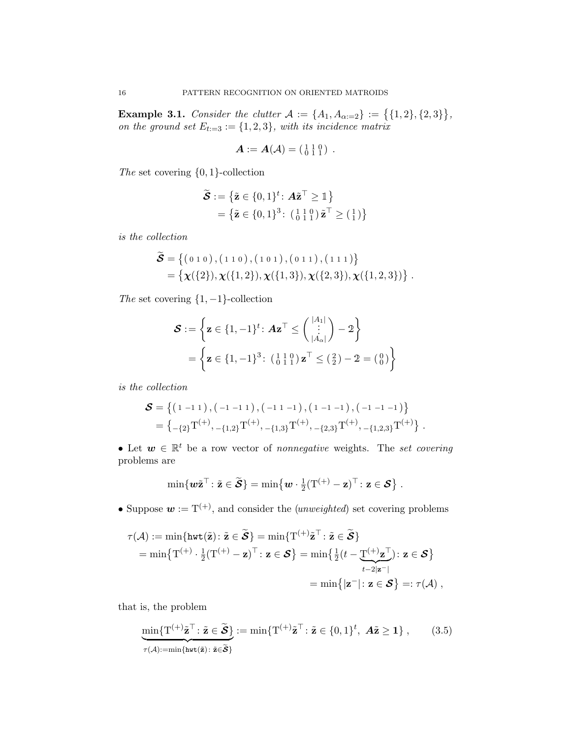**Example 3.1.** *Consider the clutter* $\mathcal{A} := \{A_1, A_{\alpha:=2}\} := \big\{\{1,2\},\{2,3\}\big\}$, *on the ground set* $E_{t:=3} := \{1,2,3\}$, *with its incidence matrix*

$$\boldsymbol{A} := \boldsymbol{A}(\mathcal{A}) = \left(\begin{smallmatrix} 1 & 1 & 0 \\ 0 & 1 & 1 \end{smallmatrix}\right) .$$

*The* set covering $\{0,1\}$-collection

$$\begin{aligned}\widetilde{\boldsymbol{\mathcal{S}}} &:= \big\{\tilde{\mathbf{z}} \in \{0,1\}^t \colon \boldsymbol{A}\tilde{\mathbf{z}}^\top \geq \mathbb{1}\big\} \\ &= \big\{\tilde{\mathbf{z}} \in \{0,1\}^3 \colon \left(\begin{smallmatrix} 1 & 1 & 0 \\ 0 & 1 & 1 \end{smallmatrix}\right)\tilde{\mathbf{z}}^\top \geq \left(\begin{smallmatrix} 1 \\ 1 \end{smallmatrix}\right)\big\}\end{aligned}$$

*is the collection*

$$\begin{aligned}\widetilde{\boldsymbol{\mathcal{S}}} &= \big\{\left(\begin{smallmatrix} 0 & 1 & 0 \end{smallmatrix}\right), \left(\begin{smallmatrix} 1 & 1 & 0 \end{smallmatrix}\right), \left(\begin{smallmatrix} 1 & 0 & 1 \end{smallmatrix}\right), \left(\begin{smallmatrix} 0 & 1 & 1 \end{smallmatrix}\right), \left(\begin{smallmatrix} 1 & 1 & 1 \end{smallmatrix}\right)\big\} \\ &= \big\{\boldsymbol{\chi}(\{2\}), \boldsymbol{\chi}(\{1,2\}), \boldsymbol{\chi}(\{1,3\}), \boldsymbol{\chi}(\{2,3\}), \boldsymbol{\chi}(\{1,2,3\})\big\} .\end{aligned}$$

*The* set covering $\{1,-1\}$-collection

$$\begin{aligned}\boldsymbol{\mathcal{S}} &:= \left\{\mathbf{z} \in \{1,-1\}^t \colon \boldsymbol{A}\mathbf{z}^\top \leq \begin{pmatrix} |A_1| \\ \vdots \\ |A_\alpha| \end{pmatrix} - \mathbb{2}\right\} \\ &= \left\{\mathbf{z} \in \{1,-1\}^3 \colon \left(\begin{smallmatrix} 1 & 1 & 0 \\ 0 & 1 & 1 \end{smallmatrix}\right)\mathbf{z}^\top \leq \left(\begin{smallmatrix} 2 \\ 2 \end{smallmatrix}\right) - \mathbb{2} = \left(\begin{smallmatrix} 0 \\ 0 \end{smallmatrix}\right)\right\}\end{aligned}$$

*is the collection*

$$\begin{aligned}\boldsymbol{\mathcal{S}} &= \big\{\left(\begin{smallmatrix} 1 & -1 & 1 \end{smallmatrix}\right), \left(\begin{smallmatrix} -1 & -1 & 1 \end{smallmatrix}\right), \left(\begin{smallmatrix} -1 & 1 & -1 \end{smallmatrix}\right), \left(\begin{smallmatrix} 1 & -1 & -1 \end{smallmatrix}\right), \left(\begin{smallmatrix} -1 & -1 & -1 \end{smallmatrix}\right)\big\} \\ &= \big\{{}_{-\{2\}}\mathrm{T}^{(+)}, {}_{-\{1,2\}}\mathrm{T}^{(+)}, {}_{-\{1,3\}}\mathrm{T}^{(+)}, {}_{-\{2,3\}}\mathrm{T}^{(+)}, {}_{-\{1,2,3\}}\mathrm{T}^{(+)}\big\} .\end{aligned}$$

• Let $\boldsymbol{w} \in \mathbb{R}^t$ be a row vector of *nonnegative* weights. The *set covering* problems are

$$\min\{\boldsymbol{w}\tilde{\mathbf{z}}^\top \colon \tilde{\mathbf{z}} \in \widetilde{\boldsymbol{\mathcal{S}}}\} = \min\big\{\boldsymbol{w} \cdot \tfrac{1}{2}(\mathrm{T}^{(+)} - \mathbf{z})^\top \colon \mathbf{z} \in \boldsymbol{\mathcal{S}}\big\} .$$

• Suppose $\boldsymbol{w} := \mathrm{T}^{(+)}$, and consider the (*unweighted*) set covering problems

$$\begin{aligned}\tau(\mathcal{A}) &:= \min\{\mathtt{hwt}(\tilde{\mathbf{z}}) \colon \tilde{\mathbf{z}} \in \widetilde{\boldsymbol{\mathcal{S}}}\} = \min\{\mathrm{T}^{(+)}\tilde{\mathbf{z}}^\top \colon \tilde{\mathbf{z}} \in \widetilde{\boldsymbol{\mathcal{S}}}\} \\ &= \min\big\{\mathrm{T}^{(+)} \cdot \tfrac{1}{2}(\mathrm{T}^{(+)} - \mathbf{z})^\top \colon \mathbf{z} \in \boldsymbol{\mathcal{S}}\big\} = \min\big\{\tfrac{1}{2}(t - \underbrace{\mathrm{T}^{(+)}\mathbf{z}^\top}_{t-2|\mathbf{z}^-|}) \colon \mathbf{z} \in \boldsymbol{\mathcal{S}}\big\} \\ &= \min\big\{|\mathbf{z}^-| \colon \mathbf{z} \in \boldsymbol{\mathcal{S}}\big\} =: \tau(\mathcal{A}) ,\end{aligned}$$

that is, the problem

$$\underbrace{\min\{\mathrm{T}^{(+)}\tilde{\mathbf{z}}^\top \colon \tilde{\mathbf{z}} \in \widetilde{\boldsymbol{\mathcal{S}}}\}}_{\tau(\mathcal{A}) := \min\{\mathtt{hwt}(\tilde{\mathbf{z}}) \colon \tilde{\mathbf{z}} \in \widetilde{\boldsymbol{\mathcal{S}}}\}} := \min\{\mathrm{T}^{(+)}\tilde{\mathbf{z}}^\top \colon \tilde{\mathbf{z}} \in \{0,1\}^t,\ \boldsymbol{A}\tilde{\mathbf{z}} \geq \mathbf{1}\} , \qquad (3.5)$$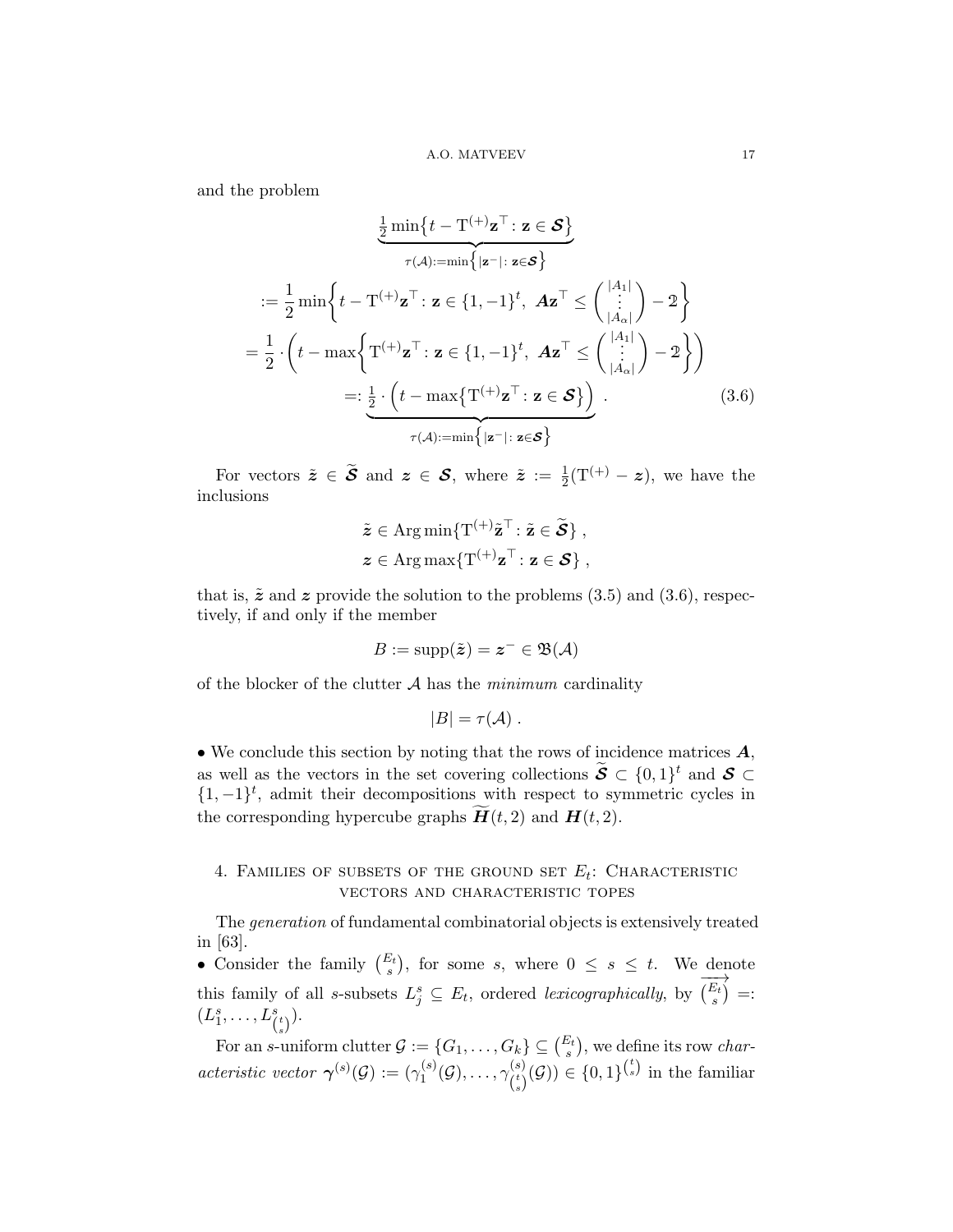and the problem

$$
\begin{aligned}
&\underbrace{\tfrac{1}{2}\min\bigl\{t - \mathrm{T}^{(+)}\mathbf{z}^\top : \mathbf{z} \in \boldsymbol{\mathcal{S}}\bigr\}}_{\tau(\mathcal{A}):=\min\left\{|\mathbf{z}^-|:\ \mathbf{z}\in\boldsymbol{\mathcal{S}}\right\}} \\
&:= \frac{1}{2}\min\biggl\{t - \mathrm{T}^{(+)}\mathbf{z}^\top : \mathbf{z} \in \{1,-1\}^t,\ \boldsymbol{A}\mathbf{z}^\top \le \begin{pmatrix} |A_1| \\ \vdots \\ |A_\alpha| \end{pmatrix} - \mathbb{2}\biggr\} \\
&= \frac{1}{2}\cdot\biggl(t - \max\biggl\{\mathrm{T}^{(+)}\mathbf{z}^\top : \mathbf{z} \in \{1,-1\}^t,\ \boldsymbol{A}\mathbf{z}^\top \le \begin{pmatrix} |A_1| \\ \vdots \\ |A_\alpha| \end{pmatrix} - \mathbb{2}\biggr\}\biggr) \\
&=: \underbrace{\tfrac{1}{2}\cdot\Bigl(t - \max\bigl\{\mathrm{T}^{(+)}\mathbf{z}^\top : \mathbf{z} \in \boldsymbol{\mathcal{S}}\bigr\}\Bigr)}_{\tau(\mathcal{A}):=\min\left\{|\mathbf{z}^-|:\ \mathbf{z}\in\boldsymbol{\mathcal{S}}\right\}}\ . \qquad (3.6)
\end{aligned}
$$

For vectors $\tilde{\boldsymbol{z}} \in \widetilde{\boldsymbol{\mathcal{S}}}$ and $\boldsymbol{z} \in \boldsymbol{\mathcal{S}}$, where $\tilde{\boldsymbol{z}} := \frac{1}{2}(\mathrm{T}^{(+)} - \boldsymbol{z})$, we have the inclusions

$$
\begin{aligned}
&\tilde{\boldsymbol{z}} \in \operatorname{Arg\,min}\{\mathrm{T}^{(+)}\tilde{\mathbf{z}}^\top : \tilde{\mathbf{z}} \in \widetilde{\boldsymbol{\mathcal{S}}}\}\ , \\
&\boldsymbol{z} \in \operatorname{Arg\,max}\{\mathrm{T}^{(+)}\mathbf{z}^\top : \mathbf{z} \in \boldsymbol{\mathcal{S}}\}\ ,
\end{aligned}
$$

that is, $\tilde{\boldsymbol{z}}$ and $\boldsymbol{z}$ provide the solution to the problems (3.5) and (3.6), respectively, if and only if the member

$$
B := \operatorname{supp}(\tilde{\boldsymbol{z}}) = \boldsymbol{z}^- \in \mathfrak{B}(\mathcal{A})
$$

of the blocker of the clutter $\mathcal{A}$ has the *minimum* cardinality

$$
|B| = \tau(\mathcal{A})\ .
$$

• We conclude this section by noting that the rows of incidence matrices $\boldsymbol{A}$, as well as the vectors in the set covering collections $\widetilde{\boldsymbol{\mathcal{S}}} \subset \{0,1\}^t$ and $\boldsymbol{\mathcal{S}} \subset \{1,-1\}^t$, admit their decompositions with respect to symmetric cycles in the corresponding hypercube graphs $\widetilde{\boldsymbol{H}}(t,2)$ and $\boldsymbol{H}(t,2)$.

## 4. Families of subsets of the ground set $E_t$: Characteristic vectors and characteristic topes

The *generation* of fundamental combinatorial objects is extensively treated in [63].

• Consider the family $\binom{E_t}{s}$, for some $s$, where $0 \le s \le t$. We denote this family of all $s$-subsets $L^s_j \subseteq E_t$, ordered *lexicographically*, by $\overrightarrow{\binom{E_t}{s}} =: (L^s_1, \ldots, L^s_{\binom{t}{s}})$.

For an $s$-uniform clutter $\mathcal{G} := \{G_1, \ldots, G_k\} \subseteq \binom{E_t}{s}$, we define its row *characteristic vector* $\boldsymbol{\gamma}^{(s)}(\mathcal{G}) := (\gamma^{(s)}_1(\mathcal{G}), \ldots, \gamma^{(s)}_{\binom{t}{s}}(\mathcal{G})) \in \{0,1\}^{\binom{t}{s}}$ in the familiar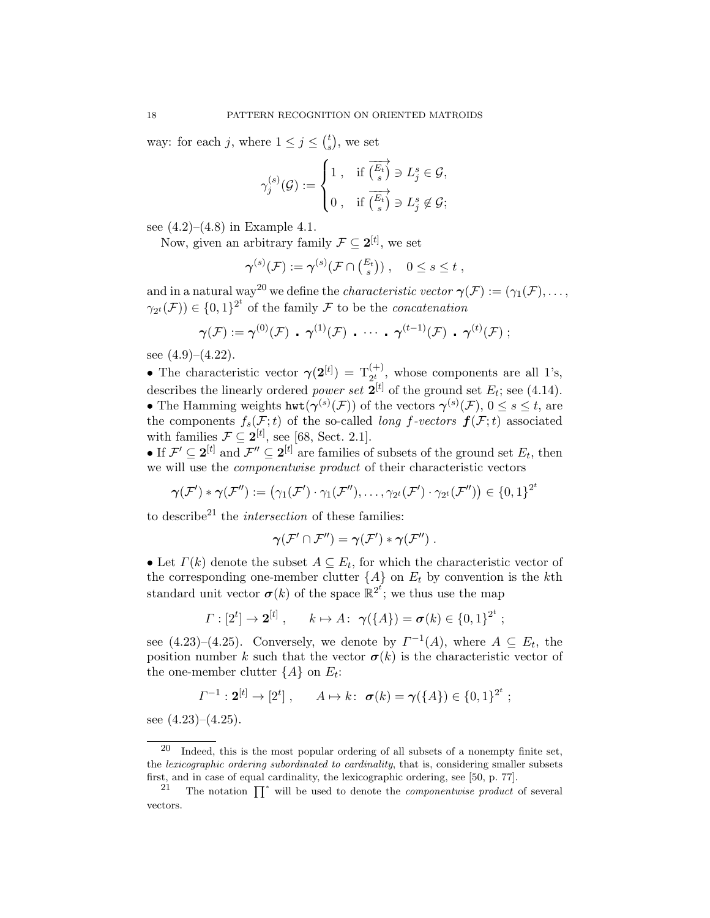way: for each $j$, where $1 \leq j \leq \binom{t}{s}$, we set

$$\gamma_j^{(s)}(\mathcal{G}) := \begin{cases} 1\,, & \text{if } \overrightarrow{\binom{E_t}{s}} \ni L_j^s \in \mathcal{G}, \\ 0\,, & \text{if } \overrightarrow{\binom{E_t}{s}} \ni L_j^s \not\in \mathcal{G}; \end{cases}$$

see (4.2)–(4.8) in Example 4.1.

Now, given an arbitrary family $\mathcal{F} \subseteq \mathbf{2}^{[t]}$, we set

$$\boldsymbol{\gamma}^{(s)}(\mathcal{F}) := \boldsymbol{\gamma}^{(s)}(\mathcal{F} \cap \tbinom{E_t}{s}) \;, \quad 0 \leq s \leq t \;,$$

and in a natural way[20] we define the *characteristic vector* $\boldsymbol{\gamma}(\mathcal{F}) := (\gamma_1(\mathcal{F}), \ldots, \gamma_{2^t}(\mathcal{F})) \in \{0,1\}^{2^t}$ of the family $\mathcal{F}$ to be the *concatenation*

$$\boldsymbol{\gamma}(\mathcal{F}) := \boldsymbol{\gamma}^{(0)}(\mathcal{F}) \;.\; \boldsymbol{\gamma}^{(1)}(\mathcal{F}) \;.\; \cdots \;.\; \boldsymbol{\gamma}^{(t-1)}(\mathcal{F}) \;.\; \boldsymbol{\gamma}^{(t)}(\mathcal{F}) \;;$$

see (4.9)–(4.22).

- The characteristic vector $\boldsymbol{\gamma}(\mathbf{2}^{[t]}) = \mathrm{T}^{(+)}_{2^t}$, whose components are all 1's, describes the linearly ordered *power set* $\mathbf{2}^{[t]}$ of the ground set $E_t$; see (4.14).
- The Hamming weights $\mathtt{hwt}(\boldsymbol{\gamma}^{(s)}(\mathcal{F}))$ of the vectors $\boldsymbol{\gamma}^{(s)}(\mathcal{F})$, $0 \leq s \leq t$, are the components $f_s(\mathcal{F};t)$ of the so-called *long $f$-vectors* $\boldsymbol{f}(\mathcal{F};t)$ associated with families $\mathcal{F} \subseteq \mathbf{2}^{[t]}$, see [68, Sect. 2.1].
- If $\mathcal{F}' \subseteq \mathbf{2}^{[t]}$ and $\mathcal{F}'' \subseteq \mathbf{2}^{[t]}$ are families of subsets of the ground set $E_t$, then we will use the *componentwise product* of their characteristic vectors

$$\boldsymbol{\gamma}(\mathcal{F}') * \boldsymbol{\gamma}(\mathcal{F}'') := \big(\gamma_1(\mathcal{F}') \cdot \gamma_1(\mathcal{F}''), \ldots, \gamma_{2^t}(\mathcal{F}') \cdot \gamma_{2^t}(\mathcal{F}'')\big) \in \{0,1\}^{2^t}$$

to describe[21] the *intersection* of these families:

$$\boldsymbol{\gamma}(\mathcal{F}' \cap \mathcal{F}'') = \boldsymbol{\gamma}(\mathcal{F}') * \boldsymbol{\gamma}(\mathcal{F}'') \;.$$

- Let $\mathit{\Gamma}(k)$ denote the subset $A \subseteq E_t$, for which the characteristic vector of the corresponding one-member clutter $\{A\}$ on $E_t$ by convention is the $k$th standard unit vector $\boldsymbol{\sigma}(k)$ of the space $\mathbb{R}^{2^t}$; we thus use the map

$$\mathit{\Gamma} : [2^t] \to \mathbf{2}^{[t]} \;, \qquad k \mapsto A\colon\; \boldsymbol{\gamma}(\{A\}) = \boldsymbol{\sigma}(k) \in \{0,1\}^{2^t} \;;$$

see (4.23)–(4.25). Conversely, we denote by $\mathit{\Gamma}^{-1}(A)$, where $A \subseteq E_t$, the position number $k$ such that the vector $\boldsymbol{\sigma}(k)$ is the characteristic vector of the one-member clutter $\{A\}$ on $E_t$:

$$\mathit{\Gamma}^{-1} : \mathbf{2}^{[t]} \to [2^t] \;, \qquad A \mapsto k\colon\; \boldsymbol{\sigma}(k) = \boldsymbol{\gamma}(\{A\}) \in \{0,1\}^{2^t} \;;$$

see (4.23)–(4.25).

---

[20] Indeed, this is the most popular ordering of all subsets of a nonempty finite set, the *lexicographic ordering subordinated to cardinality*, that is, considering smaller subsets first, and in case of equal cardinality, the lexicographic ordering, see [50, p. 77].

[21] The notation $\prod^*$ will be used to denote the *componentwise product* of several vectors.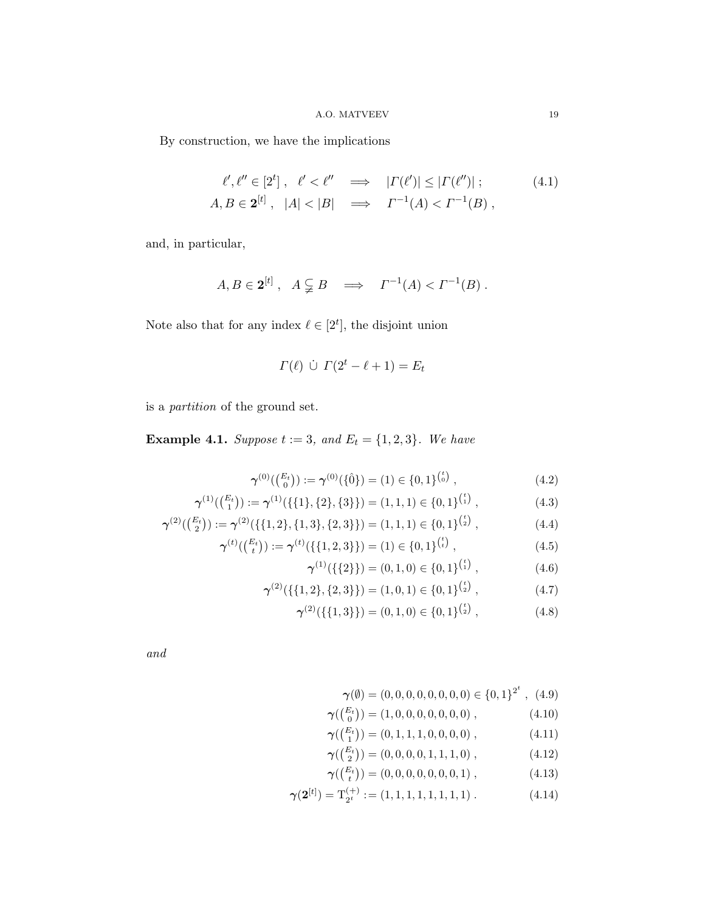By construction, we have the implications

$$
\begin{aligned}
\ell', \ell'' \in [2^t] \ , \quad \ell' < \ell'' \quad &\Longrightarrow \quad |\Gamma(\ell')| \leq |\Gamma(\ell'')| \ ; \\
A, B \in \mathbf{2}^{[t]} \ , \quad |A| < |B| \quad &\Longrightarrow \quad \Gamma^{-1}(A) < \Gamma^{-1}(B) \ ,
\end{aligned}
\tag{4.1}
$$

and, in particular,

$$
A, B \in \mathbf{2}^{[t]} \ , \quad A \subsetneqq B \quad \Longrightarrow \quad \Gamma^{-1}(A) < \Gamma^{-1}(B) \ .
$$

Note also that for any index $\ell \in [2^t]$, the disjoint union

$$
\Gamma(\ell) \ \dot{\cup} \ \Gamma(2^t - \ell + 1) = E_t
$$

is a *partition* of the ground set.

**Example 4.1.** *Suppose $t := 3$, and $E_t = \{1, 2, 3\}$. We have*

$$
\begin{aligned}
\boldsymbol{\gamma}^{(0)}(\tbinom{E_t}{0}) := \boldsymbol{\gamma}^{(0)}(\{\hat{0}\}) &= (1) \in \{0,1\}^{\binom{t}{0}} \ , && (4.2)\\
\boldsymbol{\gamma}^{(1)}(\tbinom{E_t}{1}) := \boldsymbol{\gamma}^{(1)}(\{\{1\},\{2\},\{3\}\}) &= (1,1,1) \in \{0,1\}^{\binom{t}{1}} \ , && (4.3)\\
\boldsymbol{\gamma}^{(2)}(\tbinom{E_t}{2}) := \boldsymbol{\gamma}^{(2)}(\{\{1,2\},\{1,3\},\{2,3\}\}) &= (1,1,1) \in \{0,1\}^{\binom{t}{2}} \ , && (4.4)\\
\boldsymbol{\gamma}^{(t)}(\tbinom{E_t}{t}) := \boldsymbol{\gamma}^{(t)}(\{\{1,2,3\}\}) &= (1) \in \{0,1\}^{\binom{t}{t}} \ , && (4.5)\\
\boldsymbol{\gamma}^{(1)}(\{\{2\}\}) &= (0,1,0) \in \{0,1\}^{\binom{t}{1}} \ , && (4.6)\\
\boldsymbol{\gamma}^{(2)}(\{\{1,2\},\{2,3\}\}) &= (1,0,1) \in \{0,1\}^{\binom{t}{2}} \ , && (4.7)\\
\boldsymbol{\gamma}^{(2)}(\{\{1,3\}\}) &= (0,1,0) \in \{0,1\}^{\binom{t}{2}} \ , && (4.8)
\end{aligned}
$$

*and*

$$
\begin{aligned}
\boldsymbol{\gamma}(\emptyset) &= (0,0,0,0,0,0,0,0) \in \{0,1\}^{2^t} \ , && (4.9)\\
\boldsymbol{\gamma}(\tbinom{E_t}{0}) &= (1,0,0,0,0,0,0,0) \ , && (4.10)\\
\boldsymbol{\gamma}(\tbinom{E_t}{1}) &= (0,1,1,1,0,0,0,0) \ , && (4.11)\\
\boldsymbol{\gamma}(\tbinom{E_t}{2}) &= (0,0,0,0,1,1,1,0) \ , && (4.12)\\
\boldsymbol{\gamma}(\tbinom{E_t}{t}) &= (0,0,0,0,0,0,0,1) \ , && (4.13)\\
\boldsymbol{\gamma}(\mathbf{2}^{[t]}) = \mathrm{T}^{(+)}_{2^t} &:= (1,1,1,1,1,1,1,1) \ . && (4.14)
\end{aligned}
$$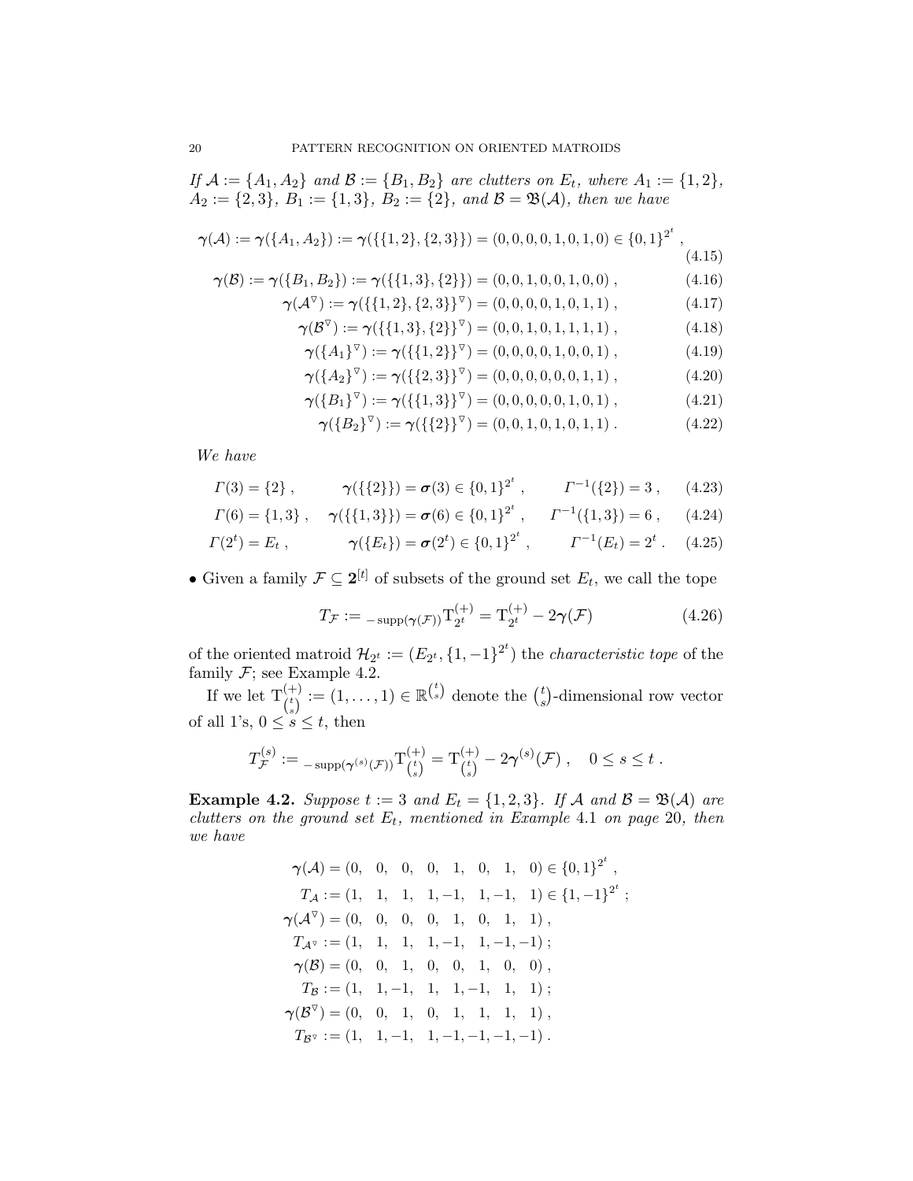*If $\mathcal{A} := \{A_1, A_2\}$ and $\mathcal{B} := \{B_1, B_2\}$ are clutters on $E_t$, where $A_1 := \{1,2\}$, $A_2 := \{2,3\}$, $B_1 := \{1,3\}$, $B_2 := \{2\}$, and $\mathcal{B} = \mathfrak{B}(\mathcal{A})$, then we have*

$$\boldsymbol{\gamma}(\mathcal{A}) := \boldsymbol{\gamma}(\{A_1, A_2\}) := \boldsymbol{\gamma}(\{\{1,2\},\{2,3\}\}) = (0,0,0,0,1,0,1,0) \in \{0,1\}^{2^t} , \tag{4.15}$$

$$\boldsymbol{\gamma}(\mathcal{B}) := \boldsymbol{\gamma}(\{B_1, B_2\}) := \boldsymbol{\gamma}(\{\{1,3\},\{2\}\}) = (0,0,1,0,0,1,0,0) , \tag{4.16}$$

$$\boldsymbol{\gamma}(\mathcal{A}^{\triangledown}) := \boldsymbol{\gamma}(\{\{1,2\},\{2,3\}\}^{\triangledown}) = (0,0,0,0,1,0,1,1) , \tag{4.17}$$

$$\boldsymbol{\gamma}(\mathcal{B}^{\triangledown}) := \boldsymbol{\gamma}(\{\{1,3\},\{2\}\}^{\triangledown}) = (0,0,1,0,1,1,1,1) , \tag{4.18}$$

$$\boldsymbol{\gamma}(\{A_1\}^{\triangledown}) := \boldsymbol{\gamma}(\{\{1,2\}\}^{\triangledown}) = (0,0,0,0,1,0,0,1) , \tag{4.19}$$

$$\boldsymbol{\gamma}(\{A_2\}^{\triangledown}) := \boldsymbol{\gamma}(\{\{2,3\}\}^{\triangledown}) = (0,0,0,0,0,0,1,1) , \tag{4.20}$$

$$\boldsymbol{\gamma}(\{B_1\}^{\triangledown}) := \boldsymbol{\gamma}(\{\{1,3\}\}^{\triangledown}) = (0,0,0,0,0,1,0,1) , \tag{4.21}$$

$$\boldsymbol{\gamma}(\{B_2\}^{\triangledown}) := \boldsymbol{\gamma}(\{\{2\}\}^{\triangledown}) = (0,0,1,0,1,0,1,1) . \tag{4.22}$$

*We have*

$$\mathit{\Gamma}(3) = \{2\} , \qquad \boldsymbol{\gamma}(\{\{2\}\}) = \boldsymbol{\sigma}(3) \in \{0,1\}^{2^t} , \qquad \mathit{\Gamma}^{-1}(\{2\}) = 3 , \tag{4.23}$$

$$\mathit{\Gamma}(6) = \{1,3\} , \quad \boldsymbol{\gamma}(\{\{1,3\}\}) = \boldsymbol{\sigma}(6) \in \{0,1\}^{2^t} , \quad \mathit{\Gamma}^{-1}(\{1,3\}) = 6 , \tag{4.24}$$

$$\mathit{\Gamma}(2^t) = E_t , \qquad \boldsymbol{\gamma}(\{E_t\}) = \boldsymbol{\sigma}(2^t) \in \{0,1\}^{2^t} , \qquad \mathit{\Gamma}^{-1}(E_t) = 2^t . \tag{4.25}$$

• Given a family $\mathcal{F} \subseteq \mathbf{2}^{[t]}$ of subsets of the ground set $E_t$, we call the tope

$$T_{\mathcal{F}} := {}_{-\operatorname{supp}(\boldsymbol{\gamma}(\mathcal{F}))}\mathrm{T}^{(+)}_{2^t} = \mathrm{T}^{(+)}_{2^t} - 2\boldsymbol{\gamma}(\mathcal{F}) \tag{4.26}$$

of the oriented matroid $\mathcal{H}_{2^t} := (E_{2^t}, \{1,-1\}^{2^t})$ the *characteristic tope* of the family $\mathcal{F}$; see Example 4.2.

If we let $\mathrm{T}^{(+)}_{\binom{t}{s}} := (1,\dots,1) \in \mathbb{R}^{\binom{t}{s}}$ denote the $\binom{t}{s}$-dimensional row vector of all 1's, $0 \le s \le t$, then

$$T^{(s)}_{\mathcal{F}} := {}_{-\operatorname{supp}(\boldsymbol{\gamma}^{(s)}(\mathcal{F}))}\mathrm{T}^{(+)}_{\binom{t}{s}} = \mathrm{T}^{(+)}_{\binom{t}{s}} - 2\boldsymbol{\gamma}^{(s)}(\mathcal{F}) , \quad 0 \le s \le t .$$

**Example 4.2.** *Suppose $t := 3$ and $E_t = \{1,2,3\}$. If $\mathcal{A}$ and $\mathcal{B} = \mathfrak{B}(\mathcal{A})$ are clutters on the ground set $E_t$, mentioned in Example 4.1 on page 20, then we have*

$$\begin{aligned}
\boldsymbol{\gamma}(\mathcal{A}) &= (0,\ 0,\ 0,\ 0,\ 1,\ 0,\ 1,\ 0) \in \{0,1\}^{2^t} , \\
T_{\mathcal{A}} &:= (1,\ 1,\ 1,\ 1,-1,\ 1,-1,\ 1) \in \{1,-1\}^{2^t} ; \\
\boldsymbol{\gamma}(\mathcal{A}^{\triangledown}) &= (0,\ 0,\ 0,\ 0,\ 1,\ 0,\ 1,\ 1) , \\
T_{\mathcal{A}^{\triangledown}} &:= (1,\ 1,\ 1,\ 1,-1,\ 1,-1,-1) ; \\
\boldsymbol{\gamma}(\mathcal{B}) &= (0,\ 0,\ 1,\ 0,\ 0,\ 1,\ 0,\ 0) , \\
T_{\mathcal{B}} &:= (1,\ 1,-1,\ 1,\ 1,-1,\ 1,\ 1) ; \\
\boldsymbol{\gamma}(\mathcal{B}^{\triangledown}) &= (0,\ 0,\ 1,\ 0,\ 1,\ 1,\ 1,\ 1) , \\
T_{\mathcal{B}^{\triangledown}} &:= (1,\ 1,-1,\ 1,-1,-1,-1,-1) .
\end{aligned}$$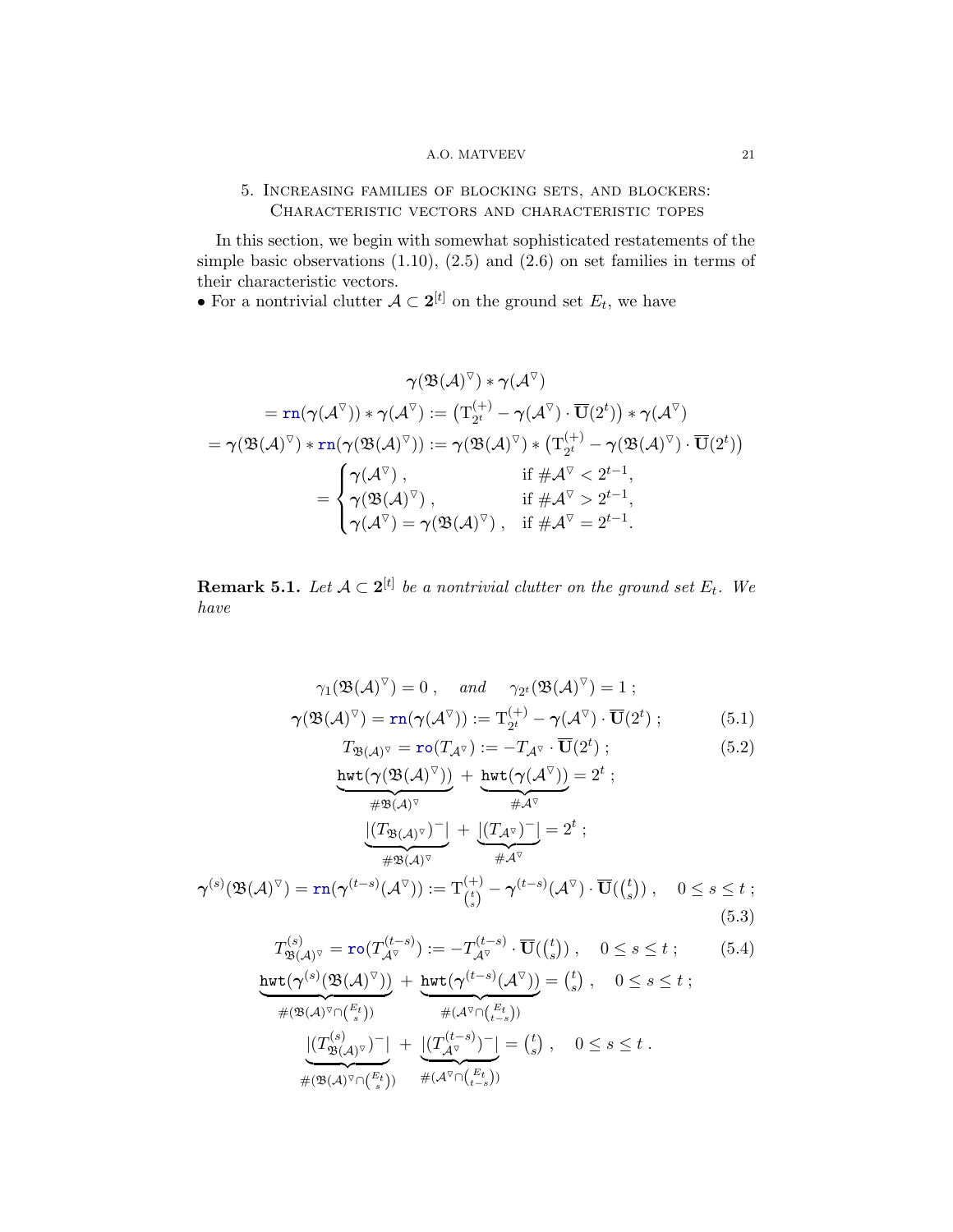## 5. Increasing families of blocking sets, and blockers: Characteristic vectors and characteristic topes

In this section, we begin with somewhat sophisticated restatements of the simple basic observations (1.10), (2.5) and (2.6) on set families in terms of their characteristic vectors.

• For a nontrivial clutter $\mathcal{A} \subset \mathbf{2}^{[t]}$ on the ground set $E_t$, we have

$$
\begin{gathered}
\boldsymbol{\gamma}(\mathfrak{B}(\mathcal{A})^{\triangledown}) * \boldsymbol{\gamma}(\mathcal{A}^{\triangledown}) \\
= \mathtt{rn}(\boldsymbol{\gamma}(\mathcal{A}^{\triangledown})) * \boldsymbol{\gamma}(\mathcal{A}^{\triangledown}) := \big(\mathrm{T}^{(+)}_{2^t} - \boldsymbol{\gamma}(\mathcal{A}^{\triangledown}) \cdot \overline{\mathbf{U}}(2^t)\big) * \boldsymbol{\gamma}(\mathcal{A}^{\triangledown}) \\
= \boldsymbol{\gamma}(\mathfrak{B}(\mathcal{A})^{\triangledown}) * \mathtt{rn}(\boldsymbol{\gamma}(\mathfrak{B}(\mathcal{A})^{\triangledown})) := \boldsymbol{\gamma}(\mathfrak{B}(\mathcal{A})^{\triangledown}) * \big(\mathrm{T}^{(+)}_{2^t} - \boldsymbol{\gamma}(\mathfrak{B}(\mathcal{A})^{\triangledown}) \cdot \overline{\mathbf{U}}(2^t)\big) \\
= \begin{cases}
\boldsymbol{\gamma}(\mathcal{A}^{\triangledown}) \,, & \text{if } \#\mathcal{A}^{\triangledown} < 2^{t-1}, \\
\boldsymbol{\gamma}(\mathfrak{B}(\mathcal{A})^{\triangledown}) \,, & \text{if } \#\mathcal{A}^{\triangledown} > 2^{t-1}, \\
\boldsymbol{\gamma}(\mathcal{A}^{\triangledown}) = \boldsymbol{\gamma}(\mathfrak{B}(\mathcal{A})^{\triangledown}) \,, & \text{if } \#\mathcal{A}^{\triangledown} = 2^{t-1}.
\end{cases}
\end{gathered}
$$

**Remark 5.1.** *Let $\mathcal{A} \subset \mathbf{2}^{[t]}$ be a nontrivial clutter on the ground set $E_t$. We have*

$$
\gamma_1(\mathfrak{B}(\mathcal{A})^{\triangledown}) = 0 \,, \quad \textit{and} \quad \gamma_{2^t}(\mathfrak{B}(\mathcal{A})^{\triangledown}) = 1 \,;
$$

$$
\boldsymbol{\gamma}(\mathfrak{B}(\mathcal{A})^{\triangledown}) = \mathtt{rn}(\boldsymbol{\gamma}(\mathcal{A}^{\triangledown})) := \mathrm{T}^{(+)}_{2^t} - \boldsymbol{\gamma}(\mathcal{A}^{\triangledown}) \cdot \overline{\mathbf{U}}(2^t) \,; \tag{5.1}
$$

$$
T_{\mathfrak{B}(\mathcal{A})^{\triangledown}} = \mathtt{ro}(T_{\mathcal{A}^{\triangledown}}) := -T_{\mathcal{A}^{\triangledown}} \cdot \overline{\mathbf{U}}(2^t) \,; \tag{5.2}
$$

$$
\underbrace{\mathtt{hwt}(\boldsymbol{\gamma}(\mathfrak{B}(\mathcal{A})^{\triangledown}))}_{\#\mathfrak{B}(\mathcal{A})^{\triangledown}} + \underbrace{\mathtt{hwt}(\boldsymbol{\gamma}(\mathcal{A}^{\triangledown}))}_{\#\mathcal{A}^{\triangledown}} = 2^t \,;
$$

$$
\underbrace{|(T_{\mathfrak{B}(\mathcal{A})^{\triangledown}})^-|}_{\#\mathfrak{B}(\mathcal{A})^{\triangledown}} + \underbrace{|(T_{\mathcal{A}^{\triangledown}})^-|}_{\#\mathcal{A}^{\triangledown}} = 2^t \,;
$$

$$
\boldsymbol{\gamma}^{(s)}(\mathfrak{B}(\mathcal{A})^{\triangledown}) = \mathtt{rn}(\boldsymbol{\gamma}^{(t-s)}(\mathcal{A}^{\triangledown})) := \mathrm{T}^{(+)}_{\binom{t}{s}} - \boldsymbol{\gamma}^{(t-s)}(\mathcal{A}^{\triangledown}) \cdot \overline{\mathbf{U}}(\tbinom{t}{s}) \,, \quad 0 \le s \le t \,; \tag{5.3}
$$

$$
T^{(s)}_{\mathfrak{B}(\mathcal{A})^{\triangledown}} = \mathtt{ro}(T^{(t-s)}_{\mathcal{A}^{\triangledown}}) := -T^{(t-s)}_{\mathcal{A}^{\triangledown}} \cdot \overline{\mathbf{U}}(\tbinom{t}{s}) \,, \quad 0 \le s \le t \,; \tag{5.4}
$$

$$
\underbrace{\mathtt{hwt}(\boldsymbol{\gamma}^{(s)}(\mathfrak{B}(\mathcal{A})^{\triangledown}))}_{\#(\mathfrak{B}(\mathcal{A})^{\triangledown} \cap \binom{E_t}{s})} + \underbrace{\mathtt{hwt}(\boldsymbol{\gamma}^{(t-s)}(\mathcal{A}^{\triangledown}))}_{\#(\mathcal{A}^{\triangledown} \cap \binom{E_t}{t-s})} = \tbinom{t}{s} \,, \quad 0 \le s \le t \,;
$$

$$
\underbrace{|(T^{(s)}_{\mathfrak{B}(\mathcal{A})^{\triangledown}})^-|}_{\#(\mathfrak{B}(\mathcal{A})^{\triangledown} \cap \binom{E_t}{s})} + \underbrace{|(T^{(t-s)}_{\mathcal{A}^{\triangledown}})^-|}_{\#(\mathcal{A}^{\triangledown} \cap \binom{E_t}{t-s})} = \tbinom{t}{s} \,, \quad 0 \le s \le t \,.
$$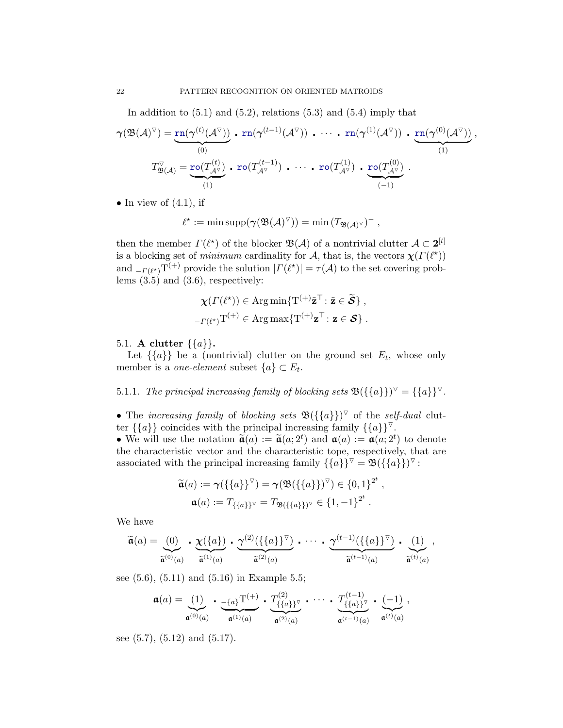In addition to (5.1) and (5.2), relations (5.3) and (5.4) imply that

$$\boldsymbol{\gamma}(\mathfrak{B}(\mathcal{A})^{\triangledown}) = \underbrace{\mathtt{rn}(\boldsymbol{\gamma}^{(t)}(\mathcal{A}^{\triangledown}))}_{(0)} \,\centerdot\, \mathtt{rn}(\boldsymbol{\gamma}^{(t-1)}(\mathcal{A}^{\triangledown})) \,\centerdot\, \cdots \,\centerdot\, \mathtt{rn}(\boldsymbol{\gamma}^{(1)}(\mathcal{A}^{\triangledown})) \,\centerdot\, \underbrace{\mathtt{rn}(\boldsymbol{\gamma}^{(0)}(\mathcal{A}^{\triangledown}))}_{(1)} ,$$

$$T^{\triangledown}_{\mathfrak{B}(\mathcal{A})} = \underbrace{\mathtt{ro}(T^{(t)}_{\mathcal{A}^{\triangledown}})}_{(1)} \,\centerdot\, \mathtt{ro}(T^{(t-1)}_{\mathcal{A}^{\triangledown}}) \,\centerdot\, \cdots \,\centerdot\, \mathtt{ro}(T^{(1)}_{\mathcal{A}^{\triangledown}}) \,\centerdot\, \underbrace{\mathtt{ro}(T^{(0)}_{\mathcal{A}^{\triangledown}})}_{(-1)} .$$

- In view of (4.1), if

$$\ell^{\star} := \min \operatorname{supp}(\boldsymbol{\gamma}(\mathfrak{B}(\mathcal{A})^{\triangledown})) = \min \left(T_{\mathfrak{B}(\mathcal{A})^{\triangledown}}\right)^{-} ,$$

then the member $\mathit{\Gamma}(\ell^{\star})$ of the blocker $\mathfrak{B}(\mathcal{A})$ of a nontrivial clutter $\mathcal{A} \subset \mathbf{2}^{[t]}$ is a blocking set of *minimum* cardinality for $\mathcal{A}$, that is, the vectors $\boldsymbol{\chi}(\mathit{\Gamma}(\ell^{\star}))$ and ${}_{-\mathit{\Gamma}(\ell^{\star})}\mathrm{T}^{(+)}$ provide the solution $|\mathit{\Gamma}(\ell^{\star})| = \tau(\mathcal{A})$ to the set covering problems (3.5) and (3.6), respectively:

$$\boldsymbol{\chi}(\mathit{\Gamma}(\ell^{\star})) \in \operatorname{Arg\,min}\{\mathrm{T}^{(+)}\tilde{\mathbf{z}}^{\top} : \tilde{\mathbf{z}} \in \widetilde{\boldsymbol{\mathcal{S}}}\} ,$$

$${}_{-\mathit{\Gamma}(\ell^{\star})}\mathrm{T}^{(+)} \in \operatorname{Arg\,max}\{\mathrm{T}^{(+)}\mathbf{z}^{\top} : \mathbf{z} \in \boldsymbol{\mathcal{S}}\} .$$

## 5.1. A clutter $\{\{a\}\}$.

Let $\{\{a\}\}$ be a (nontrivial) clutter on the ground set $E_t$, whose only member is a *one-element* subset $\{a\} \subset E_t$.

### 5.1.1. *The principal increasing family of blocking sets* $\mathfrak{B}(\{\{a\}\})^{\triangledown} = \{\{a\}\}^{\triangledown}$.

- The *increasing family* of *blocking sets* $\mathfrak{B}(\{\{a\}\})^{\triangledown}$ of the *self-dual* clutter $\{\{a\}\}$ coincides with the principal increasing family $\{\{a\}\}^{\triangledown}$.
- We will use the notation $\widetilde{\mathfrak{a}}(a) := \widetilde{\mathfrak{a}}(a; 2^t)$ and $\mathfrak{a}(a) := \mathfrak{a}(a; 2^t)$ to denote the characteristic vector and the characteristic tope, respectively, that are associated with the principal increasing family $\{\{a\}\}^{\triangledown} = \mathfrak{B}(\{\{a\}\})^{\triangledown}$ :

$$\widetilde{\mathfrak{a}}(a) := \boldsymbol{\gamma}(\{\{a\}\}^{\triangledown}) = \boldsymbol{\gamma}(\mathfrak{B}(\{\{a\}\})^{\triangledown}) \in \{0,1\}^{2^t} ,$$

$$\mathfrak{a}(a) := T_{\{\{a\}\}^{\triangledown}} = T_{\mathfrak{B}(\{\{a\}\})^{\triangledown}} \in \{1,-1\}^{2^t} .$$

We have

$$\widetilde{\mathfrak{a}}(a) = \underbrace{(0)}_{\widetilde{\mathfrak{a}}^{(0)}(a)} \,\centerdot\, \underbrace{\boldsymbol{\chi}(\{a\})}_{\widetilde{\mathfrak{a}}^{(1)}(a)} \,\centerdot\, \underbrace{\boldsymbol{\gamma}^{(2)}(\{\{a\}\}^{\triangledown})}_{\widetilde{\mathfrak{a}}^{(2)}(a)} \,\centerdot\, \cdots \,\centerdot\, \underbrace{\boldsymbol{\gamma}^{(t-1)}(\{\{a\}\}^{\triangledown})}_{\widetilde{\mathfrak{a}}^{(t-1)}(a)} \,\centerdot\, \underbrace{(1)}_{\widetilde{\mathfrak{a}}^{(t)}(a)} ,$$

see (5.6), (5.11) and (5.16) in Example 5.5;

$$\mathfrak{a}(a) = \underbrace{(1)}_{\mathfrak{a}^{(0)}(a)} \,\centerdot\, \underbrace{{}_{-\{a\}}\mathrm{T}^{(+)}}_{\mathfrak{a}^{(1)}(a)} \,\centerdot\, \underbrace{T^{(2)}_{\{\{a\}\}^{\triangledown}}}_{\mathfrak{a}^{(2)}(a)} \,\centerdot\, \cdots \,\centerdot\, \underbrace{T^{(t-1)}_{\{\{a\}\}^{\triangledown}}}_{\mathfrak{a}^{(t-1)}(a)} \,\centerdot\, \underbrace{(-1)}_{\mathfrak{a}^{(t)}(a)} ,$$

see (5.7), (5.12) and (5.17).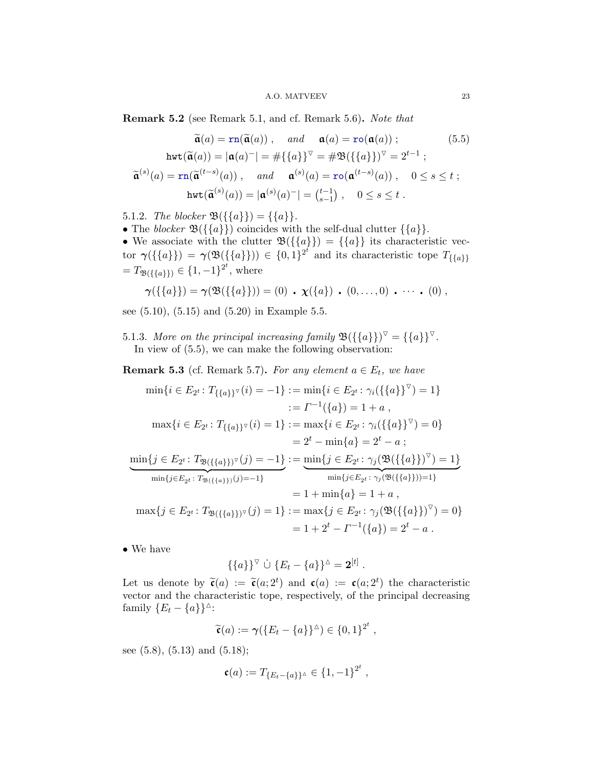**Remark 5.2** (see Remark 5.1, and cf. Remark 5.6)**.** *Note that*

$$\widetilde{\mathfrak{a}}(a)=\mathtt{rn}(\widetilde{\mathfrak{a}}(a))\;, \quad \textit{and} \quad \mathfrak{a}(a)=\mathtt{ro}(\mathfrak{a}(a))\;; \tag{5.5}$$

$$\mathtt{hwt}(\widetilde{\mathfrak{a}}(a))=|\mathfrak{a}(a)^-|=\#\{\{a\}\}^{\triangledown}=\#\mathfrak{B}(\{\{a\}\})^{\triangledown}=2^{t-1}\;;$$

$$\widetilde{\mathfrak{a}}^{(s)}(a)=\mathtt{rn}(\widetilde{\mathfrak{a}}^{(t-s)}(a))\;, \quad \textit{and} \quad \mathfrak{a}^{(s)}(a)=\mathtt{ro}(\mathfrak{a}^{(t-s)}(a))\;, \quad 0\le s\le t\;;$$

$$\mathtt{hwt}(\widetilde{\mathfrak{a}}^{(s)}(a))=|\mathfrak{a}^{(s)}(a)^-|=\tbinom{t-1}{s-1}\;, \quad 0\le s\le t\;.$$

5.1.2. *The blocker* $\mathfrak{B}(\{\{a\}\})=\{\{a\}\}$.

- The *blocker* $\mathfrak{B}(\{\{a\}\})$ coincides with the self-dual clutter $\{\{a\}\}$.
- We associate with the clutter $\mathfrak{B}(\{\{a\}\})=\{\{a\}\}$ its characteristic vector $\boldsymbol{\gamma}(\{\{a\}\})=\boldsymbol{\gamma}(\mathfrak{B}(\{\{a\}\}))\in\{0,1\}^{2^t}$ and its characteristic tope $T_{\{\{a\}\}}=T_{\mathfrak{B}(\{\{a\}\})}\in\{1,-1\}^{2^t}$, where

$$\boldsymbol{\gamma}(\{\{a\}\})=\boldsymbol{\gamma}(\mathfrak{B}(\{\{a\}\}))=(0)\ \centerdot\ \boldsymbol{\chi}(\{a\})\ \centerdot\ (0,\ldots,0)\ \centerdot\ \cdots\ \centerdot\ (0)\;,$$

see (5.10), (5.15) and (5.20) in Example 5.5.

5.1.3. *More on the principal increasing family* $\mathfrak{B}(\{\{a\}\})^{\triangledown}=\{\{a\}\}^{\triangledown}$.

In view of (5.5), we can make the following observation:

**Remark 5.3** (cf. Remark 5.7)**.** *For any element* $a\in E_t$*, we have*

$$\begin{aligned}
\min\{i\in E_{2^t}\colon T_{\{\{a\}\}^{\triangledown}}(i)=-1\}&:=\min\{i\in E_{2^t}\colon \gamma_i(\{\{a\}\}^{\triangledown})=1\}\\
&:=\mathit{\Gamma}^{-1}(\{a\})=1+a\;,\\
\max\{i\in E_{2^t}\colon T_{\{\{a\}\}^{\triangledown}}(i)=1\}&:=\max\{i\in E_{2^t}\colon \gamma_i(\{\{a\}\}^{\triangledown})=0\}\\
&=2^t-\min\{a\}=2^t-a\;;\\
\underbrace{\min\{j\in E_{2^t}\colon T_{\mathfrak{B}(\{\{a\}\})^{\triangledown}}(j)=-1\}}_{\min\{j\in E_{2^t}\colon T_{\mathfrak{B}(\{\{a\}\})}(j)=-1\}}&:=\underbrace{\min\{j\in E_{2^t}\colon \gamma_j(\mathfrak{B}(\{\{a\}\})^{\triangledown})=1\}}_{\min\{j\in E_{2^t}\colon \gamma_j(\mathfrak{B}(\{\{a\}\}))=1\}}\\
&=1+\min\{a\}=1+a\;,\\
\max\{j\in E_{2^t}\colon T_{\mathfrak{B}(\{\{a\}\})^{\triangledown}}(j)=1\}&:=\max\{j\in E_{2^t}\colon \gamma_j(\mathfrak{B}(\{\{a\}\})^{\triangledown})=0\}\\
&=1+2^t-\mathit{\Gamma}^{-1}(\{a\})=2^t-a\;.
\end{aligned}$$

- We have

$$\{\{a\}\}^{\triangledown}\ \dot\cup\ \{E_t-\{a\}\}^{\vartriangle}=\mathbf{2}^{[t]}\;.$$

Let us denote by $\widetilde{\mathfrak{c}}(a):=\widetilde{\mathfrak{c}}(a;2^t)$ and $\mathfrak{c}(a):=\mathfrak{c}(a;2^t)$ the characteristic vector and the characteristic tope, respectively, of the principal decreasing family $\{E_t-\{a\}\}^{\vartriangle}$:

$$\widetilde{\mathfrak{c}}(a):=\boldsymbol{\gamma}(\{E_t-\{a\}\}^{\vartriangle})\in\{0,1\}^{2^t}\;,$$

see (5.8), (5.13) and (5.18);

$$\mathfrak{c}(a):=T_{\{E_t-\{a\}\}^{\vartriangle}}\in\{1,-1\}^{2^t}\;,$$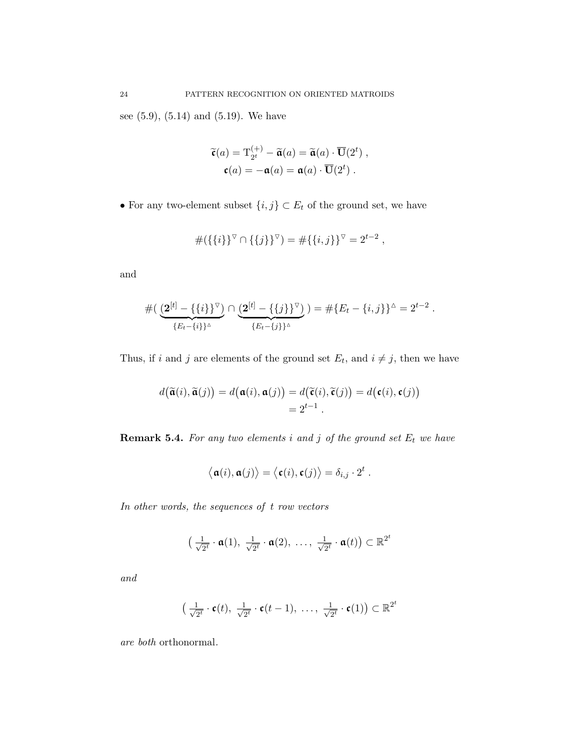see (5.9), (5.14) and (5.19). We have

$$
\widetilde{\mathfrak{c}}(a) = \mathrm{T}^{(+)}_{2^t} - \widetilde{\mathfrak{a}}(a) = \widetilde{\mathfrak{a}}(a) \cdot \overline{\mathbf{U}}(2^t) \; ,
$$
$$
\mathfrak{c}(a) = -\mathfrak{a}(a) = \mathfrak{a}(a) \cdot \overline{\mathbf{U}}(2^t) \; .
$$

• For any two-element subset $\{i,j\} \subset E_t$ of the ground set, we have

$$
\#(\{\{i\}\}^{\triangledown} \cap \{\{j\}\}^{\triangledown}) = \#\{\{i,j\}\}^{\triangledown} = 2^{t-2} \; ,
$$

and

$$
\#(\underbrace{(\mathbf{2}^{[t]} - \{\{i\}\}^{\triangledown})}_{\{E_t - \{i\}\}^{\vartriangle}} \cap \underbrace{(\mathbf{2}^{[t]} - \{\{j\}\}^{\triangledown})}_{\{E_t - \{j\}\}^{\vartriangle}} ) = \#\{E_t - \{i,j\}\}^{\vartriangle} = 2^{t-2} \; .
$$

Thus, if $i$ and $j$ are elements of the ground set $E_t$, and $i \neq j$, then we have

$$
\begin{aligned}
d\big(\widetilde{\mathfrak{a}}(i), \widetilde{\mathfrak{a}}(j)\big) = d\big(\mathfrak{a}(i), \mathfrak{a}(j)\big) = d\big(\widetilde{\mathfrak{c}}(i), \widetilde{\mathfrak{c}}(j)\big) &= d\big(\mathfrak{c}(i), \mathfrak{c}(j)\big) \\
&= 2^{t-1} \; .
\end{aligned}
$$

**Remark 5.4.** *For any two elements $i$ and $j$ of the ground set $E_t$ we have*

$$
\big\langle \mathfrak{a}(i), \mathfrak{a}(j) \big\rangle = \big\langle \mathfrak{c}(i), \mathfrak{c}(j) \big\rangle = \delta_{i,j} \cdot 2^t \; .
$$

*In other words, the sequences of $t$ row vectors*

$$
\big( \tfrac{1}{\sqrt{2^t}} \cdot \mathfrak{a}(1), \; \tfrac{1}{\sqrt{2^t}} \cdot \mathfrak{a}(2), \; \ldots, \; \tfrac{1}{\sqrt{2^t}} \cdot \mathfrak{a}(t) \big) \subset \mathbb{R}^{2^t}
$$

*and*

$$
\big( \tfrac{1}{\sqrt{2^t}} \cdot \mathfrak{c}(t), \; \tfrac{1}{\sqrt{2^t}} \cdot \mathfrak{c}(t-1), \; \ldots, \; \tfrac{1}{\sqrt{2^t}} \cdot \mathfrak{c}(1) \big) \subset \mathbb{R}^{2^t}
$$

*are both* orthonormal.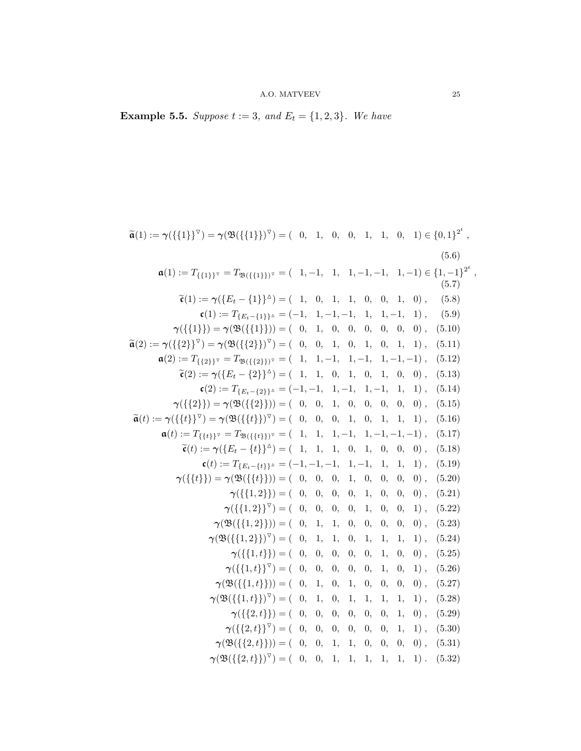**Example 5.5.** *Suppose $t := 3$, and $E_t = \{1, 2, 3\}$. We have*

$$\widetilde{\mathfrak{a}}(1) := \boldsymbol{\gamma}(\{\{1\}\}^{\triangledown}) = \boldsymbol{\gamma}(\mathfrak{B}(\{\{1\}\})^{\triangledown}) = (\ \ 0,\ \ 1,\ \ 0,\ \ 0,\ \ 1,\ \ 1,\ \ 0,\ \ 1) \in \{0,1\}^{2^t}\ , \tag{5.6}$$

$$\mathfrak{a}(1) := T_{\{\{1\}\}^{\triangledown}} = T_{\mathfrak{B}(\{\{1\}\})^{\triangledown}} = (\ \ 1, -1,\ \ 1,\ \ 1, -1, -1,\ \ 1, -1) \in \{1,-1\}^{2^t}\ , \tag{5.7}$$

$$\widetilde{\mathfrak{c}}(1) := \boldsymbol{\gamma}(\{E_t - \{1\}\}^{\vartriangle}) = (\ \ 1,\ \ 0,\ \ 1,\ \ 1,\ \ 0,\ \ 0,\ \ 1,\ \ 0)\ , \tag{5.8}$$

$$\mathfrak{c}(1) := T_{\{E_t - \{1\}\}^{\vartriangle}} = (-1,\ \ 1, -1, -1,\ \ 1,\ \ 1, -1,\ \ 1)\ , \tag{5.9}$$

$$\boldsymbol{\gamma}(\{\{1\}\}) = \boldsymbol{\gamma}(\mathfrak{B}(\{\{1\}\})) = (\ \ 0,\ \ 1,\ \ 0,\ \ 0,\ \ 0,\ \ 0,\ \ 0,\ \ 0)\ , \tag{5.10}$$

$$\widetilde{\mathfrak{a}}(2) := \boldsymbol{\gamma}(\{\{2\}\}^{\triangledown}) = \boldsymbol{\gamma}(\mathfrak{B}(\{\{2\}\})^{\triangledown}) = (\ \ 0,\ \ 0,\ \ 1,\ \ 0,\ \ 1,\ \ 0,\ \ 1,\ \ 1)\ , \tag{5.11}$$

$$\mathfrak{a}(2) := T_{\{\{2\}\}^{\triangledown}} = T_{\mathfrak{B}(\{\{2\}\})^{\triangledown}} = (\ \ 1,\ \ 1, -1,\ \ 1, -1,\ \ 1, -1, -1)\ , \tag{5.12}$$

$$\widetilde{\mathfrak{c}}(2) := \boldsymbol{\gamma}(\{E_t - \{2\}\}^{\vartriangle}) = (\ \ 1,\ \ 1,\ \ 0,\ \ 1,\ \ 0,\ \ 1,\ \ 0,\ \ 0)\ , \tag{5.13}$$

$$\mathfrak{c}(2) := T_{\{E_t - \{2\}\}^{\vartriangle}} = (-1, -1,\ \ 1, -1,\ \ 1, -1,\ \ 1,\ \ 1)\ , \tag{5.14}$$

$$\boldsymbol{\gamma}(\{\{2\}\}) = \boldsymbol{\gamma}(\mathfrak{B}(\{\{2\}\})) = (\ \ 0,\ \ 0,\ \ 1,\ \ 0,\ \ 0,\ \ 0,\ \ 0,\ \ 0)\ , \tag{5.15}$$

$$\widetilde{\mathfrak{a}}(t) := \boldsymbol{\gamma}(\{\{t\}\}^{\triangledown}) = \boldsymbol{\gamma}(\mathfrak{B}(\{\{t\}\})^{\triangledown}) = (\ \ 0,\ \ 0,\ \ 0,\ \ 1,\ \ 0,\ \ 1,\ \ 1,\ \ 1)\ , \tag{5.16}$$

$$\mathfrak{a}(t) := T_{\{\{t\}\}^{\triangledown}} = T_{\mathfrak{B}(\{\{t\}\})^{\triangledown}} = (\ \ 1,\ \ 1,\ \ 1, -1,\ \ 1, -1, -1, -1)\ , \tag{5.17}$$

$$\widetilde{\mathfrak{c}}(t) := \boldsymbol{\gamma}(\{E_t - \{t\}\}^{\vartriangle}) = (\ \ 1,\ \ 1,\ \ 1,\ \ 0,\ \ 1,\ \ 0,\ \ 0,\ \ 0)\ , \tag{5.18}$$

$$\mathfrak{c}(t) := T_{\{E_t - \{t\}\}^{\vartriangle}} = (-1, -1, -1,\ \ 1, -1,\ \ 1,\ \ 1,\ \ 1)\ , \tag{5.19}$$

$$\boldsymbol{\gamma}(\{\{t\}\}) = \boldsymbol{\gamma}(\mathfrak{B}(\{\{t\}\})) = (\ \ 0,\ \ 0,\ \ 0,\ \ 1,\ \ 0,\ \ 0,\ \ 0,\ \ 0)\ , \tag{5.20}$$

$$\boldsymbol{\gamma}(\{\{1,2\}\}) = (\ \ 0,\ \ 0,\ \ 0,\ \ 0,\ \ 1,\ \ 0,\ \ 0,\ \ 0)\ , \tag{5.21}$$

$$\boldsymbol{\gamma}(\{\{1,2\}\}^{\triangledown}) = (\ \ 0,\ \ 0,\ \ 0,\ \ 0,\ \ 1,\ \ 0,\ \ 0,\ \ 1)\ , \tag{5.22}$$

$$\boldsymbol{\gamma}(\mathfrak{B}(\{\{1,2\}\})) = (\ \ 0,\ \ 1,\ \ 1,\ \ 0,\ \ 0,\ \ 0,\ \ 0,\ \ 0)\ , \tag{5.23}$$

$$\boldsymbol{\gamma}(\mathfrak{B}(\{\{1,2\}\})^{\triangledown}) = (\ \ 0,\ \ 1,\ \ 1,\ \ 0,\ \ 1,\ \ 1,\ \ 1,\ \ 1)\ , \tag{5.24}$$

$$\boldsymbol{\gamma}(\{\{1,t\}\}) = (\ \ 0,\ \ 0,\ \ 0,\ \ 0,\ \ 0,\ \ 1,\ \ 0,\ \ 0)\ , \tag{5.25}$$

$$\boldsymbol{\gamma}(\{\{1,t\}\}^{\triangledown}) = (\ \ 0,\ \ 0,\ \ 0,\ \ 0,\ \ 0,\ \ 1,\ \ 0,\ \ 1)\ , \tag{5.26}$$

$$\boldsymbol{\gamma}(\mathfrak{B}(\{\{1,t\}\})) = (\ \ 0,\ \ 1,\ \ 0,\ \ 1,\ \ 0,\ \ 0,\ \ 0,\ \ 0)\ , \tag{5.27}$$

$$\boldsymbol{\gamma}(\mathfrak{B}(\{\{1,t\}\})^{\triangledown}) = (\ \ 0,\ \ 1,\ \ 0,\ \ 1,\ \ 1,\ \ 1,\ \ 1,\ \ 1)\ , \tag{5.28}$$

$$\boldsymbol{\gamma}(\{\{2,t\}\}) = (\ \ 0,\ \ 0,\ \ 0,\ \ 0,\ \ 0,\ \ 0,\ \ 1,\ \ 0)\ , \tag{5.29}$$

$$\boldsymbol{\gamma}(\{\{2,t\}\}^{\triangledown}) = (\ \ 0,\ \ 0,\ \ 0,\ \ 0,\ \ 0,\ \ 0,\ \ 1,\ \ 1)\ , \tag{5.30}$$

$$\boldsymbol{\gamma}(\mathfrak{B}(\{\{2,t\}\})) = (\ \ 0,\ \ 0,\ \ 1,\ \ 1,\ \ 0,\ \ 0,\ \ 0,\ \ 0)\ , \tag{5.31}$$

$$\boldsymbol{\gamma}(\mathfrak{B}(\{\{2,t\}\})^{\triangledown}) = (\ \ 0,\ \ 0,\ \ 1,\ \ 1,\ \ 1,\ \ 1,\ \ 1,\ \ 1)\ . \tag{5.32}$$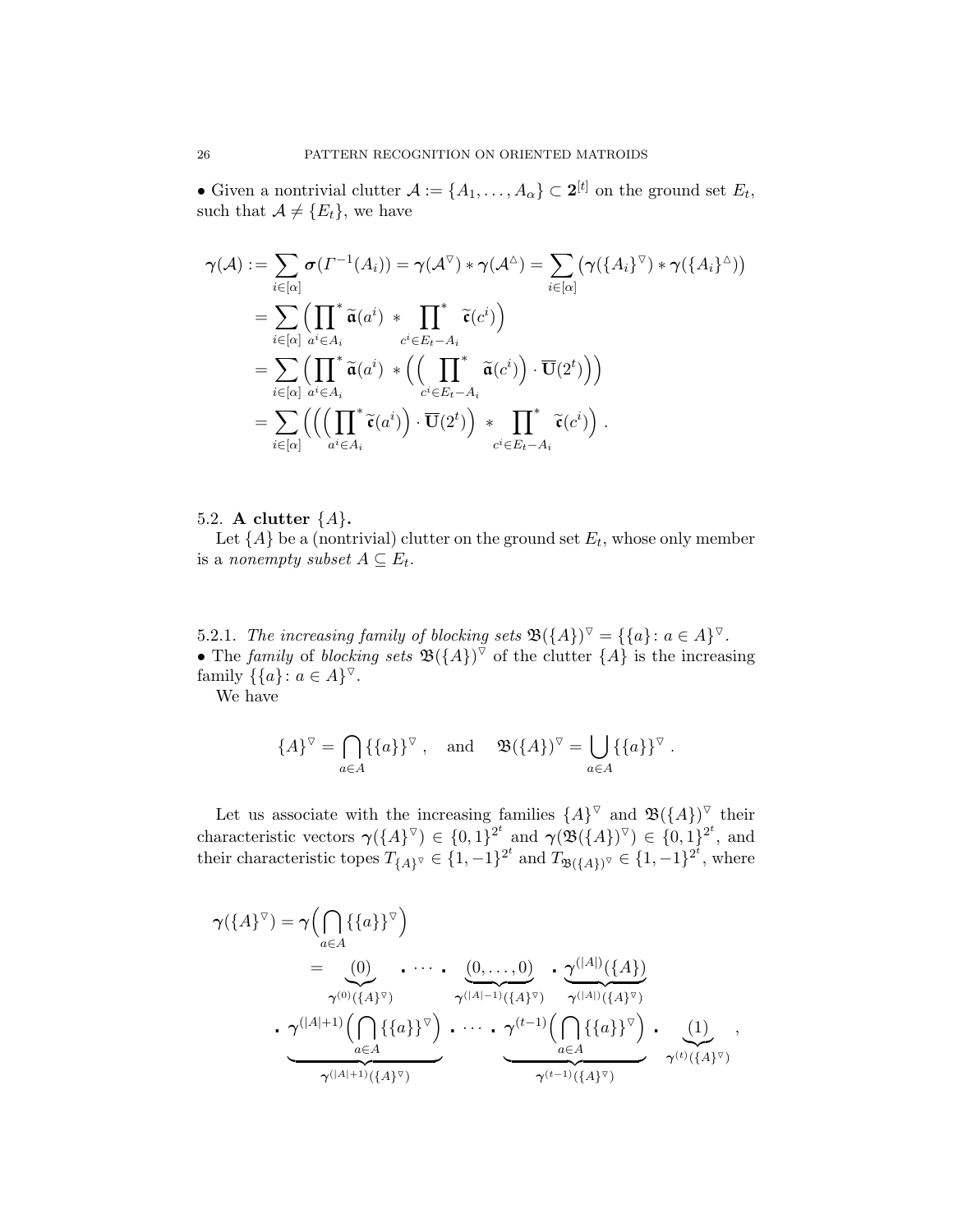• Given a nontrivial clutter $\mathcal{A} := \{A_1, \ldots, A_\alpha\} \subset \mathbf{2}^{[t]}$ on the ground set $E_t$, such that $\mathcal{A} \neq \{E_t\}$, we have

$$
\begin{aligned}
\boldsymbol{\gamma}(\mathcal{A}) &:= \sum_{i \in [\alpha]} \boldsymbol{\sigma}(\mathit{\Gamma}^{-1}(A_i)) = \boldsymbol{\gamma}(\mathcal{A}^{\triangledown}) * \boldsymbol{\gamma}(\mathcal{A}^{\vartriangle}) = \sum_{i \in [\alpha]} \bigl(\boldsymbol{\gamma}(\{A_i\}^{\triangledown}) * \boldsymbol{\gamma}(\{A_i\}^{\vartriangle})\bigr) \\
&= \sum_{i \in [\alpha]} \Bigl( \prod^{*}_{a^i \in A_i} \widetilde{\mathfrak{a}}(a^i) \ * \prod^{*}_{c^i \in E_t - A_i} \widetilde{\mathfrak{c}}(c^i) \Bigr) \\
&= \sum_{i \in [\alpha]} \Bigl( \prod^{*}_{a^i \in A_i} \widetilde{\mathfrak{a}}(a^i) \ * \Bigl( \Bigl( \prod^{*}_{c^i \in E_t - A_i} \widetilde{\mathfrak{a}}(c^i) \Bigr) \cdot \overline{\mathbf{U}}(2^t) \Bigr) \Bigr) \\
&= \sum_{i \in [\alpha]} \Bigl( \Bigl( \Bigl( \prod^{*}_{a^i \in A_i} \widetilde{\mathfrak{c}}(a^i) \Bigr) \cdot \overline{\mathbf{U}}(2^t) \Bigr) \ * \prod^{*}_{c^i \in E_t - A_i} \widetilde{\mathfrak{c}}(c^i) \Bigr) \ .
\end{aligned}
$$

## 5.2. A clutter $\{A\}$.

Let $\{A\}$ be a (nontrivial) clutter on the ground set $E_t$, whose only member is a *nonempty subset* $A \subseteq E_t$.

5.2.1. *The increasing family of blocking sets* $\mathfrak{B}(\{A\})^{\triangledown} = \{\{a\} \colon a \in A\}^{\triangledown}$.

• The *family* of *blocking sets* $\mathfrak{B}(\{A\})^{\triangledown}$ of the clutter $\{A\}$ is the increasing family $\{\{a\} \colon a \in A\}^{\triangledown}$.

We have

$$
\{A\}^{\triangledown} = \bigcap_{a \in A} \{\{a\}\}^{\triangledown} \ , \quad \text{and} \quad \mathfrak{B}(\{A\})^{\triangledown} = \bigcup_{a \in A} \{\{a\}\}^{\triangledown} \ .
$$

Let us associate with the increasing families $\{A\}^{\triangledown}$ and $\mathfrak{B}(\{A\})^{\triangledown}$ their characteristic vectors $\boldsymbol{\gamma}(\{A\}^{\triangledown}) \in \{0,1\}^{2^t}$ and $\boldsymbol{\gamma}(\mathfrak{B}(\{A\})^{\triangledown}) \in \{0,1\}^{2^t}$, and their characteristic topes $T_{\{A\}^{\triangledown}} \in \{1,-1\}^{2^t}$ and $T_{\mathfrak{B}(\{A\})^{\triangledown}} \in \{1,-1\}^{2^t}$, where

$$
\begin{aligned}
\boldsymbol{\gamma}(\{A\}^{\triangledown}) &= \boldsymbol{\gamma}\Bigl( \bigcap_{a \in A} \{\{a\}\}^{\triangledown} \Bigr) \\
&= \underbrace{(0)}_{\boldsymbol{\gamma}^{(0)}(\{A\}^{\triangledown})} \ \boldsymbol{.} \cdots \boldsymbol{.} \ \underbrace{(0, \ldots, 0)}_{\boldsymbol{\gamma}^{(|A|-1)}(\{A\}^{\triangledown})} \ \boldsymbol{.} \ \underbrace{\boldsymbol{\gamma}^{(|A|)}(\{A\})}_{\boldsymbol{\gamma}^{(|A|)}(\{A\}^{\triangledown})} \\
&\boldsymbol{.} \ \underbrace{\boldsymbol{\gamma}^{(|A|+1)}\Bigl( \bigcap_{a \in A} \{\{a\}\}^{\triangledown} \Bigr)}_{\boldsymbol{\gamma}^{(|A|+1)}(\{A\}^{\triangledown})} \ \boldsymbol{.} \cdots \boldsymbol{.} \ \underbrace{\boldsymbol{\gamma}^{(t-1)}\Bigl( \bigcap_{a \in A} \{\{a\}\}^{\triangledown} \Bigr)}_{\boldsymbol{\gamma}^{(t-1)}(\{A\}^{\triangledown})} \ \boldsymbol{.} \ \underbrace{(1)}_{\boldsymbol{\gamma}^{(t)}(\{A\}^{\triangledown})} \ ,
\end{aligned}
$$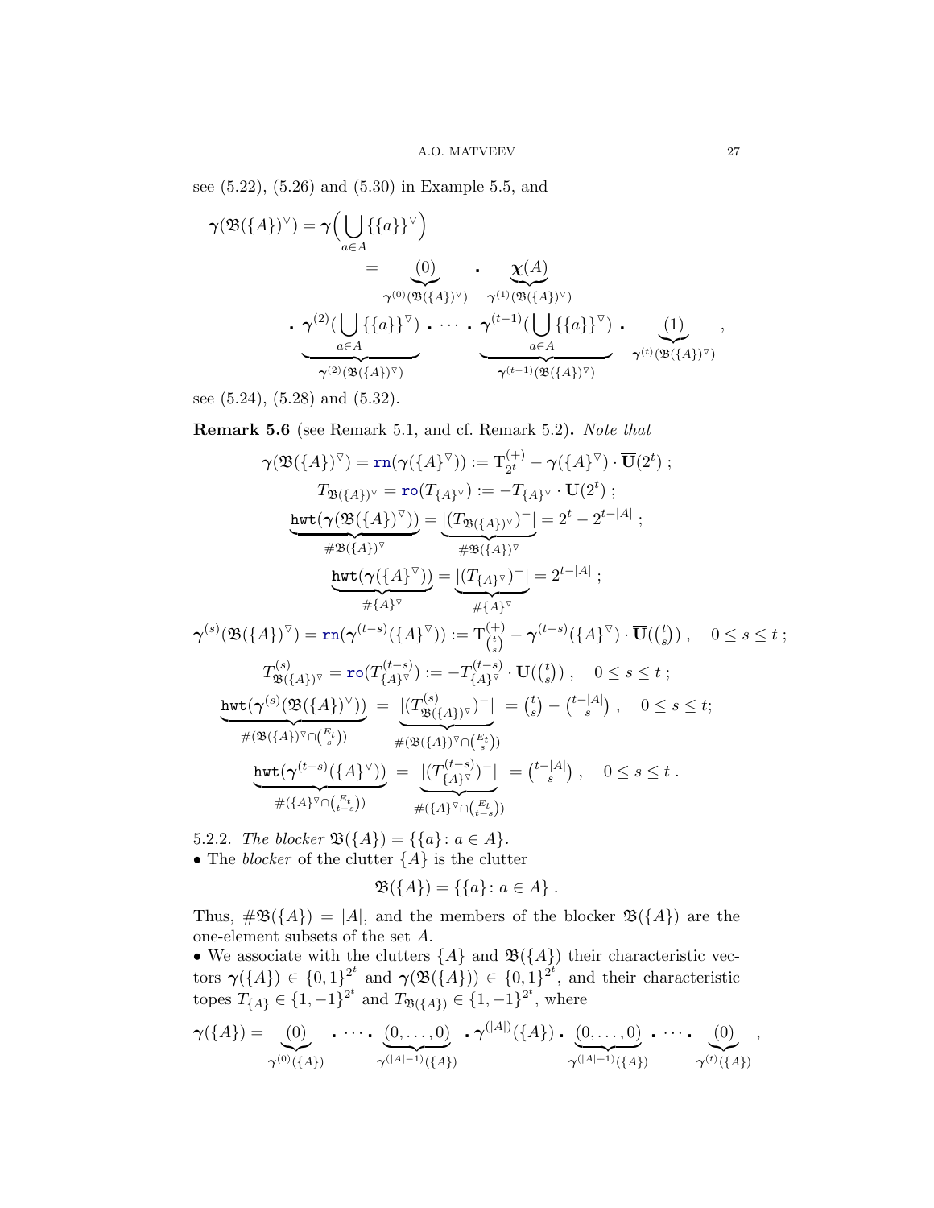see (5.22), (5.26) and (5.30) in Example 5.5, and

$$
\begin{aligned}
\boldsymbol{\gamma}(\mathfrak{B}(\{A\})^{\triangledown}) = \boldsymbol{\gamma}\Big(\bigcup_{a\in A}\{\{a\}\}^{\triangledown}\Big) \\
= \underbrace{(0)}_{\boldsymbol{\gamma}^{(0)}(\mathfrak{B}(\{A\})^{\triangledown})} \ \centerdot \ \underbrace{\boldsymbol{\chi}(A)}_{\boldsymbol{\gamma}^{(1)}(\mathfrak{B}(\{A\})^{\triangledown})} \\
\centerdot \ \underbrace{\boldsymbol{\gamma}^{(2)}\big(\bigcup_{a\in A}\{\{a\}\}^{\triangledown}\big)}_{\boldsymbol{\gamma}^{(2)}(\mathfrak{B}(\{A\})^{\triangledown})} \ \centerdot \ \cdots \ \centerdot \ \underbrace{\boldsymbol{\gamma}^{(t-1)}\big(\bigcup_{a\in A}\{\{a\}\}^{\triangledown}\big)}_{\boldsymbol{\gamma}^{(t-1)}(\mathfrak{B}(\{A\})^{\triangledown})} \ \centerdot \ \underbrace{(1)}_{\boldsymbol{\gamma}^{(t)}(\mathfrak{B}(\{A\})^{\triangledown})} \ ,
\end{aligned}
$$

see (5.24), (5.28) and (5.32).

**Remark 5.6** (see Remark 5.1, and cf. Remark 5.2)**.** *Note that*

$$
\boldsymbol{\gamma}(\mathfrak{B}(\{A\})^{\triangledown}) = \mathtt{rn}(\boldsymbol{\gamma}(\{A\}^{\triangledown})) := \mathrm{T}^{(+)}_{2^t} - \boldsymbol{\gamma}(\{A\}^{\triangledown}) \cdot \overline{\mathbf{U}}(2^t) \ ;
$$

$$
T_{\mathfrak{B}(\{A\})^{\triangledown}} = \mathtt{ro}(T_{\{A\}^{\triangledown}}) := -T_{\{A\}^{\triangledown}} \cdot \overline{\mathbf{U}}(2^t) \ ;
$$

$$
\underbrace{\mathtt{hwt}(\boldsymbol{\gamma}(\mathfrak{B}(\{A\})^{\triangledown}))}_{\#\mathfrak{B}(\{A\})^{\triangledown}} = \underbrace{|(T_{\mathfrak{B}(\{A\})^{\triangledown}})^-|}_{\#\mathfrak{B}(\{A\})^{\triangledown}} = 2^t - 2^{t-|A|} \ ;
$$

$$
\underbrace{\mathtt{hwt}(\boldsymbol{\gamma}(\{A\}^{\triangledown}))}_{\#\{A\}^{\triangledown}} = \underbrace{|(T_{\{A\}^{\triangledown}})^-|}_{\#\{A\}^{\triangledown}} = 2^{t-|A|} \ ;
$$

$$
\boldsymbol{\gamma}^{(s)}(\mathfrak{B}(\{A\})^{\triangledown}) = \mathtt{rn}(\boldsymbol{\gamma}^{(t-s)}(\{A\}^{\triangledown})) := \mathrm{T}^{(+)}_{\binom{t}{s}} - \boldsymbol{\gamma}^{(t-s)}(\{A\}^{\triangledown}) \cdot \overline{\mathbf{U}}(\tbinom{t}{s}) \ , \quad 0 \leq s \leq t \ ;
$$

$$
T^{(s)}_{\mathfrak{B}(\{A\})^{\triangledown}} = \mathtt{ro}(T^{(t-s)}_{\{A\}^{\triangledown}}) := -T^{(t-s)}_{\{A\}^{\triangledown}} \cdot \overline{\mathbf{U}}(\tbinom{t}{s}) \ , \quad 0 \leq s \leq t \ ;
$$

$$
\underbrace{\mathtt{hwt}(\boldsymbol{\gamma}^{(s)}(\mathfrak{B}(\{A\})^{\triangledown}))}_{\#(\mathfrak{B}(\{A\})^{\triangledown}\cap\binom{E_t}{s})} \ = \ \underbrace{|(T^{(s)}_{\mathfrak{B}(\{A\})^{\triangledown}})^-|}_{\#(\mathfrak{B}(\{A\})^{\triangledown}\cap\binom{E_t}{s})} \ = \tbinom{t}{s} - \tbinom{t-|A|}{s} \ , \quad 0 \leq s \leq t;
$$

$$
\underbrace{\mathtt{hwt}(\boldsymbol{\gamma}^{(t-s)}(\{A\}^{\triangledown}))}_{\#(\{A\}^{\triangledown}\cap\binom{E_t}{t-s})} \ = \ \underbrace{|(T^{(t-s)}_{\{A\}^{\triangledown}})^-|}_{\#(\{A\}^{\triangledown}\cap\binom{E_t}{t-s})} \ = \tbinom{t-|A|}{s} \ , \quad 0 \leq s \leq t \ .
$$

5.2.2. *The blocker* $\mathfrak{B}(\{A\}) = \{\{a\}\colon a \in A\}$.

• The *blocker* of the clutter $\{A\}$ is the clutter

$$
\mathfrak{B}(\{A\}) = \{\{a\}\colon a \in A\} \ .
$$

Thus, $\#\mathfrak{B}(\{A\}) = |A|$, and the members of the blocker $\mathfrak{B}(\{A\})$ are the one-element subsets of the set $A$.

• We associate with the clutters $\{A\}$ and $\mathfrak{B}(\{A\})$ their characteristic vectors $\boldsymbol{\gamma}(\{A\}) \in \{0,1\}^{2^t}$ and $\boldsymbol{\gamma}(\mathfrak{B}(\{A\})) \in \{0,1\}^{2^t}$, and their characteristic topes $T_{\{A\}} \in \{1,-1\}^{2^t}$ and $T_{\mathfrak{B}(\{A\})} \in \{1,-1\}^{2^t}$, where

$$
\boldsymbol{\gamma}(\{A\}) = \underbrace{(0)}_{\boldsymbol{\gamma}^{(0)}(\{A\})} \ \centerdot \cdots \centerdot \ \underbrace{(0,\ldots,0)}_{\boldsymbol{\gamma}^{(|A|-1)}(\{A\})} \ \centerdot \ \boldsymbol{\gamma}^{(|A|)}(\{A\}) \ \centerdot \ \underbrace{(0,\ldots,0)}_{\boldsymbol{\gamma}^{(|A|+1)}(\{A\})} \ \centerdot \cdots \centerdot \ \underbrace{(0)}_{\boldsymbol{\gamma}^{(t)}(\{A\})} \ ,
$$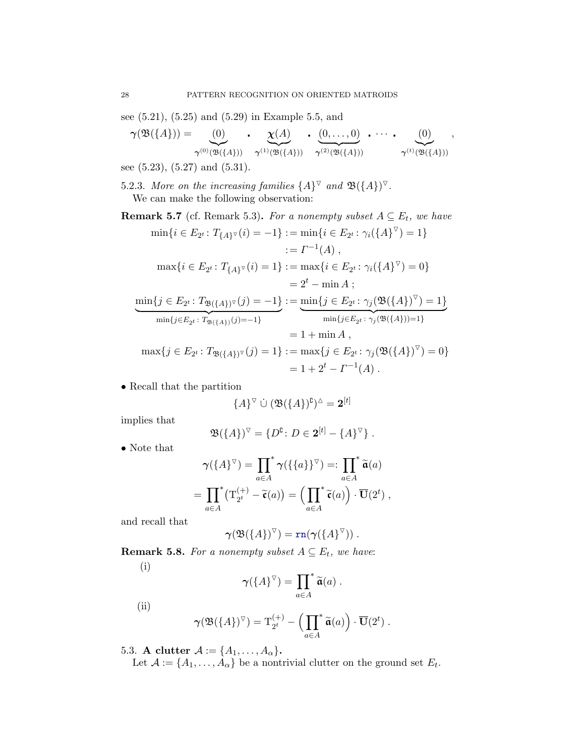see (5.21), (5.25) and (5.29) in Example 5.5, and

$$\boldsymbol{\gamma}(\mathfrak{B}(\{A\})) = \underbrace{(0)}_{\boldsymbol{\gamma}^{(0)}(\mathfrak{B}(\{A\}))} \ \ \mathbf{.} \ \ \underbrace{\boldsymbol{\chi}(A)}_{\boldsymbol{\gamma}^{(1)}(\mathfrak{B}(\{A\}))} \ \ \mathbf{.} \ \ \underbrace{(0,\ldots,0)}_{\boldsymbol{\gamma}^{(2)}(\mathfrak{B}(\{A\}))} \ \mathbf{.} \cdots \mathbf{.} \ \ \underbrace{(0)}_{\boldsymbol{\gamma}^{(t)}(\mathfrak{B}(\{A\}))} \ ,$$

see (5.23), (5.27) and (5.31).

5.2.3. *More on the increasing families $\{A\}^{\triangledown}$ and $\mathfrak{B}(\{A\})^{\triangledown}$.*

We can make the following observation:

**Remark 5.7** (cf. Remark 5.3)**.** *For a nonempty subset $A \subseteq E_t$, we have*

$$\begin{aligned}
\min\{i \in E_{2^t} \colon T_{\{A\}^{\triangledown}}(i) = -1\} &:= \min\{i \in E_{2^t} \colon \gamma_i(\{A\}^{\triangledown}) = 1\} \\
&:= \Gamma^{-1}(A)\ , \\
\max\{i \in E_{2^t} \colon T_{\{A\}^{\triangledown}}(i) = 1\} &:= \max\{i \in E_{2^t} \colon \gamma_i(\{A\}^{\triangledown}) = 0\} \\
&= 2^t - \min A\ ; \\
\underbrace{\min\{j \in E_{2^t} \colon T_{\mathfrak{B}(\{A\})^{\triangledown}}(j) = -1\}}_{\min\{j \in E_{2^t} \colon T_{\mathfrak{B}(\{A\})}(j) = -1\}} &:= \underbrace{\min\{j \in E_{2^t} \colon \gamma_j(\mathfrak{B}(\{A\})^{\triangledown}) = 1\}}_{\min\{j \in E_{2^t} \colon \gamma_j(\mathfrak{B}(\{A\})) = 1\}} \\
&= 1 + \min A\ , \\
\max\{j \in E_{2^t} \colon T_{\mathfrak{B}(\{A\})^{\triangledown}}(j) = 1\} &:= \max\{j \in E_{2^t} \colon \gamma_j(\mathfrak{B}(\{A\})^{\triangledown}) = 0\} \\
&= 1 + 2^t - \Gamma^{-1}(A)\ .
\end{aligned}$$

- Recall that the partition

$$\{A\}^{\triangledown} \ \dot\cup \ (\mathfrak{B}(\{A\})^{\complement})^{\vartriangle} = \mathbf{2}^{[t]}$$

implies that

$$\mathfrak{B}(\{A\})^{\triangledown} = \{D^{\complement} \colon D \in \mathbf{2}^{[t]} - \{A\}^{\triangledown}\}\ .$$

- Note that

$$\begin{aligned}
\boldsymbol{\gamma}(\{A\}^{\triangledown}) &= \prod_{a \in A}{}^{*} \boldsymbol{\gamma}(\{\{a\}\}^{\triangledown}) =: \prod_{a \in A}{}^{*} \widetilde{\mathfrak{a}}(a) \\
&= \prod_{a \in A}{}^{*} \big(\mathrm{T}^{(+)}_{2^t} - \widetilde{\mathfrak{c}}(a)\big) = \Big(\prod_{a \in A}{}^{*} \widetilde{\mathfrak{c}}(a)\Big) \cdot \overline{\mathbf{U}}(2^t)\ ,
\end{aligned}$$

and recall that

$$\boldsymbol{\gamma}(\mathfrak{B}(\{A\})^{\triangledown}) = \mathtt{rn}(\boldsymbol{\gamma}(\{A\}^{\triangledown}))\ .$$

**Remark 5.8.** *For a nonempty subset $A \subseteq E_t$, we have*:

(i)
$$\boldsymbol{\gamma}(\{A\}^{\triangledown}) = \prod_{a \in A}{}^{*} \widetilde{\mathfrak{a}}(a)\ .$$

(ii)
$$\boldsymbol{\gamma}(\mathfrak{B}(\{A\})^{\triangledown}) = \mathrm{T}^{(+)}_{2^t} - \Big(\prod_{a \in A}{}^{*} \widetilde{\mathfrak{a}}(a)\Big) \cdot \overline{\mathbf{U}}(2^t)\ .$$

5.3. **A clutter $\mathcal{A} := \{A_1, \ldots, A_\alpha\}$.**

Let $\mathcal{A} := \{A_1, \ldots, A_\alpha\}$ be a nontrivial clutter on the ground set $E_t$.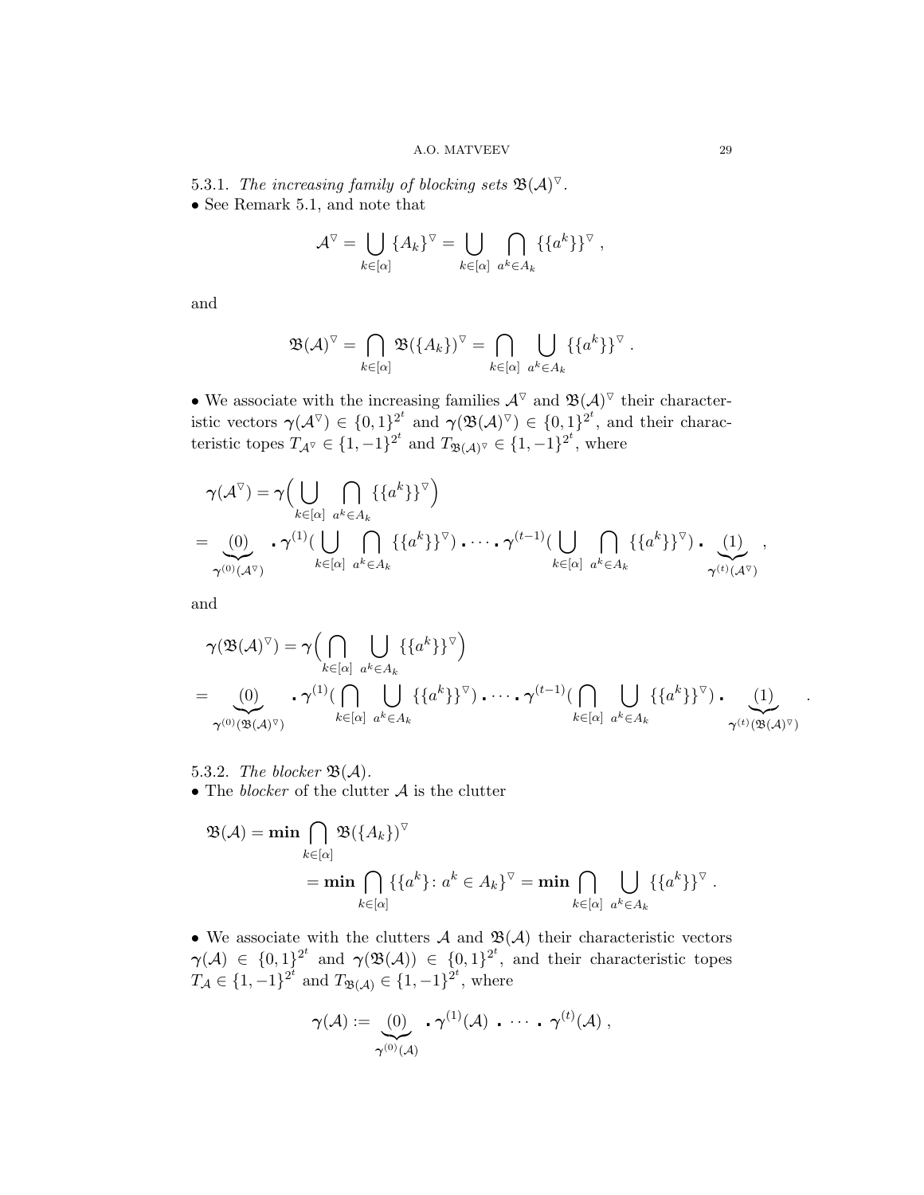5.3.1. *The increasing family of blocking sets* $\mathfrak{B}(\mathcal{A})^{\triangledown}$.

• See Remark 5.1, and note that

$$\mathcal{A}^{\triangledown} = \bigcup_{k\in[\alpha]} \{A_k\}^{\triangledown} = \bigcup_{k\in[\alpha]} \ \bigcap_{a^k\in A_k} \{\{a^k\}\}^{\triangledown} ,$$

and

$$\mathfrak{B}(\mathcal{A})^{\triangledown} = \bigcap_{k\in[\alpha]} \mathfrak{B}(\{A_k\})^{\triangledown} = \bigcap_{k\in[\alpha]} \ \bigcup_{a^k\in A_k} \{\{a^k\}\}^{\triangledown} .$$

• We associate with the increasing families $\mathcal{A}^{\triangledown}$ and $\mathfrak{B}(\mathcal{A})^{\triangledown}$ their characteristic vectors $\boldsymbol{\gamma}(\mathcal{A}^{\triangledown}) \in \{0,1\}^{2^t}$ and $\boldsymbol{\gamma}(\mathfrak{B}(\mathcal{A})^{\triangledown}) \in \{0,1\}^{2^t}$, and their characteristic topes $T_{\mathcal{A}^{\triangledown}} \in \{1,-1\}^{2^t}$ and $T_{\mathfrak{B}(\mathcal{A})^{\triangledown}} \in \{1,-1\}^{2^t}$, where

$$\begin{aligned}
&\boldsymbol{\gamma}(\mathcal{A}^{\triangledown}) = \boldsymbol{\gamma}\Big( \bigcup_{k\in[\alpha]} \ \bigcap_{a^k\in A_k} \{\{a^k\}\}^{\triangledown}\Big) \\
&= \underbrace{(0)}_{\boldsymbol{\gamma}^{(0)}(\mathcal{A}^{\triangledown})} \ . \ \boldsymbol{\gamma}^{(1)}\big( \bigcup_{k\in[\alpha]} \ \bigcap_{a^k\in A_k} \{\{a^k\}\}^{\triangledown}\big) \ . \cdots . \ \boldsymbol{\gamma}^{(t-1)}\big( \bigcup_{k\in[\alpha]} \ \bigcap_{a^k\in A_k} \{\{a^k\}\}^{\triangledown}\big) \ . \underbrace{(1)}_{\boldsymbol{\gamma}^{(t)}(\mathcal{A}^{\triangledown})} ,
\end{aligned}$$

and

$$\begin{aligned}
&\boldsymbol{\gamma}(\mathfrak{B}(\mathcal{A})^{\triangledown}) = \boldsymbol{\gamma}\Big( \bigcap_{k\in[\alpha]} \ \bigcup_{a^k\in A_k} \{\{a^k\}\}^{\triangledown}\Big) \\
&= \underbrace{(0)}_{\boldsymbol{\gamma}^{(0)}(\mathfrak{B}(\mathcal{A})^{\triangledown})} \ . \ \boldsymbol{\gamma}^{(1)}\big( \bigcap_{k\in[\alpha]} \ \bigcup_{a^k\in A_k} \{\{a^k\}\}^{\triangledown}\big) \ . \cdots . \ \boldsymbol{\gamma}^{(t-1)}\big( \bigcap_{k\in[\alpha]} \ \bigcup_{a^k\in A_k} \{\{a^k\}\}^{\triangledown}\big) \ . \underbrace{(1)}_{\boldsymbol{\gamma}^{(t)}(\mathfrak{B}(\mathcal{A})^{\triangledown})} .
\end{aligned}$$

5.3.2. *The blocker* $\mathfrak{B}(\mathcal{A})$.

• The *blocker* of the clutter $\mathcal{A}$ is the clutter

$$\begin{aligned}
\mathfrak{B}(\mathcal{A}) &= \mathbf{min} \bigcap_{k\in[\alpha]} \mathfrak{B}(\{A_k\})^{\triangledown} \\
&= \mathbf{min} \bigcap_{k\in[\alpha]} \{\{a^k\}\colon a^k \in A_k\}^{\triangledown} = \mathbf{min} \bigcap_{k\in[\alpha]} \ \bigcup_{a^k\in A_k} \{\{a^k\}\}^{\triangledown} .
\end{aligned}$$

• We associate with the clutters $\mathcal{A}$ and $\mathfrak{B}(\mathcal{A})$ their characteristic vectors $\boldsymbol{\gamma}(\mathcal{A}) \in \{0,1\}^{2^t}$ and $\boldsymbol{\gamma}(\mathfrak{B}(\mathcal{A})) \in \{0,1\}^{2^t}$, and their characteristic topes $T_{\mathcal{A}} \in \{1,-1\}^{2^t}$ and $T_{\mathfrak{B}(\mathcal{A})} \in \{1,-1\}^{2^t}$, where

$$\boldsymbol{\gamma}(\mathcal{A}) := \underbrace{(0)}_{\boldsymbol{\gamma}^{(0)}(\mathcal{A})} \ . \ \boldsymbol{\gamma}^{(1)}(\mathcal{A}) \ . \ \cdots \ . \ \boldsymbol{\gamma}^{(t)}(\mathcal{A}) ,$$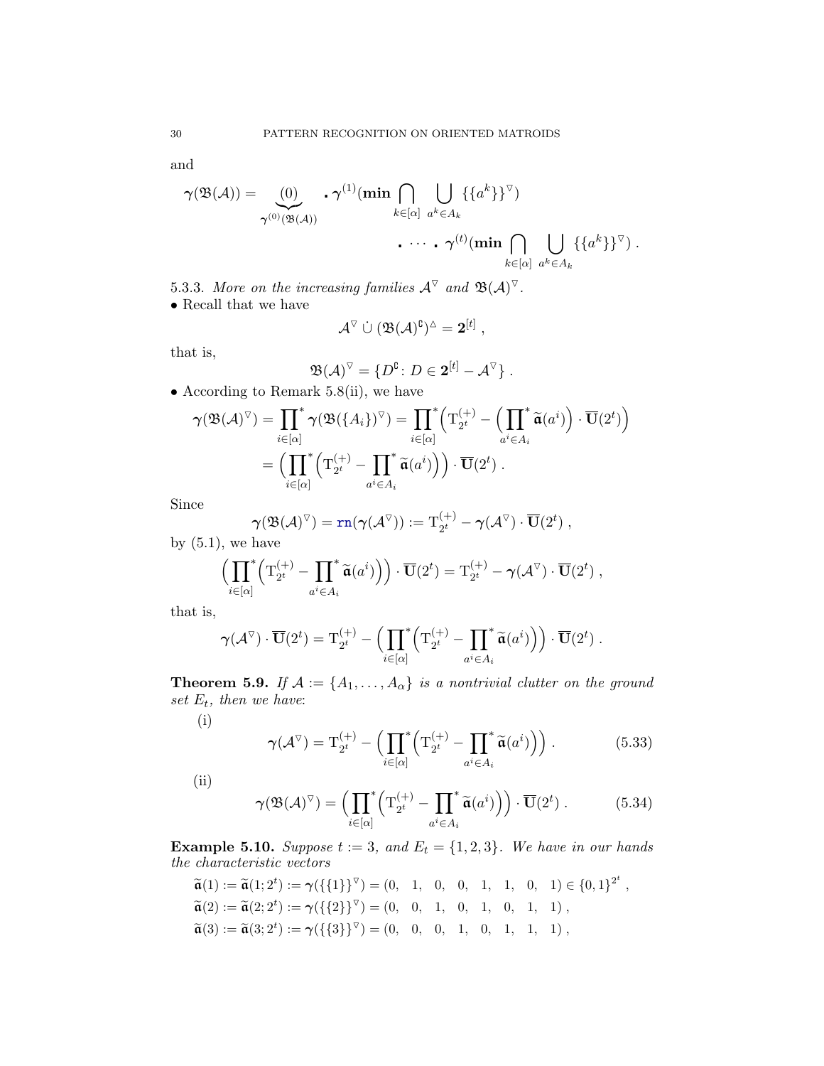and

$$\boldsymbol{\gamma}(\mathfrak{B}(\mathcal{A})) = \underbrace{(0)}_{\boldsymbol{\gamma}^{(0)}(\mathfrak{B}(\mathcal{A}))} \,\textbf{.}\, \boldsymbol{\gamma}^{(1)}(\mathbf{min} \bigcap_{k\in[\alpha]} \bigcup_{a^k\in A_k} \{\{a^k\}\}^{\triangledown}) \,\textbf{.}\, \cdots \,\textbf{.}\, \boldsymbol{\gamma}^{(t)}(\mathbf{min} \bigcap_{k\in[\alpha]} \bigcup_{a^k\in A_k} \{\{a^k\}\}^{\triangledown}) \ .$$

5.3.3. *More on the increasing families $\mathcal{A}^{\triangledown}$ and $\mathfrak{B}(\mathcal{A})^{\triangledown}$.*

• Recall that we have

$$\mathcal{A}^{\triangledown} \,\dot{\cup}\, (\mathfrak{B}(\mathcal{A})^{\complement})^{\vartriangle} = \mathbf{2}^{[t]} \ ,$$

that is,

$$\mathfrak{B}(\mathcal{A})^{\triangledown} = \{D^{\complement} \colon D \in \mathbf{2}^{[t]} - \mathcal{A}^{\triangledown}\} \ .$$

• According to Remark 5.8(ii), we have

$$\begin{aligned}\boldsymbol{\gamma}(\mathfrak{B}(\mathcal{A})^{\triangledown}) &= \prod_{i\in[\alpha]}^{*} \boldsymbol{\gamma}(\mathfrak{B}(\{A_i\})^{\triangledown}) = \prod_{i\in[\alpha]}^{*}\Bigl(\mathrm{T}^{(+)}_{2^t} - \Bigl(\prod_{a^i\in A_i}^{*} \widetilde{\mathfrak{a}}(a^i)\Bigr)\cdot \overline{\mathbf{U}}(2^t)\Bigr)\\ &= \Bigl(\prod_{i\in[\alpha]}^{*}\Bigl(\mathrm{T}^{(+)}_{2^t} - \prod_{a^i\in A_i}^{*} \widetilde{\mathfrak{a}}(a^i)\Bigr)\Bigr)\cdot \overline{\mathbf{U}}(2^t) \ .\end{aligned}$$

Since

$$\boldsymbol{\gamma}(\mathfrak{B}(\mathcal{A})^{\triangledown}) = \mathtt{rn}(\boldsymbol{\gamma}(\mathcal{A}^{\triangledown})) := \mathrm{T}^{(+)}_{2^t} - \boldsymbol{\gamma}(\mathcal{A}^{\triangledown})\cdot \overline{\mathbf{U}}(2^t) \ ,$$

by (5.1), we have

$$\Bigl(\prod_{i\in[\alpha]}^{*}\Bigl(\mathrm{T}^{(+)}_{2^t} - \prod_{a^i\in A_i}^{*} \widetilde{\mathfrak{a}}(a^i)\Bigr)\Bigr)\cdot \overline{\mathbf{U}}(2^t) = \mathrm{T}^{(+)}_{2^t} - \boldsymbol{\gamma}(\mathcal{A}^{\triangledown})\cdot \overline{\mathbf{U}}(2^t) \ ,$$

that is,

$$\boldsymbol{\gamma}(\mathcal{A}^{\triangledown})\cdot \overline{\mathbf{U}}(2^t) = \mathrm{T}^{(+)}_{2^t} - \Bigl(\prod_{i\in[\alpha]}^{*}\Bigl(\mathrm{T}^{(+)}_{2^t} - \prod_{a^i\in A_i}^{*} \widetilde{\mathfrak{a}}(a^i)\Bigr)\Bigr)\cdot \overline{\mathbf{U}}(2^t) \ .$$

**Theorem 5.9.** *If $\mathcal{A} := \{A_1, \ldots, A_\alpha\}$ is a nontrivial clutter on the ground set $E_t$, then we have*:

(i)
$$\boldsymbol{\gamma}(\mathcal{A}^{\triangledown}) = \mathrm{T}^{(+)}_{2^t} - \Bigl(\prod_{i\in[\alpha]}^{*}\Bigl(\mathrm{T}^{(+)}_{2^t} - \prod_{a^i\in A_i}^{*} \widetilde{\mathfrak{a}}(a^i)\Bigr)\Bigr) \ . \tag{5.33}$$

(ii)
$$\boldsymbol{\gamma}(\mathfrak{B}(\mathcal{A})^{\triangledown}) = \Bigl(\prod_{i\in[\alpha]}^{*}\Bigl(\mathrm{T}^{(+)}_{2^t} - \prod_{a^i\in A_i}^{*} \widetilde{\mathfrak{a}}(a^i)\Bigr)\Bigr)\cdot \overline{\mathbf{U}}(2^t) \ . \tag{5.34}$$

**Example 5.10.** *Suppose $t := 3$, and $E_t = \{1,2,3\}$. We have in our hands the characteristic vectors*

$$\begin{aligned}\widetilde{\mathfrak{a}}(1) &:= \widetilde{\mathfrak{a}}(1;2^t) := \boldsymbol{\gamma}(\{\{1\}\}^{\triangledown}) = (0,\ \ 1,\ \ 0,\ \ 0,\ \ 1,\ \ 1,\ \ 0,\ \ 1) \in \{0,1\}^{2^t} \ ,\\ \widetilde{\mathfrak{a}}(2) &:= \widetilde{\mathfrak{a}}(2;2^t) := \boldsymbol{\gamma}(\{\{2\}\}^{\triangledown}) = (0,\ \ 0,\ \ 1,\ \ 0,\ \ 1,\ \ 0,\ \ 1,\ \ 1) \ ,\\ \widetilde{\mathfrak{a}}(3) &:= \widetilde{\mathfrak{a}}(3;2^t) := \boldsymbol{\gamma}(\{\{3\}\}^{\triangledown}) = (0,\ \ 0,\ \ 0,\ \ 1,\ \ 0,\ \ 1,\ \ 1,\ \ 1) \ ,\end{aligned}$$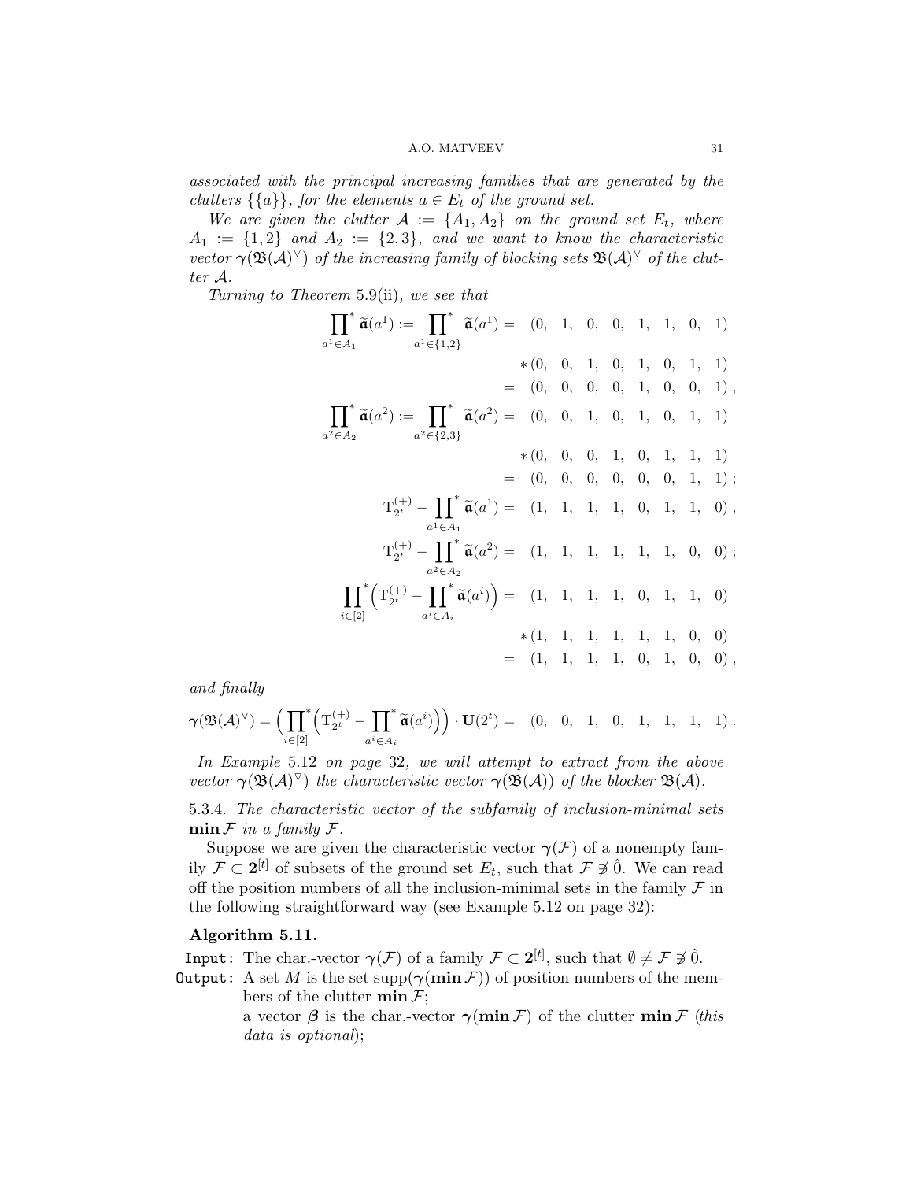*associated with the principal increasing families that are generated by the clutters $\{\{a\}\}$, for the elements $a \in E_t$ of the ground set.*

*We are given the clutter $\mathcal{A} := \{A_1, A_2\}$ on the ground set $E_t$, where $A_1 := \{1,2\}$ and $A_2 := \{2,3\}$, and we want to know the characteristic vector $\boldsymbol{\gamma}(\mathfrak{B}(\mathcal{A})^{\triangledown})$ of the increasing family of blocking sets $\mathfrak{B}(\mathcal{A})^{\triangledown}$ of the clutter $\mathcal{A}$.*

*Turning to Theorem* 5.9(ii)*, we see that*

$$
\begin{aligned}
\prod\nolimits^*_{a^1 \in A_1} \widetilde{\mathfrak{a}}(a^1) := \prod\nolimits^*_{a^1 \in \{1,2\}} \widetilde{\mathfrak{a}}(a^1) &= (0,\ 1,\ 0,\ 0,\ 1,\ 1,\ 0,\ 1) \\
&\quad * (0,\ 0,\ 1,\ 0,\ 1,\ 0,\ 1,\ 1) \\
&= (0,\ 0,\ 0,\ 0,\ 1,\ 0,\ 0,\ 1)\,, \\
\prod\nolimits^*_{a^2 \in A_2} \widetilde{\mathfrak{a}}(a^2) := \prod\nolimits^*_{a^2 \in \{2,3\}} \widetilde{\mathfrak{a}}(a^2) &= (0,\ 0,\ 1,\ 0,\ 1,\ 0,\ 1,\ 1) \\
&\quad * (0,\ 0,\ 0,\ 1,\ 0,\ 1,\ 1,\ 1) \\
&= (0,\ 0,\ 0,\ 0,\ 0,\ 0,\ 1,\ 1)\,; \\
\mathrm{T}^{(+)}_{2^t} - \prod\nolimits^*_{a^1 \in A_1} \widetilde{\mathfrak{a}}(a^1) &= (1,\ 1,\ 1,\ 1,\ 0,\ 1,\ 1,\ 0)\,, \\
\mathrm{T}^{(+)}_{2^t} - \prod\nolimits^*_{a^2 \in A_2} \widetilde{\mathfrak{a}}(a^2) &= (1,\ 1,\ 1,\ 1,\ 1,\ 1,\ 0,\ 0)\,; \\
\prod\nolimits^*_{i \in [2]} \Bigl(\mathrm{T}^{(+)}_{2^t} - \prod\nolimits^*_{a^i \in A_i} \widetilde{\mathfrak{a}}(a^i)\Bigr) &= (1,\ 1,\ 1,\ 1,\ 0,\ 1,\ 1,\ 0) \\
&\quad * (1,\ 1,\ 1,\ 1,\ 1,\ 1,\ 0,\ 0) \\
&= (1,\ 1,\ 1,\ 1,\ 0,\ 1,\ 0,\ 0)\,,
\end{aligned}
$$

*and finally*

$$
\boldsymbol{\gamma}(\mathfrak{B}(\mathcal{A})^{\triangledown}) = \Bigl(\prod\nolimits^*_{i \in [2]} \Bigl(\mathrm{T}^{(+)}_{2^t} - \prod\nolimits^*_{a^i \in A_i} \widetilde{\mathfrak{a}}(a^i)\Bigr)\Bigr) \cdot \overline{\mathbf{U}}(2^t) = (0,\ 0,\ 1,\ 0,\ 1,\ 1,\ 1,\ 1)\,.
$$

*In Example* 5.12 *on page* 32*, we will attempt to extract from the above vector $\boldsymbol{\gamma}(\mathfrak{B}(\mathcal{A})^{\triangledown})$ the characteristic vector $\boldsymbol{\gamma}(\mathfrak{B}(\mathcal{A}))$ of the blocker $\mathfrak{B}(\mathcal{A})$.*

5.3.4. *The characteristic vector of the subfamily of inclusion-minimal sets $\mathbf{min}\,\mathcal{F}$ in a family $\mathcal{F}$.*

Suppose we are given the characteristic vector $\boldsymbol{\gamma}(\mathcal{F})$ of a nonempty family $\mathcal{F} \subset \mathbf{2}^{[t]}$ of subsets of the ground set $E_t$, such that $\mathcal{F} \not\ni \hat{0}$. We can read off the position numbers of all the inclusion-minimal sets in the family $\mathcal{F}$ in the following straightforward way (see Example 5.12 on page 32):

**Algorithm 5.11.**

`Input:` The char.-vector $\boldsymbol{\gamma}(\mathcal{F})$ of a family $\mathcal{F} \subset \mathbf{2}^{[t]}$, such that $\emptyset \neq \mathcal{F} \not\ni \hat{0}$.

`Output:` A set $M$ is the set $\mathrm{supp}(\boldsymbol{\gamma}(\mathbf{min}\,\mathcal{F}))$ of position numbers of the members of the clutter $\mathbf{min}\,\mathcal{F}$;
a vector $\boldsymbol{\beta}$ is the char.-vector $\boldsymbol{\gamma}(\mathbf{min}\,\mathcal{F})$ of the clutter $\mathbf{min}\,\mathcal{F}$ (*this data is optional*);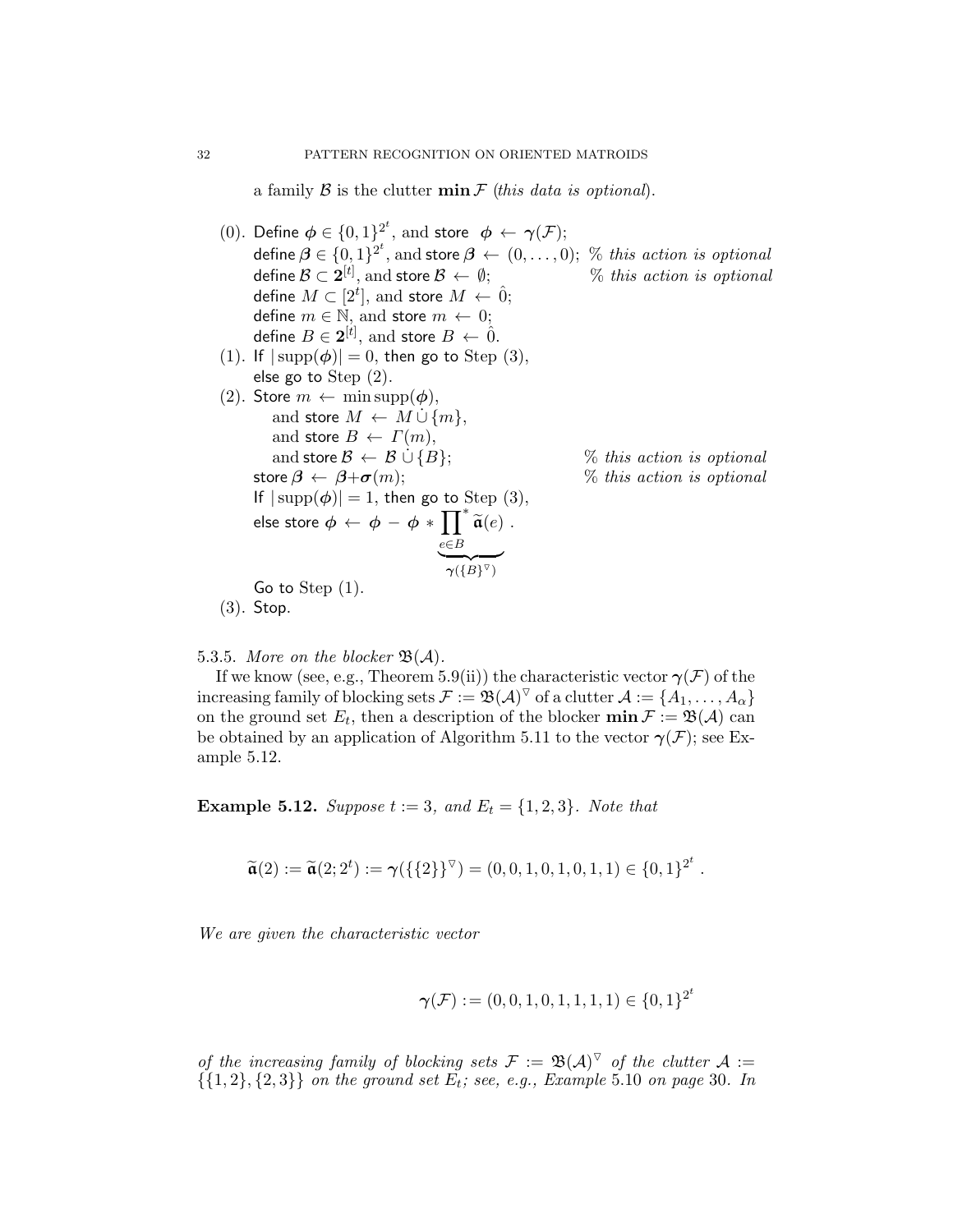a family $\mathcal{B}$ is the clutter $\mathbf{min}\,\mathcal{F}$ (*this data is optional*).

(0). Define $\boldsymbol{\phi} \in \{0,1\}^{2^t}$, and store $\boldsymbol{\phi} \leftarrow \boldsymbol{\gamma}(\mathcal{F})$;
define $\boldsymbol{\beta} \in \{0,1\}^{2^t}$, and store $\boldsymbol{\beta} \leftarrow (0,\ldots,0)$; % *this action is optional*
define $\mathcal{B} \subset \mathbf{2}^{[t]}$, and store $\mathcal{B} \leftarrow \emptyset$; % *this action is optional*
define $M \subset [2^t]$, and store $M \leftarrow \hat{0}$;
define $m \in \mathbb{N}$, and store $m \leftarrow 0$;
define $B \in \mathbf{2}^{[t]}$, and store $B \leftarrow \hat{0}$.

(1). If $|\operatorname{supp}(\boldsymbol{\phi})| = 0$, then go to Step (3),
else go to Step (2).

(2). Store $m \leftarrow \min \operatorname{supp}(\boldsymbol{\phi})$,
and store $M \leftarrow M \dot\cup \{m\}$,
and store $B \leftarrow \Gamma(m)$,
and store $\mathcal{B} \leftarrow \mathcal{B} \dot\cup \{B\}$; % *this action is optional*
store $\boldsymbol{\beta} \leftarrow \boldsymbol{\beta} + \boldsymbol{\sigma}(m)$; % *this action is optional*
If $|\operatorname{supp}(\boldsymbol{\phi})| = 1$, then go to Step (3),
else store $\boldsymbol{\phi} \leftarrow \boldsymbol{\phi} - \boldsymbol{\phi} * \underbrace{\prod_{e \in B}^{*} \widetilde{\mathfrak{a}}(e)}_{\boldsymbol{\gamma}(\{B\}^{\triangledown})}$ .
Go to Step (1).

(3). Stop.

5.3.5. *More on the blocker* $\mathfrak{B}(\mathcal{A})$.

If we know (see, e.g., Theorem 5.9(ii)) the characteristic vector $\boldsymbol{\gamma}(\mathcal{F})$ of the increasing family of blocking sets $\mathcal{F} := \mathfrak{B}(\mathcal{A})^{\triangledown}$ of a clutter $\mathcal{A} := \{A_1, \ldots, A_\alpha\}$ on the ground set $E_t$, then a description of the blocker $\mathbf{min}\,\mathcal{F} := \mathfrak{B}(\mathcal{A})$ can be obtained by an application of Algorithm 5.11 to the vector $\boldsymbol{\gamma}(\mathcal{F})$; see Example 5.12.

**Example 5.12.** *Suppose $t := 3$, and $E_t = \{1,2,3\}$. Note that*

$$\widetilde{\mathfrak{a}}(2) := \widetilde{\mathfrak{a}}(2; 2^t) := \boldsymbol{\gamma}(\{\{2\}\}^{\triangledown}) = (0,0,1,0,1,0,1,1) \in \{0,1\}^{2^t} .$$

*We are given the characteristic vector*

$$\boldsymbol{\gamma}(\mathcal{F}) := (0,0,1,0,1,1,1,1) \in \{0,1\}^{2^t}$$

*of the increasing family of blocking sets $\mathcal{F} := \mathfrak{B}(\mathcal{A})^{\triangledown}$ of the clutter $\mathcal{A} := \{\{1,2\},\{2,3\}\}$ on the ground set $E_t$; see, e.g., Example* 5.10 *on page* 30*. In*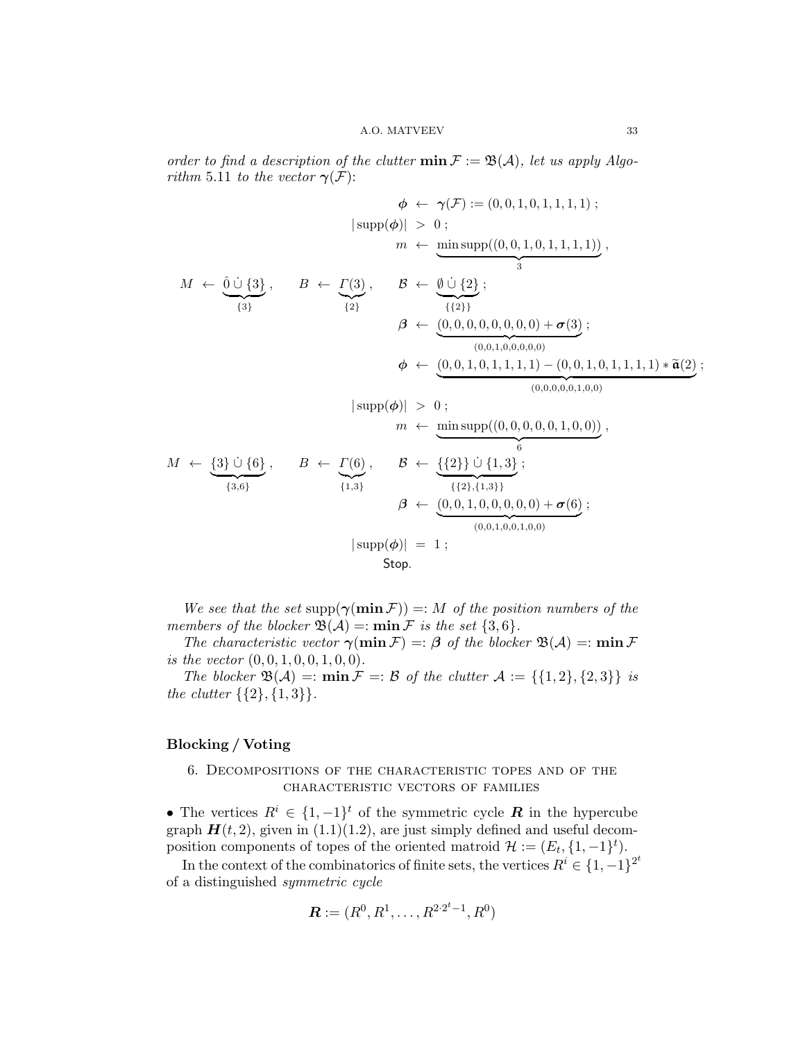*order to find a description of the clutter* $\mathbf{min}\,\mathcal{F} := \mathfrak{B}(\mathcal{A})$*, let us apply Algorithm* 5.11 *to the vector* $\boldsymbol{\gamma}(\mathcal{F})$:

$$
\begin{aligned}
&& \boldsymbol{\phi} &\leftarrow \boldsymbol{\gamma}(\mathcal{F}) := (0,0,1,0,1,1,1,1)\ ; \\
&& |\operatorname{supp}(\boldsymbol{\phi})| &> 0\ ; \\
&& m &\leftarrow \underbrace{\min\operatorname{supp}((0,0,1,0,1,1,1,1))}_{3}\ , \\
M \leftarrow \underbrace{\hat{0}\,\dot\cup\,\{3\}}_{\{3\}}\ ,\quad & B \leftarrow \underbrace{\Gamma(3)}_{\{2\}}\ ,\quad & \mathcal{B} &\leftarrow \underbrace{\emptyset\,\dot\cup\,\{2\}}_{\{\{2\}\}}\ ; \\
&& \boldsymbol{\beta} &\leftarrow \underbrace{(0,0,0,0,0,0,0,0)+\boldsymbol{\sigma}(3)}_{(0,0,1,0,0,0,0,0)}\ ; \\
&& \boldsymbol{\phi} &\leftarrow \underbrace{(0,0,1,0,1,1,1,1)-(0,0,1,0,1,1,1,1)*\widetilde{\mathfrak{a}}(2)}_{(0,0,0,0,0,1,0,0)}\ ; \\
&& |\operatorname{supp}(\boldsymbol{\phi})| &> 0\ ; \\
&& m &\leftarrow \underbrace{\min\operatorname{supp}((0,0,0,0,0,1,0,0))}_{6}\ , \\
M \leftarrow \underbrace{\{3\}\,\dot\cup\,\{6\}}_{\{3,6\}}\ ,\quad & B \leftarrow \underbrace{\Gamma(6)}_{\{1,3\}}\ ,\quad & \mathcal{B} &\leftarrow \underbrace{\{\{2\}\}\,\dot\cup\,\{1,3\}}_{\{\{2\},\{1,3\}\}}\ ; \\
&& \boldsymbol{\beta} &\leftarrow \underbrace{(0,0,1,0,0,0,0,0)+\boldsymbol{\sigma}(6)}_{(0,0,1,0,0,1,0,0)}\ ; \\
&& |\operatorname{supp}(\boldsymbol{\phi})| &= 1\ ; \\
&& &\mathsf{Stop}.
\end{aligned}
$$

*We see that the set* $\operatorname{supp}(\boldsymbol{\gamma}(\mathbf{min}\,\mathcal{F})) =: M$ *of the position numbers of the members of the blocker* $\mathfrak{B}(\mathcal{A}) =: \mathbf{min}\,\mathcal{F}$ *is the set* $\{3,6\}$.

*The characteristic vector* $\boldsymbol{\gamma}(\mathbf{min}\,\mathcal{F}) =: \boldsymbol{\beta}$ *of the blocker* $\mathfrak{B}(\mathcal{A}) =: \mathbf{min}\,\mathcal{F}$ *is the vector* $(0,0,1,0,0,1,0,0)$.

*The blocker* $\mathfrak{B}(\mathcal{A}) =: \mathbf{min}\,\mathcal{F} =: \mathcal{B}$ *of the clutter* $\mathcal{A} := \{\{1,2\},\{2,3\}\}$ *is the clutter* $\{\{2\},\{1,3\}\}$.

**Blocking / Voting**

## 6. Decompositions of the characteristic topes and of the characteristic vectors of families

• The vertices $R^i \in \{1,-1\}^t$ of the symmetric cycle $\boldsymbol{R}$ in the hypercube graph $\boldsymbol{H}(t,2)$, given in (1.1)(1.2), are just simply defined and useful decomposition components of topes of the oriented matroid $\mathcal{H} := (E_t, \{1,-1\}^t)$.

In the context of the combinatorics of finite sets, the vertices $R^i \in \{1,-1\}^{2^t}$ of a distinguished *symmetric cycle*

$$\boldsymbol{R} := (R^0, R^1, \ldots, R^{2\cdot 2^t-1}, R^0)$$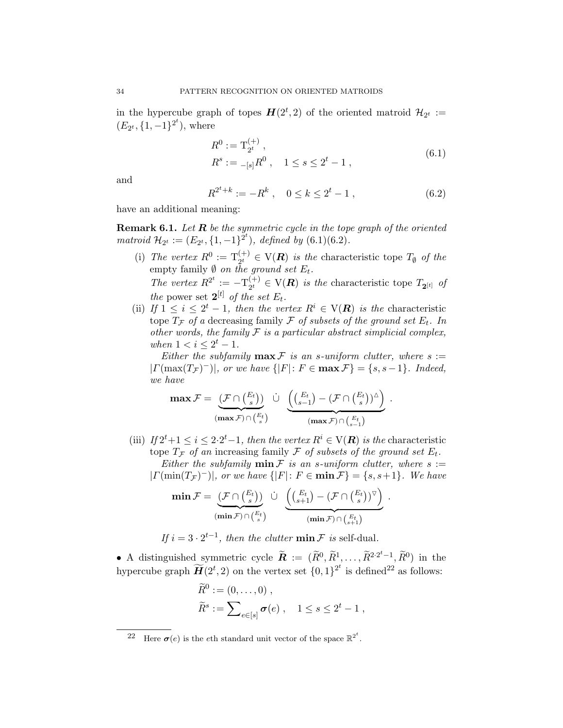in the hypercube graph of topes $\boldsymbol{H}(2^t,2)$ of the oriented matroid $\mathcal{H}_{2^t} := (E_{2^t}, \{1,-1\}^{2^t})$, where

$$
\begin{aligned}
&R^0 := \mathrm{T}^{(+)}_{2^t} \; , \\
&R^s := {}_{-[s]}R^0 \; , \quad 1 \le s \le 2^t - 1 \; ,
\end{aligned}
\tag{6.1}
$$

and

$$
R^{2^t+k} := -R^k \; , \quad 0 \le k \le 2^t - 1 \; , \tag{6.2}
$$

have an additional meaning:

**Remark 6.1.** *Let $\boldsymbol{R}$ be the symmetric cycle in the tope graph of the oriented matroid $\mathcal{H}_{2^t} := (E_{2^t}, \{1,-1\}^{2^t})$, defined by (6.1)(6.2).*

- (i) *The vertex $R^0 := \mathrm{T}^{(+)}_{2^t} \in \mathrm{V}(\boldsymbol{R})$ is the* characteristic tope *$T_{\emptyset}$ of the* empty family *$\emptyset$ on the ground set $E_t$.*
  *The vertex $R^{2^t} := -\mathrm{T}^{(+)}_{2^t} \in \mathrm{V}(\boldsymbol{R})$ is the* characteristic tope *$T_{\mathbf{2}^{[t]}}$ of the* power set *$\mathbf{2}^{[t]}$ of the set $E_t$.*
- (ii) *If $1 \le i \le 2^t - 1$, then the vertex $R^i \in \mathrm{V}(\boldsymbol{R})$ is the* characteristic tope *$T_{\mathcal{F}}$ of a* decreasing family *$\mathcal{F}$ of subsets of the ground set $E_t$. In other words, the family $\mathcal{F}$ is a particular abstract simplicial complex, when $1 < i \le 2^t - 1$.*

  *Either the subfamily $\mathbf{max}\,\mathcal{F}$ is an $s$-uniform clutter, where $s := |\Gamma(\max(T_{\mathcal{F}})^-)|$, or we have $\{|F| \colon F \in \mathbf{max}\,\mathcal{F}\} = \{s, s-1\}$. Indeed, we have*

$$
\mathbf{max}\,\mathcal{F} = \underbrace{\left(\mathcal{F} \cap \tbinom{E_t}{s}\right)}_{(\mathbf{max}\,\mathcal{F}) \cap \binom{E_t}{s}} \;\dot\cup\; \underbrace{\left(\tbinom{E_t}{s-1} - \left(\mathcal{F} \cap \tbinom{E_t}{s}\right)^{\vartriangle}\right)}_{(\mathbf{max}\,\mathcal{F}) \cap \binom{E_t}{s-1}} \; .
$$

- (iii) *If $2^t+1 \le i \le 2\cdot 2^t - 1$, then the vertex $R^i \in \mathrm{V}(\boldsymbol{R})$ is the* characteristic tope *$T_{\mathcal{F}}$ of an* increasing family *$\mathcal{F}$ of subsets of the ground set $E_t$.*

  *Either the subfamily $\mathbf{min}\,\mathcal{F}$ is an $s$-uniform clutter, where $s := |\Gamma(\min(T_{\mathcal{F}})^-)|$, or we have $\{|F| \colon F \in \mathbf{min}\,\mathcal{F}\} = \{s, s+1\}$. We have*

$$
\mathbf{min}\,\mathcal{F} = \underbrace{\left(\mathcal{F} \cap \tbinom{E_t}{s}\right)}_{(\mathbf{min}\,\mathcal{F}) \cap \binom{E_t}{s}} \;\dot\cup\; \underbrace{\left(\tbinom{E_t}{s+1} - \left(\mathcal{F} \cap \tbinom{E_t}{s}\right)^{\triangledown}\right)}_{(\mathbf{min}\,\mathcal{F}) \cap \binom{E_t}{s+1}} \; .
$$

  *If $i = 3 \cdot 2^{t-1}$, then the clutter $\mathbf{min}\,\mathcal{F}$ is* self-dual.

• A distinguished symmetric cycle $\widetilde{\boldsymbol{R}} := (\widetilde{R}^0, \widetilde{R}^1, \ldots, \widetilde{R}^{2\cdot 2^t-1}, \widetilde{R}^0)$ in the hypercube graph $\widetilde{\boldsymbol{H}}(2^t, 2)$ on the vertex set $\{0,1\}^{2^t}$ is defined[22] as follows:

$$
\begin{aligned}
&\widetilde{R}^0 := (0, \ldots, 0) \; , \\
&\widetilde{R}^s := \sum\nolimits_{e \in [s]} \boldsymbol{\sigma}(e) \; , \quad 1 \le s \le 2^t - 1 \; ,
\end{aligned}
$$

[22] Here $\boldsymbol{\sigma}(e)$ is the $e$th standard unit vector of the space $\mathbb{R}^{2^t}$.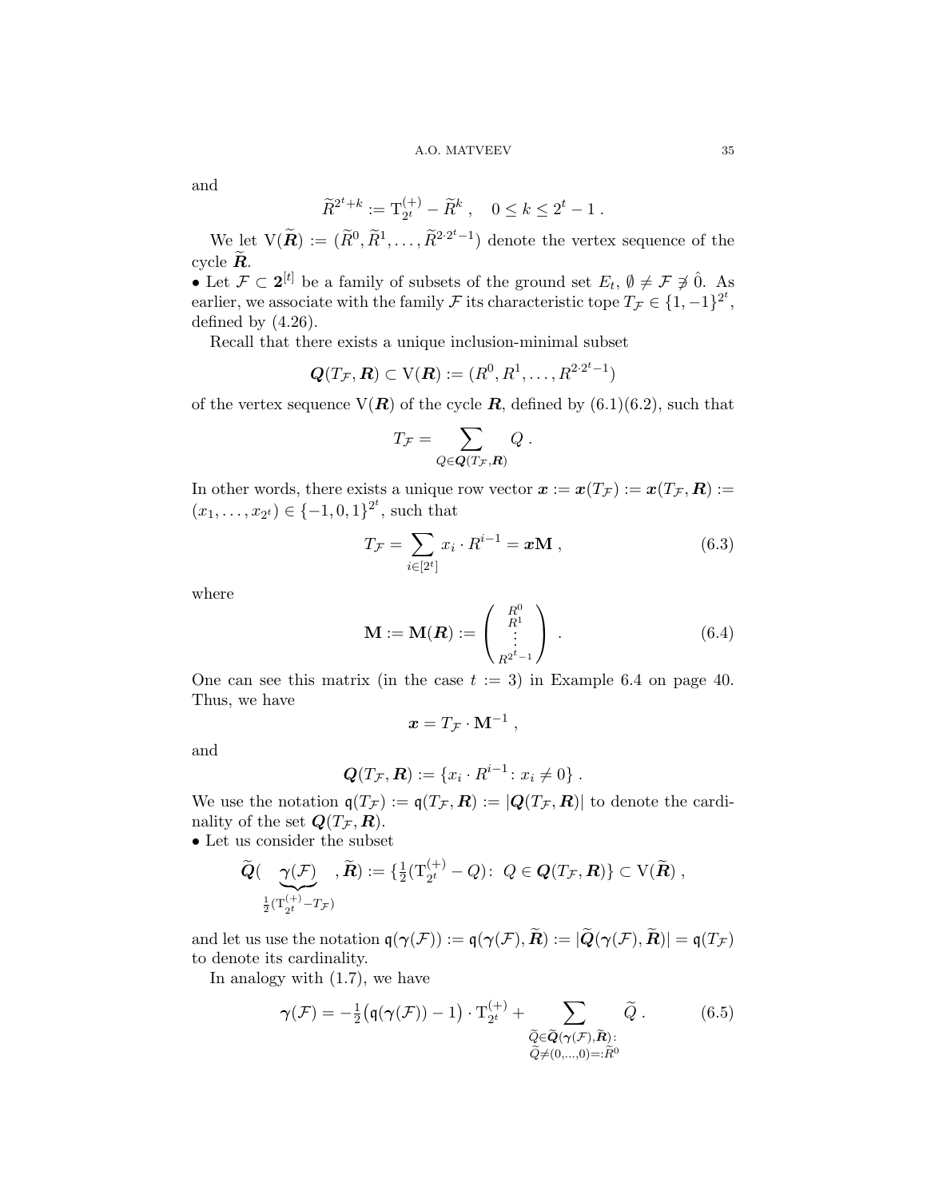and

$$\widetilde{R}^{2^t+k} := \mathrm{T}^{(+)}_{2^t} - \widetilde{R}^k \ , \quad 0 \leq k \leq 2^t - 1 \ .$$

We let $\mathrm{V}(\widetilde{\boldsymbol{R}}) := (\widetilde{R}^0, \widetilde{R}^1, \ldots, \widetilde{R}^{2 \cdot 2^t - 1})$ denote the vertex sequence of the cycle $\widetilde{\boldsymbol{R}}$.

• Let $\mathcal{F} \subset \mathbf{2}^{[t]}$ be a family of subsets of the ground set $E_t$, $\emptyset \neq \mathcal{F} \not\ni \hat{0}$. As earlier, we associate with the family $\mathcal{F}$ its characteristic tope $T_{\mathcal{F}} \in \{1, -1\}^{2^t}$, defined by (4.26).

Recall that there exists a unique inclusion-minimal subset

$$\boldsymbol{Q}(T_{\mathcal{F}}, \boldsymbol{R}) \subset \mathrm{V}(\boldsymbol{R}) := (R^0, R^1, \ldots, R^{2 \cdot 2^t - 1})$$

of the vertex sequence $\mathrm{V}(\boldsymbol{R})$ of the cycle $\boldsymbol{R}$, defined by (6.1)(6.2), such that

$$T_{\mathcal{F}} = \sum_{Q \in \boldsymbol{Q}(T_{\mathcal{F}}, \boldsymbol{R})} Q \ .$$

In other words, there exists a unique row vector $\boldsymbol{x} := \boldsymbol{x}(T_{\mathcal{F}}) := \boldsymbol{x}(T_{\mathcal{F}}, \boldsymbol{R}) := (x_1, \ldots, x_{2^t}) \in \{-1, 0, 1\}^{2^t}$, such that

$$T_{\mathcal{F}} = \sum_{i \in [2^t]} x_i \cdot R^{i-1} = \boldsymbol{x}\mathbf{M} \ , \tag{6.3}$$

where

$$\mathbf{M} := \mathbf{M}(\boldsymbol{R}) := \begin{pmatrix} R^0 \\ R^1 \\ \vdots \\ R^{2^t - 1} \end{pmatrix} \ . \tag{6.4}$$

One can see this matrix (in the case $t := 3$) in Example 6.4 on page 40. Thus, we have

$$\boldsymbol{x} = T_{\mathcal{F}} \cdot \mathbf{M}^{-1} \ ,$$

and

$$\boldsymbol{Q}(T_{\mathcal{F}}, \boldsymbol{R}) := \{x_i \cdot R^{i-1} \colon x_i \neq 0\} \ .$$

We use the notation $\mathfrak{q}(T_{\mathcal{F}}) := \mathfrak{q}(T_{\mathcal{F}}, \boldsymbol{R}) := |\boldsymbol{Q}(T_{\mathcal{F}}, \boldsymbol{R})|$ to denote the cardinality of the set $\boldsymbol{Q}(T_{\mathcal{F}}, \boldsymbol{R})$.

• Let us consider the subset

$$\widetilde{\boldsymbol{Q}}(\underbrace{\boldsymbol{\gamma}(\mathcal{F})}_{\frac{1}{2}(\mathrm{T}^{(+)}_{2^t} - T_{\mathcal{F}})}, \widetilde{\boldsymbol{R}}) := \{\tfrac{1}{2}(\mathrm{T}^{(+)}_{2^t} - Q) \colon \ Q \in \boldsymbol{Q}(T_{\mathcal{F}}, \boldsymbol{R})\} \subset \mathrm{V}(\widetilde{\boldsymbol{R}}) \ ,$$

and let us use the notation $\mathfrak{q}(\boldsymbol{\gamma}(\mathcal{F})) := \mathfrak{q}(\boldsymbol{\gamma}(\mathcal{F}), \widetilde{\boldsymbol{R}}) := |\widetilde{\boldsymbol{Q}}(\boldsymbol{\gamma}(\mathcal{F}), \widetilde{\boldsymbol{R}})| = \mathfrak{q}(T_{\mathcal{F}})$ to denote its cardinality.

In analogy with (1.7), we have

$$\boldsymbol{\gamma}(\mathcal{F}) = -\tfrac{1}{2}\big(\mathfrak{q}(\boldsymbol{\gamma}(\mathcal{F})) - 1\big) \cdot \mathrm{T}^{(+)}_{2^t} + \sum_{\substack{\widetilde{Q} \in \widetilde{\boldsymbol{Q}}(\boldsymbol{\gamma}(\mathcal{F}), \widetilde{\boldsymbol{R}}) \colon \\ \widetilde{Q} \neq (0, \ldots, 0) =: \widetilde{R}^0}} \widetilde{Q} \ . \tag{6.5}$$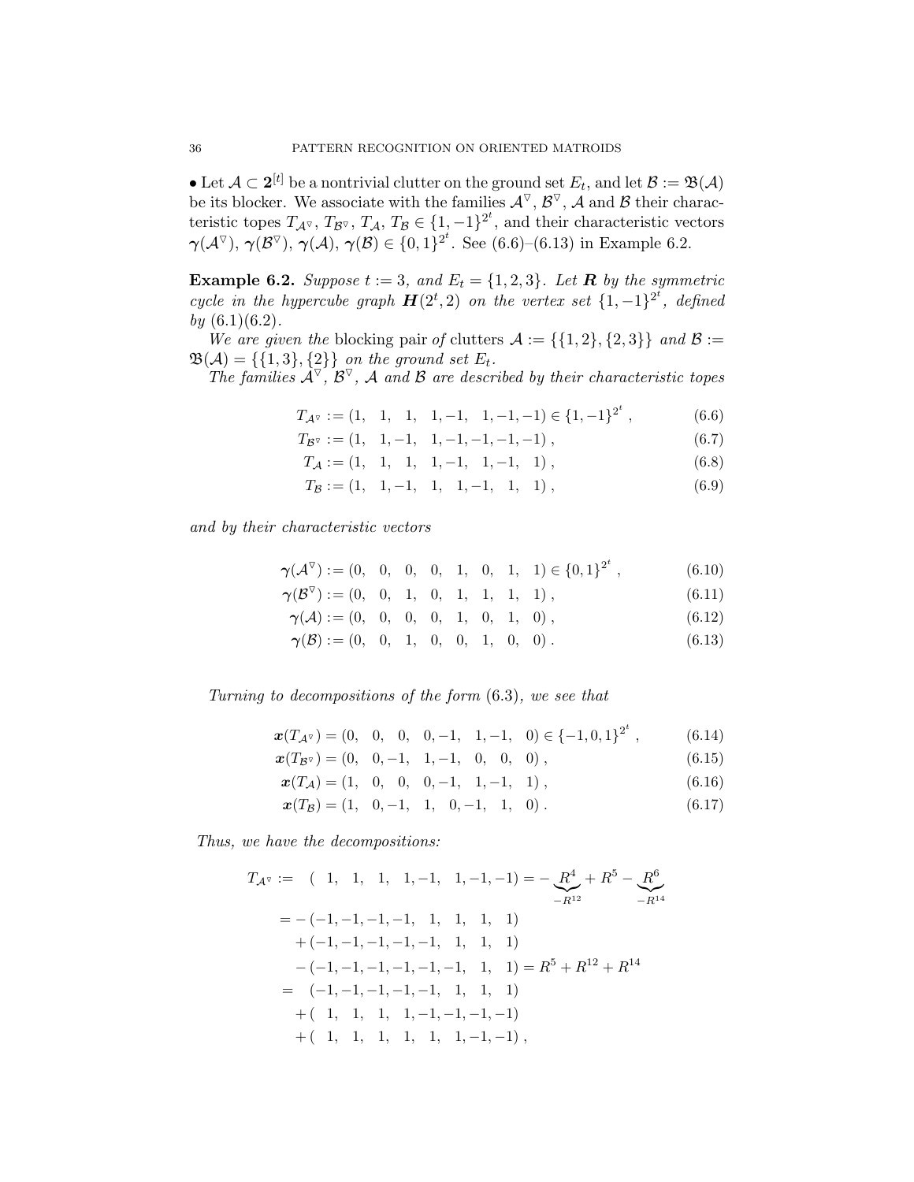• Let $\mathcal{A} \subset \mathbf{2}^{[t]}$ be a nontrivial clutter on the ground set $E_t$, and let $\mathcal{B} := \mathfrak{B}(\mathcal{A})$ be its blocker. We associate with the families $\mathcal{A}^{\triangledown}$, $\mathcal{B}^{\triangledown}$, $\mathcal{A}$ and $\mathcal{B}$ their characteristic topes $T_{\mathcal{A}^{\triangledown}}$, $T_{\mathcal{B}^{\triangledown}}$, $T_{\mathcal{A}}$, $T_{\mathcal{B}} \in \{1,-1\}^{2^t}$, and their characteristic vectors $\boldsymbol{\gamma}(\mathcal{A}^{\triangledown})$, $\boldsymbol{\gamma}(\mathcal{B}^{\triangledown})$, $\boldsymbol{\gamma}(\mathcal{A})$, $\boldsymbol{\gamma}(\mathcal{B}) \in \{0,1\}^{2^t}$. See (6.6)–(6.13) in Example 6.2.

**Example 6.2.** *Suppose $t := 3$, and $E_t = \{1,2,3\}$. Let $\boldsymbol{R}$ by the symmetric cycle in the hypercube graph $\boldsymbol{H}(2^t,2)$ on the vertex set $\{1,-1\}^{2^t}$, defined by (6.1)(6.2).*

*We are given the* blocking pair *of* clutters *$\mathcal{A} := \{\{1,2\},\{2,3\}\}$ and $\mathcal{B} := \mathfrak{B}(\mathcal{A}) = \{\{1,3\},\{2\}\}$ on the ground set $E_t$.*

*The families $\mathcal{A}^{\triangledown}$, $\mathcal{B}^{\triangledown}$, $\mathcal{A}$ and $\mathcal{B}$ are described by their characteristic topes*

$$T_{\mathcal{A}^{\triangledown}} := (1,\ \ 1,\ \ 1,\ \ 1,-1,\ \ 1,-1,-1) \in \{1,-1\}^{2^t}\ , \tag{6.6}$$

$$T_{\mathcal{B}^{\triangledown}} := (1,\ \ 1,-1,\ \ 1,-1,-1,-1,-1)\ , \tag{6.7}$$

$$T_{\mathcal{A}} := (1,\ \ 1,\ \ 1,\ \ 1,-1,\ \ 1,-1,\ \ 1)\ , \tag{6.8}$$

$$T_{\mathcal{B}} := (1,\ \ 1,-1,\ \ 1,\ \ 1,-1,\ \ 1,\ \ 1)\ , \tag{6.9}$$

*and by their characteristic vectors*

$$\boldsymbol{\gamma}(\mathcal{A}^{\triangledown}) := (0,\ \ 0,\ \ 0,\ \ 0,\ \ 1,\ \ 0,\ \ 1,\ \ 1) \in \{0,1\}^{2^t}\ , \tag{6.10}$$

$$\boldsymbol{\gamma}(\mathcal{B}^{\triangledown}) := (0,\ \ 0,\ \ 1,\ \ 0,\ \ 1,\ \ 1,\ \ 1,\ \ 1)\ , \tag{6.11}$$

$$\boldsymbol{\gamma}(\mathcal{A}) := (0,\ \ 0,\ \ 0,\ \ 0,\ \ 1,\ \ 0,\ \ 1,\ \ 0)\ , \tag{6.12}$$

$$\boldsymbol{\gamma}(\mathcal{B}) := (0,\ \ 0,\ \ 1,\ \ 0,\ \ 0,\ \ 1,\ \ 0,\ \ 0)\ . \tag{6.13}$$

*Turning to decompositions of the form (6.3), we see that*

$$\boldsymbol{x}(T_{\mathcal{A}^{\triangledown}}) = (0,\ \ 0,\ \ 0,\ \ 0,-1,\ \ 1,-1,\ \ 0) \in \{-1,0,1\}^{2^t}\ , \tag{6.14}$$

$$\boldsymbol{x}(T_{\mathcal{B}^{\triangledown}}) = (0,\ \ 0,-1,\ \ 1,-1,\ \ 0,\ \ 0,\ \ 0)\ , \tag{6.15}$$

$$\boldsymbol{x}(T_{\mathcal{A}}) = (1,\ \ 0,\ \ 0,\ \ 0,-1,\ \ 1,-1,\ \ 1)\ , \tag{6.16}$$

$$\boldsymbol{x}(T_{\mathcal{B}}) = (1,\ \ 0,-1,\ \ 1,\ \ 0,-1,\ \ 1,\ \ 0)\ . \tag{6.17}$$

*Thus, we have the decompositions:*

$$\begin{aligned}
T_{\mathcal{A}^{\triangledown}} :=&\ \ (\ 1,\ \ 1,\ \ 1,\ \ 1,-1,\ \ 1,-1,-1) = -\underbrace{R^4}_{-R^{12}} + R^5 - \underbrace{R^6}_{-R^{14}}\\
=&\ -(-1,-1,-1,-1,\ \ 1,\ \ 1,\ \ 1,\ \ 1)\\
&\ +(-1,-1,-1,-1,-1,\ \ 1,\ \ 1,\ \ 1)\\
&\ -(-1,-1,-1,-1,-1,-1,\ \ 1,\ \ 1) = R^5 + R^{12} + R^{14}\\
=&\ \ \ (-1,-1,-1,-1,-1,\ \ 1,\ \ 1,\ \ 1)\\
&\ +(\ \ 1,\ \ 1,\ \ 1,\ \ 1,-1,-1,-1,-1)\\
&\ +(\ \ 1,\ \ 1,\ \ 1,\ \ 1,\ \ 1,\ \ 1,-1,-1)\ ,
\end{aligned}$$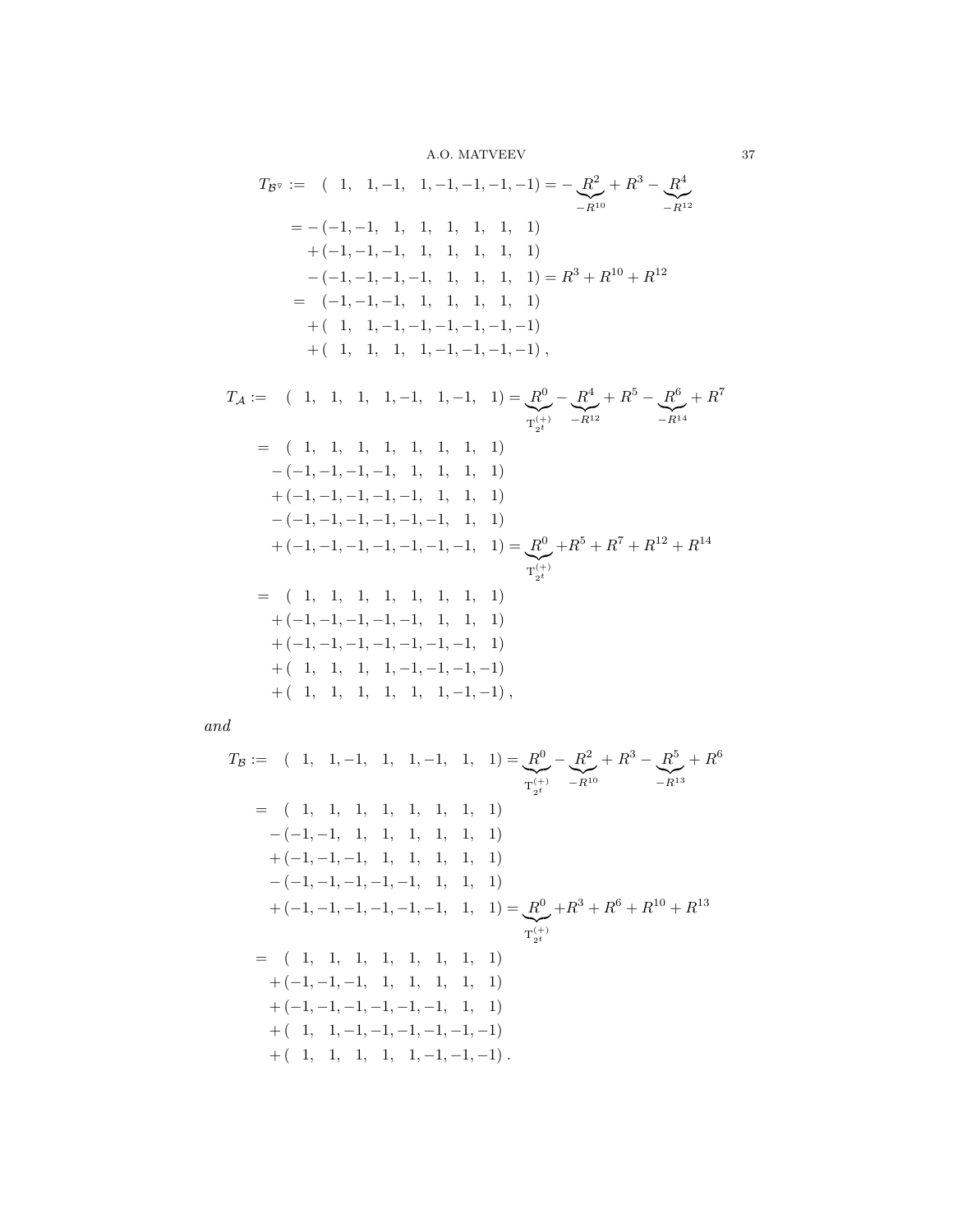$$
\begin{aligned}
T_{\mathcal{B}^{\triangledown}} :=\ & (\ \ 1,\ \ 1,-1,\ \ 1,-1,-1,-1,-1) = -\underbrace{R^2}_{-R^{10}} + R^3 - \underbrace{R^4}_{-R^{12}} \\
=\ & -(-1,-1,\ \ 1,\ \ 1,\ \ 1,\ \ 1,\ \ 1,\ \ 1) \\
& +(-1,-1,-1,\ \ 1,\ \ 1,\ \ 1,\ \ 1,\ \ 1) \\
& -(-1,-1,-1,-1,\ \ 1,\ \ 1,\ \ 1,\ \ 1) = R^3 + R^{10} + R^{12} \\
=\ & \ \ (-1,-1,-1,\ \ 1,\ \ 1,\ \ 1,\ \ 1,\ \ 1) \\
& +(\ \ 1,\ \ 1,-1,-1,-1,-1,-1,-1) \\
& +(\ \ 1,\ \ 1,\ \ 1,\ \ 1,-1,-1,-1,-1)\,,
\end{aligned}
$$

$$
\begin{aligned}
T_{\mathcal{A}} :=\ & (\ \ 1,\ \ 1,\ \ 1,\ \ 1,-1,\ \ 1,-1,\ \ 1) = \underbrace{R^0}_{\mathrm{T}^{(+)}_{2^t}} - \underbrace{R^4}_{-R^{12}} + R^5 - \underbrace{R^6}_{-R^{14}} + R^7 \\
=\ & \ \ (\ \ 1,\ \ 1,\ \ 1,\ \ 1,\ \ 1,\ \ 1,\ \ 1,\ \ 1) \\
& -(-1,-1,-1,-1,\ \ 1,\ \ 1,\ \ 1,\ \ 1) \\
& +(-1,-1,-1,-1,-1,\ \ 1,\ \ 1,\ \ 1) \\
& -(-1,-1,-1,-1,-1,-1,\ \ 1,\ \ 1) \\
& +(-1,-1,-1,-1,-1,-1,-1,\ \ 1) = \underbrace{R^0}_{\mathrm{T}^{(+)}_{2^t}} + R^5 + R^7 + R^{12} + R^{14} \\
=\ & \ \ (\ \ 1,\ \ 1,\ \ 1,\ \ 1,\ \ 1,\ \ 1,\ \ 1,\ \ 1) \\
& +(-1,-1,-1,-1,-1,\ \ 1,\ \ 1,\ \ 1) \\
& +(-1,-1,-1,-1,-1,-1,-1,\ \ 1) \\
& +(\ \ 1,\ \ 1,\ \ 1,\ \ 1,-1,-1,-1,-1) \\
& +(\ \ 1,\ \ 1,\ \ 1,\ \ 1,\ \ 1,\ \ 1,-1,-1)\,,
\end{aligned}
$$

*and*

$$
\begin{aligned}
T_{\mathcal{B}} :=\ & (\ \ 1,\ \ 1,-1,\ \ 1,\ \ 1,-1,\ \ 1,\ \ 1) = \underbrace{R^0}_{\mathrm{T}^{(+)}_{2^t}} - \underbrace{R^2}_{-R^{10}} + R^3 - \underbrace{R^5}_{-R^{13}} + R^6 \\
=\ & \ \ (\ \ 1,\ \ 1,\ \ 1,\ \ 1,\ \ 1,\ \ 1,\ \ 1,\ \ 1) \\
& -(-1,-1,\ \ 1,\ \ 1,\ \ 1,\ \ 1,\ \ 1,\ \ 1) \\
& +(-1,-1,-1,\ \ 1,\ \ 1,\ \ 1,\ \ 1,\ \ 1) \\
& -(-1,-1,-1,-1,-1,\ \ 1,\ \ 1,\ \ 1) \\
& +(-1,-1,-1,-1,-1,-1,\ \ 1,\ \ 1) = \underbrace{R^0}_{\mathrm{T}^{(+)}_{2^t}} + R^3 + R^6 + R^{10} + R^{13} \\
=\ & \ \ (\ \ 1,\ \ 1,\ \ 1,\ \ 1,\ \ 1,\ \ 1,\ \ 1,\ \ 1) \\
& +(-1,-1,-1,\ \ 1,\ \ 1,\ \ 1,\ \ 1,\ \ 1) \\
& +(-1,-1,-1,-1,-1,-1,\ \ 1,\ \ 1) \\
& +(\ \ 1,\ \ 1,-1,-1,-1,-1,-1,-1) \\
& +(\ \ 1,\ \ 1,\ \ 1,\ \ 1,\ \ 1,-1,-1,-1)\,.
\end{aligned}
$$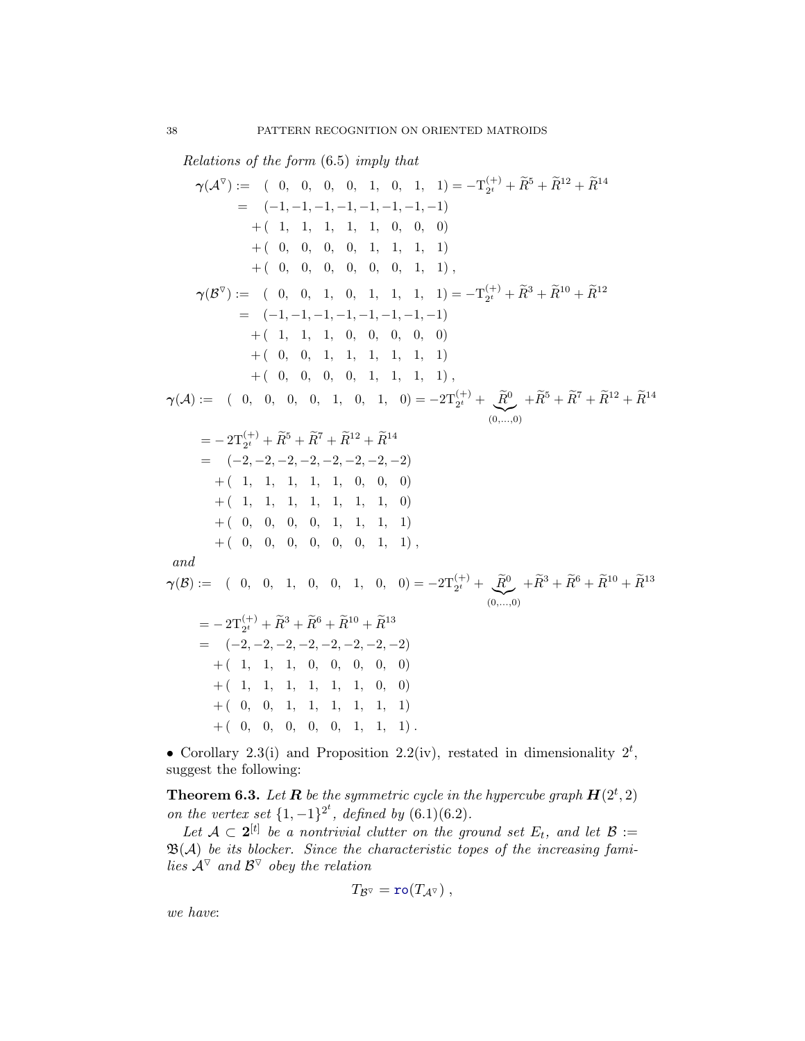*Relations of the form* (6.5) *imply that*

$$
\begin{aligned}
\boldsymbol{\gamma}(\mathcal{A}^{\triangledown}) := \ & (\ 0,\ \ 0,\ \ 0,\ \ 0,\ \ 1,\ \ 0,\ \ 1,\ \ 1) = -\mathrm{T}^{(+)}_{2^t} + \widetilde{R}^{5} + \widetilde{R}^{12} + \widetilde{R}^{14} \\
= \ & (-1, -1, -1, -1, -1, -1, -1, -1) \\
& + (\ 1,\ \ 1,\ \ 1,\ \ 1,\ \ 1,\ \ 0,\ \ 0,\ \ 0) \\
& + (\ 0,\ \ 0,\ \ 0,\ \ 0,\ \ 1,\ \ 1,\ \ 1,\ \ 1) \\
& + (\ 0,\ \ 0,\ \ 0,\ \ 0,\ \ 0,\ \ 0,\ \ 1,\ \ 1)\ ,
\end{aligned}
$$

$$
\begin{aligned}
\boldsymbol{\gamma}(\mathcal{B}^{\triangledown}) := \ & (\ 0,\ \ 0,\ \ 1,\ \ 0,\ \ 1,\ \ 1,\ \ 1,\ \ 1) = -\mathrm{T}^{(+)}_{2^t} + \widetilde{R}^{3} + \widetilde{R}^{10} + \widetilde{R}^{12} \\
= \ & (-1, -1, -1, -1, -1, -1, -1, -1) \\
& + (\ 1,\ \ 1,\ \ 1,\ \ 0,\ \ 0,\ \ 0,\ \ 0,\ \ 0) \\
& + (\ 0,\ \ 0,\ \ 1,\ \ 1,\ \ 1,\ \ 1,\ \ 1,\ \ 1) \\
& + (\ 0,\ \ 0,\ \ 0,\ \ 0,\ \ 1,\ \ 1,\ \ 1,\ \ 1)\ ,
\end{aligned}
$$

$$
\boldsymbol{\gamma}(\mathcal{A}) := \ (\ 0,\ \ 0,\ \ 0,\ \ 0,\ \ 1,\ \ 0,\ \ 1,\ \ 0) = -2\mathrm{T}^{(+)}_{2^t} + \underbrace{\widetilde{R}^{0}}_{(0,\ldots,0)} + \widetilde{R}^{5} + \widetilde{R}^{7} + \widetilde{R}^{12} + \widetilde{R}^{14}
$$

$$
\begin{aligned}
& = -2\mathrm{T}^{(+)}_{2^t} + \widetilde{R}^{5} + \widetilde{R}^{7} + \widetilde{R}^{12} + \widetilde{R}^{14} \\
& = \ (-2, -2, -2, -2, -2, -2, -2, -2) \\
& \quad + (\ 1,\ \ 1,\ \ 1,\ \ 1,\ \ 1,\ \ 0,\ \ 0,\ \ 0) \\
& \quad + (\ 1,\ \ 1,\ \ 1,\ \ 1,\ \ 1,\ \ 1,\ \ 1,\ \ 0) \\
& \quad + (\ 0,\ \ 0,\ \ 0,\ \ 0,\ \ 1,\ \ 1,\ \ 1,\ \ 1) \\
& \quad + (\ 0,\ \ 0,\ \ 0,\ \ 0,\ \ 0,\ \ 0,\ \ 1,\ \ 1)\ ,
\end{aligned}
$$

*and*

$$
\boldsymbol{\gamma}(\mathcal{B}) := \ (\ 0,\ \ 0,\ \ 1,\ \ 0,\ \ 0,\ \ 1,\ \ 0,\ \ 0) = -2\mathrm{T}^{(+)}_{2^t} + \underbrace{\widetilde{R}^{0}}_{(0,\ldots,0)} + \widetilde{R}^{3} + \widetilde{R}^{6} + \widetilde{R}^{10} + \widetilde{R}^{13}
$$

$$
\begin{aligned}
& = -2\mathrm{T}^{(+)}_{2^t} + \widetilde{R}^{3} + \widetilde{R}^{6} + \widetilde{R}^{10} + \widetilde{R}^{13} \\
& = \ (-2, -2, -2, -2, -2, -2, -2, -2) \\
& \quad + (\ 1,\ \ 1,\ \ 1,\ \ 0,\ \ 0,\ \ 0,\ \ 0,\ \ 0) \\
& \quad + (\ 1,\ \ 1,\ \ 1,\ \ 1,\ \ 1,\ \ 1,\ \ 0,\ \ 0) \\
& \quad + (\ 0,\ \ 0,\ \ 1,\ \ 1,\ \ 1,\ \ 1,\ \ 1,\ \ 1) \\
& \quad + (\ 0,\ \ 0,\ \ 0,\ \ 0,\ \ 0,\ \ 1,\ \ 1,\ \ 1)\ .
\end{aligned}
$$

• Corollary 2.3(i) and Proposition 2.2(iv), restated in dimensionality $2^t$, suggest the following:

**Theorem 6.3.** *Let* $\boldsymbol{R}$ *be the symmetric cycle in the hypercube graph* $\boldsymbol{H}(2^t, 2)$ *on the vertex set* $\{1, -1\}^{2^t}$*, defined by* (6.1)(6.2).

*Let* $\mathcal{A} \subset \mathbf{2}^{[t]}$ *be a nontrivial clutter on the ground set* $E_t$*, and let* $\mathcal{B} := \mathfrak{B}(\mathcal{A})$ *be its blocker. Since the characteristic topes of the increasing families* $\mathcal{A}^{\triangledown}$ *and* $\mathcal{B}^{\triangledown}$ *obey the relation*

$$
T_{\mathcal{B}^{\triangledown}} = \mathtt{ro}(T_{\mathcal{A}^{\triangledown}})\ ,
$$

*we have*: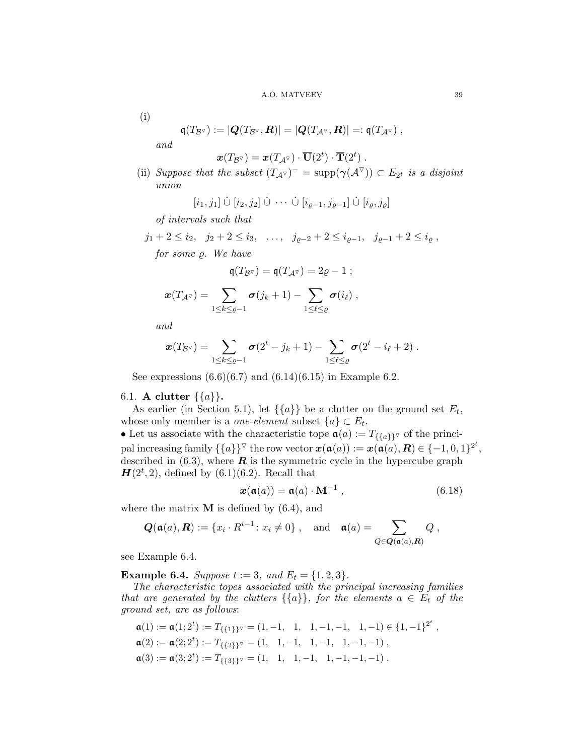(i)

$$\mathfrak{q}(T_{\mathcal{B}^\triangledown}) := |\boldsymbol{Q}(T_{\mathcal{B}^\triangledown}, \boldsymbol{R})| = |\boldsymbol{Q}(T_{\mathcal{A}^\triangledown}, \boldsymbol{R})| =: \mathfrak{q}(T_{\mathcal{A}^\triangledown}) ,$$

*and*

$$\boldsymbol{x}(T_{\mathcal{B}^\triangledown}) = \boldsymbol{x}(T_{\mathcal{A}^\triangledown}) \cdot \overline{\mathbf{U}}(2^t) \cdot \overline{\mathbf{T}}(2^t) .$$

(ii) *Suppose that the subset* $(T_{\mathcal{A}^\triangledown})^- = \operatorname{supp}(\boldsymbol{\gamma}(\mathcal{A}^\triangledown)) \subset E_{2^t}$ *is a disjoint union*

$$[i_1, j_1] \,\dot\cup\, [i_2, j_2] \,\dot\cup\, \cdots \,\dot\cup\, [i_{\varrho-1}, j_{\varrho-1}] \,\dot\cup\, [i_\varrho, j_\varrho]$$

*of intervals such that*

$$j_1 + 2 \le i_2, \quad j_2 + 2 \le i_3, \quad \ldots, \quad j_{\varrho-2} + 2 \le i_{\varrho-1}, \quad j_{\varrho-1} + 2 \le i_\varrho ,$$

*for some* $\varrho$*. We have*

$$\mathfrak{q}(T_{\mathcal{B}^\triangledown}) = \mathfrak{q}(T_{\mathcal{A}^\triangledown}) = 2\varrho - 1 ;$$

$$\boldsymbol{x}(T_{\mathcal{A}^\triangledown}) = \sum_{1 \le k \le \varrho-1} \boldsymbol{\sigma}(j_k + 1) - \sum_{1 \le \ell \le \varrho} \boldsymbol{\sigma}(i_\ell) ,$$

*and*

$$\boldsymbol{x}(T_{\mathcal{B}^\triangledown}) = \sum_{1 \le k \le \varrho-1} \boldsymbol{\sigma}(2^t - j_k + 1) - \sum_{1 \le \ell \le \varrho} \boldsymbol{\sigma}(2^t - i_\ell + 2) .$$

See expressions (6.6)(6.7) and (6.14)(6.15) in Example 6.2.

## 6.1. A clutter $\{\{a\}\}$.

As earlier (in Section 5.1), let $\{\{a\}\}$ be a clutter on the ground set $E_t$, whose only member is a *one-element* subset $\{a\} \subset E_t$.

• Let us associate with the characteristic tope $\mathfrak{a}(a) := T_{\{\{a\}\}^\triangledown}$ of the principal increasing family $\{\{a\}\}^\triangledown$ the row vector $\boldsymbol{x}(\mathfrak{a}(a)) := \boldsymbol{x}(\mathfrak{a}(a), \boldsymbol{R}) \in \{-1, 0, 1\}^{2^t}$, described in (6.3), where $\boldsymbol{R}$ is the symmetric cycle in the hypercube graph $\boldsymbol{H}(2^t, 2)$, defined by (6.1)(6.2). Recall that

$$\boldsymbol{x}(\mathfrak{a}(a)) = \mathfrak{a}(a) \cdot \mathbf{M}^{-1} , \tag{6.18}$$

where the matrix $\mathbf{M}$ is defined by (6.4), and

$$\boldsymbol{Q}(\mathfrak{a}(a), \boldsymbol{R}) := \{x_i \cdot R^{i-1} \colon x_i \neq 0\} , \quad \text{and} \quad \mathfrak{a}(a) = \sum_{Q \in \boldsymbol{Q}(\mathfrak{a}(a), \boldsymbol{R})} Q ,$$

see Example 6.4.

**Example 6.4.** *Suppose* $t := 3$*, and* $E_t = \{1, 2, 3\}$*.*

*The characteristic topes associated with the principal increasing families that are generated by the clutters* $\{\{a\}\}$*, for the elements* $a \in E_t$ *of the ground set, are as follows*:

$$\mathfrak{a}(1) := \mathfrak{a}(1; 2^t) := T_{\{\{1\}\}^\triangledown} = (1, -1, \;\; 1, \;\; 1, -1, -1, \;\; 1, -1) \in \{1, -1\}^{2^t} ,$$
$$\mathfrak{a}(2) := \mathfrak{a}(2; 2^t) := T_{\{\{2\}\}^\triangledown} = (1, \;\; 1, -1, \;\; 1, -1, \;\; 1, -1, -1) ,$$
$$\mathfrak{a}(3) := \mathfrak{a}(3; 2^t) := T_{\{\{3\}\}^\triangledown} = (1, \;\; 1, \;\; 1, -1, \;\; 1, -1, -1, -1) .$$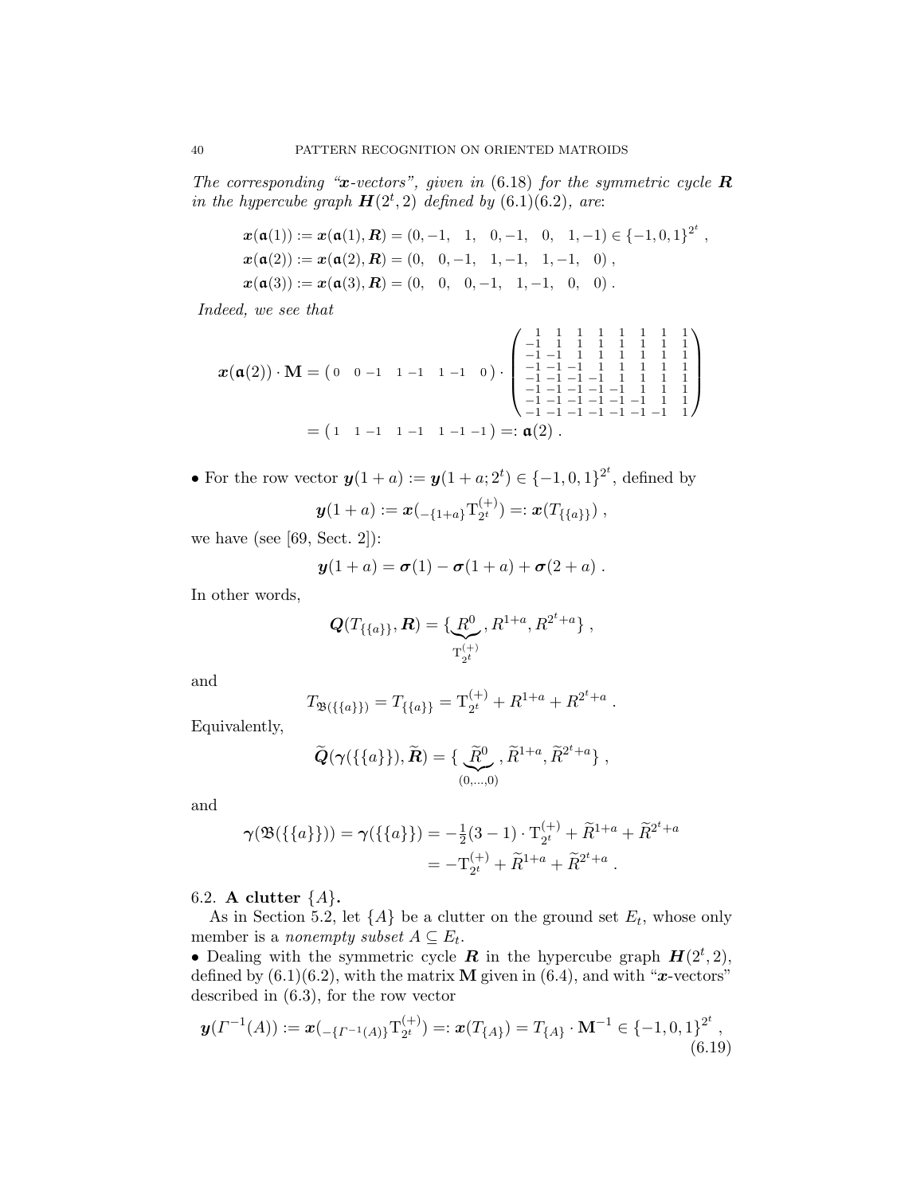*The corresponding "$\boldsymbol{x}$-vectors", given in (6.18) for the symmetric cycle $\boldsymbol{R}$ in the hypercube graph $\boldsymbol{H}(2^t,2)$ defined by (6.1)(6.2), are*:

$$\begin{aligned}
\boldsymbol{x}(\mathfrak{a}(1)) &:= \boldsymbol{x}(\mathfrak{a}(1),\boldsymbol{R}) = (0,-1,\quad 1,\quad 0,-1,\quad 0,\quad 1,-1) \in \{-1,0,1\}^{2^t}\ ,\\
\boldsymbol{x}(\mathfrak{a}(2)) &:= \boldsymbol{x}(\mathfrak{a}(2),\boldsymbol{R}) = (0,\quad 0,-1,\quad 1,-1,\quad 1,-1,\quad 0)\ ,\\
\boldsymbol{x}(\mathfrak{a}(3)) &:= \boldsymbol{x}(\mathfrak{a}(3),\boldsymbol{R}) = (0,\quad 0,\quad 0,-1,\quad 1,-1,\quad 0,\quad 0)\ .
\end{aligned}$$

*Indeed, we see that*

$$\begin{aligned}
\boldsymbol{x}(\mathfrak{a}(2))\cdot\mathbf{M} &= \begin{pmatrix} 0 & 0 & -1 & 1 & -1 & 1 & -1 & 0\end{pmatrix}\cdot\begin{pmatrix}
1 & 1 & 1 & 1 & 1 & 1 & 1 & 1\\
-1 & 1 & 1 & 1 & 1 & 1 & 1 & 1\\
-1 & -1 & 1 & 1 & 1 & 1 & 1 & 1\\
-1 & -1 & -1 & 1 & 1 & 1 & 1 & 1\\
-1 & -1 & -1 & -1 & 1 & 1 & 1 & 1\\
-1 & -1 & -1 & -1 & -1 & 1 & 1 & 1\\
-1 & -1 & -1 & -1 & -1 & -1 & 1 & 1\\
-1 & -1 & -1 & -1 & -1 & -1 & -1 & 1
\end{pmatrix}\\
&= \begin{pmatrix} 1 & 1 & -1 & 1 & -1 & 1 & -1 & -1\end{pmatrix} =: \mathfrak{a}(2)\ .
\end{aligned}$$

• For the row vector $\boldsymbol{y}(1+a) := \boldsymbol{y}(1+a;2^t) \in \{-1,0,1\}^{2^t}$, defined by

$$\boldsymbol{y}(1+a) := \boldsymbol{x}({}_{-\{1+a\}}\mathrm{T}^{(+)}_{2^t}) =: \boldsymbol{x}(T_{\{\{a\}\}})\ ,$$

we have (see [69, Sect. 2]):

$$\boldsymbol{y}(1+a) = \boldsymbol{\sigma}(1) - \boldsymbol{\sigma}(1+a) + \boldsymbol{\sigma}(2+a)\ .$$

In other words,

$$\boldsymbol{Q}(T_{\{\{a\}\}},\boldsymbol{R}) = \{\underbrace{R^0}_{\mathrm{T}^{(+)}_{2^t}}, R^{1+a}, R^{2^t+a}\}\ ,$$

and

$$T_{\mathfrak{B}(\{\{a\}\})} = T_{\{\{a\}\}} = \mathrm{T}^{(+)}_{2^t} + R^{1+a} + R^{2^t+a}\ .$$

Equivalently,

$$\widetilde{\boldsymbol{Q}}(\boldsymbol{\gamma}(\{\{a\}\}),\widetilde{\boldsymbol{R}}) = \{\underbrace{\widetilde{R}^0}_{(0,\ldots,0)}, \widetilde{R}^{1+a}, \widetilde{R}^{2^t+a}\}\ ,$$

and

$$\begin{aligned}
\boldsymbol{\gamma}(\mathfrak{B}(\{\{a\}\})) = \boldsymbol{\gamma}(\{\{a\}\}) &= -\tfrac{1}{2}(3-1)\cdot\mathrm{T}^{(+)}_{2^t} + \widetilde{R}^{1+a} + \widetilde{R}^{2^t+a}\\
&= -\mathrm{T}^{(+)}_{2^t} + \widetilde{R}^{1+a} + \widetilde{R}^{2^t+a}\ .
\end{aligned}$$

## 6.2. A clutter $\{A\}$.

As in Section 5.2, let $\{A\}$ be a clutter on the ground set $E_t$, whose only member is a *nonempty subset* $A \subseteq E_t$.

• Dealing with the symmetric cycle $\boldsymbol{R}$ in the hypercube graph $\boldsymbol{H}(2^t,2)$, defined by (6.1)(6.2), with the matrix $\mathbf{M}$ given in (6.4), and with "$\boldsymbol{x}$-vectors" described in (6.3), for the row vector

$$\boldsymbol{y}(\mathit{\Gamma}^{-1}(A)) := \boldsymbol{x}({}_{-\{\mathit{\Gamma}^{-1}(A)\}}\mathrm{T}^{(+)}_{2^t}) =: \boldsymbol{x}(T_{\{A\}}) = T_{\{A\}}\cdot\mathbf{M}^{-1} \in \{-1,0,1\}^{2^t}\ , \tag{6.19}$$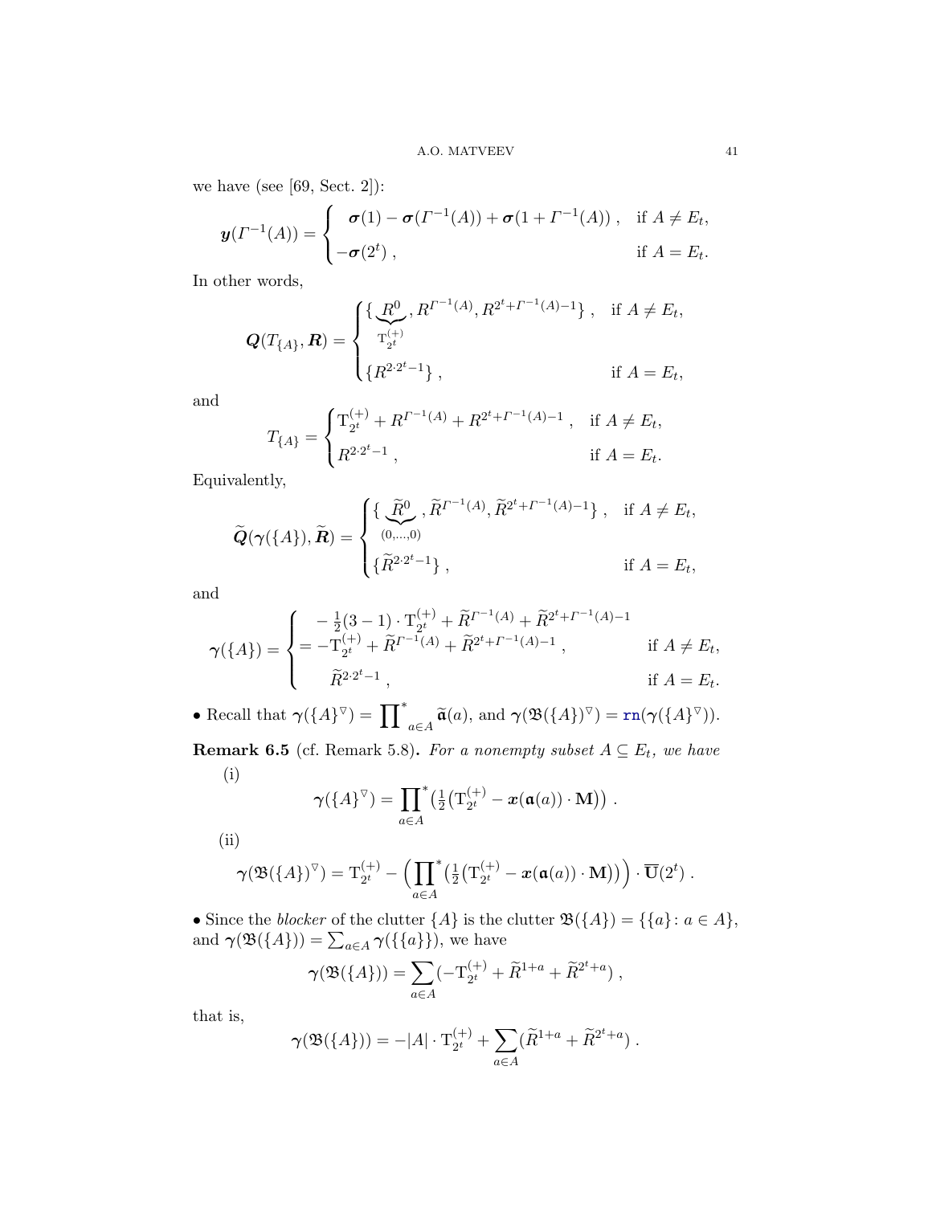we have (see [69, Sect. 2]):

$$
\boldsymbol{y}(\mathit{\Gamma}^{-1}(A)) = \begin{cases} \ \ \boldsymbol{\sigma}(1) - \boldsymbol{\sigma}(\mathit{\Gamma}^{-1}(A)) + \boldsymbol{\sigma}(1+\mathit{\Gamma}^{-1}(A)) \ , & \text{if } A \neq E_t, \\ -\boldsymbol{\sigma}(2^t) \ , & \text{if } A = E_t. \end{cases}
$$

In other words,

$$
\boldsymbol{Q}(T_{\{A\}}, \boldsymbol{R}) = \begin{cases} \{ \underbrace{R^0}_{\mathrm{T}^{(+)}_{2^t}}, R^{\mathit{\Gamma}^{-1}(A)}, R^{2^t+\mathit{\Gamma}^{-1}(A)-1} \} \ , & \text{if } A \neq E_t, \\ \{R^{2\cdot 2^t - 1}\} \ , & \text{if } A = E_t, \end{cases}
$$

and

$$
T_{\{A\}} = \begin{cases} \mathrm{T}^{(+)}_{2^t} + R^{\mathit{\Gamma}^{-1}(A)} + R^{2^t+\mathit{\Gamma}^{-1}(A)-1} \ , & \text{if } A \neq E_t, \\ R^{2\cdot 2^t - 1} \ , & \text{if } A = E_t. \end{cases}
$$

Equivalently,

$$
\widetilde{\boldsymbol{Q}}(\boldsymbol{\gamma}(\{A\}), \widetilde{\boldsymbol{R}}) = \begin{cases} \{ \underbrace{\widetilde{R}^0}_{(0,\ldots,0)}, \widetilde{R}^{\mathit{\Gamma}^{-1}(A)}, \widetilde{R}^{2^t+\mathit{\Gamma}^{-1}(A)-1} \} \ , & \text{if } A \neq E_t, \\ \{\widetilde{R}^{2\cdot 2^t - 1}\} \ , & \text{if } A = E_t, \end{cases}
$$

and

$$
\boldsymbol{\gamma}(\{A\}) = \begin{cases} \quad -\tfrac{1}{2}(3-1)\cdot \mathrm{T}^{(+)}_{2^t} + \widetilde{R}^{\mathit{\Gamma}^{-1}(A)} + \widetilde{R}^{2^t+\mathit{\Gamma}^{-1}(A)-1} & \\ = -\mathrm{T}^{(+)}_{2^t} + \widetilde{R}^{\mathit{\Gamma}^{-1}(A)} + \widetilde{R}^{2^t+\mathit{\Gamma}^{-1}(A)-1} \ , & \text{if } A \neq E_t, \\ \quad \widetilde{R}^{2\cdot 2^t - 1} \ , & \text{if } A = E_t. \end{cases}
$$

• Recall that $\boldsymbol{\gamma}(\{A\}^{\triangledown}) = \prod^{*}_{a\in A} \widetilde{\mathfrak{a}}(a)$, and $\boldsymbol{\gamma}(\mathfrak{B}(\{A\})^{\triangledown}) = \texttt{rn}(\boldsymbol{\gamma}(\{A\}^{\triangledown}))$.

**Remark 6.5** (cf. Remark 5.8)**.** *For a nonempty subset $A \subseteq E_t$, we have*

(i)

$$
\boldsymbol{\gamma}(\{A\}^{\triangledown}) = \prod^{*}_{a\in A} \big( \tfrac{1}{2}\big(\mathrm{T}^{(+)}_{2^t} - \boldsymbol{x}(\mathfrak{a}(a))\cdot \mathbf{M}\big)\big) \ .
$$

(ii)

$$
\boldsymbol{\gamma}(\mathfrak{B}(\{A\})^{\triangledown}) = \mathrm{T}^{(+)}_{2^t} - \Big( \prod^{*}_{a\in A} \big( \tfrac{1}{2}\big(\mathrm{T}^{(+)}_{2^t} - \boldsymbol{x}(\mathfrak{a}(a))\cdot \mathbf{M}\big)\big) \Big) \cdot \overline{\mathbf{U}}(2^t) \ .
$$

• Since the *blocker* of the clutter $\{A\}$ is the clutter $\mathfrak{B}(\{A\}) = \{\{a\} \colon a \in A\}$, and $\boldsymbol{\gamma}(\mathfrak{B}(\{A\})) = \sum_{a\in A} \boldsymbol{\gamma}(\{\{a\}\})$, we have

$$
\boldsymbol{\gamma}(\mathfrak{B}(\{A\})) = \sum_{a\in A} (-\mathrm{T}^{(+)}_{2^t} + \widetilde{R}^{1+a} + \widetilde{R}^{2^t+a}) \ ,
$$

that is,

$$
\boldsymbol{\gamma}(\mathfrak{B}(\{A\})) = -|A| \cdot \mathrm{T}^{(+)}_{2^t} + \sum_{a\in A} (\widetilde{R}^{1+a} + \widetilde{R}^{2^t+a}) \ .
$$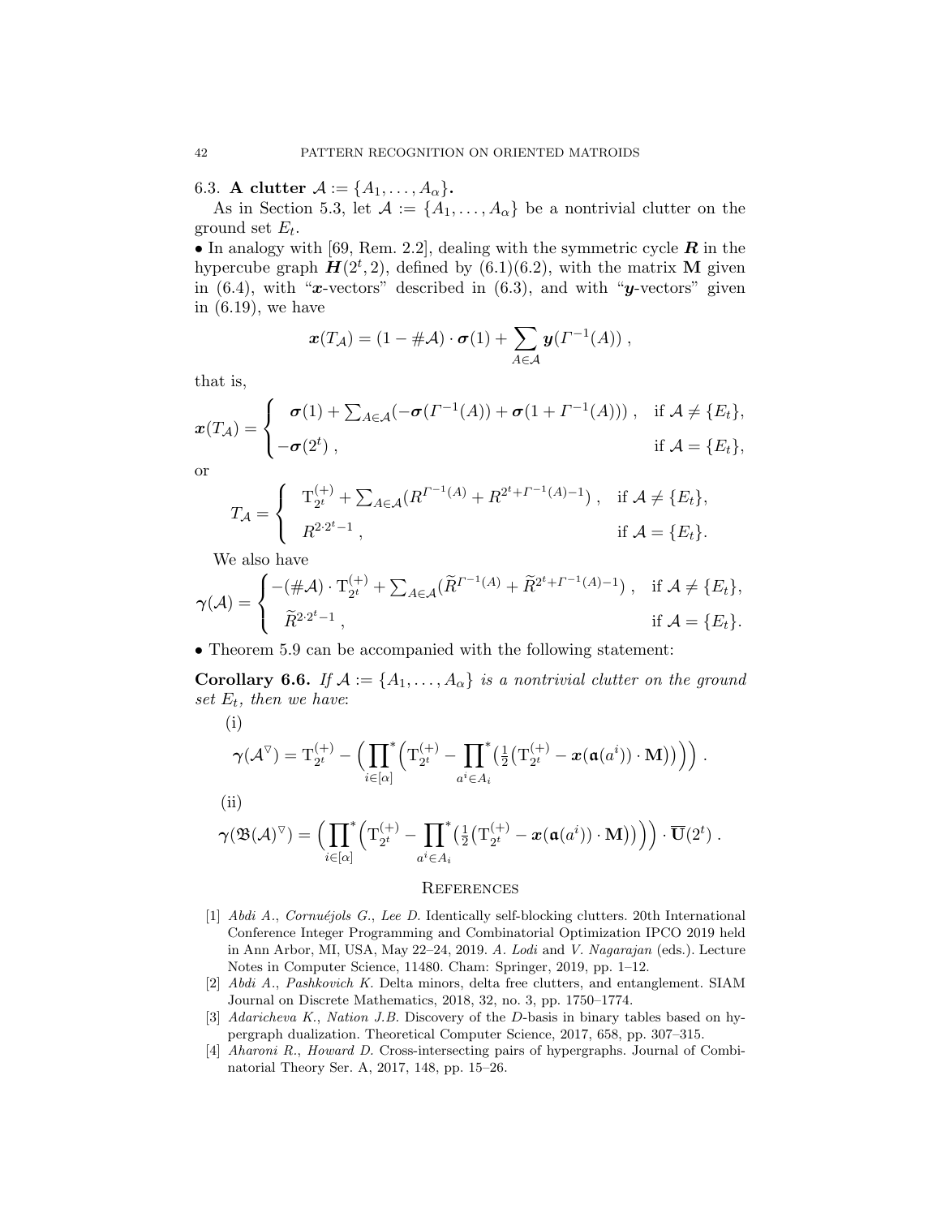6.3. **A clutter $\mathcal{A} := \{A_1, \ldots, A_\alpha\}$.**

As in Section 5.3, let $\mathcal{A} := \{A_1, \ldots, A_\alpha\}$ be a nontrivial clutter on the ground set $E_t$.

• In analogy with [69, Rem. 2.2], dealing with the symmetric cycle $\boldsymbol{R}$ in the hypercube graph $\boldsymbol{H}(2^t, 2)$, defined by (6.1)(6.2), with the matrix $\mathbf{M}$ given in (6.4), with "$\boldsymbol{x}$-vectors" described in (6.3), and with "$\boldsymbol{y}$-vectors" given in (6.19), we have

$$\boldsymbol{x}(T_{\mathcal{A}}) = (1 - \#\mathcal{A}) \cdot \boldsymbol{\sigma}(1) + \sum_{A \in \mathcal{A}} \boldsymbol{y}(\mathit{\Gamma}^{-1}(A)) \ ,$$

that is,

$$\boldsymbol{x}(T_{\mathcal{A}}) = \begin{cases} \ \ \boldsymbol{\sigma}(1) + \sum_{A \in \mathcal{A}} (-\boldsymbol{\sigma}(\mathit{\Gamma}^{-1}(A)) + \boldsymbol{\sigma}(1 + \mathit{\Gamma}^{-1}(A))) \ , & \text{if } \mathcal{A} \neq \{E_t\}, \\ -\boldsymbol{\sigma}(2^t) \ , & \text{if } \mathcal{A} = \{E_t\}, \end{cases}$$

or

$$T_{\mathcal{A}} = \begin{cases} \ \ \mathrm{T}^{(+)}_{2^t} + \sum_{A \in \mathcal{A}} (R^{\mathit{\Gamma}^{-1}(A)} + R^{2^t + \mathit{\Gamma}^{-1}(A) - 1}) \ , & \text{if } \mathcal{A} \neq \{E_t\}, \\ \ \ R^{2 \cdot 2^t - 1} \ , & \text{if } \mathcal{A} = \{E_t\}. \end{cases}$$

We also have

$$\boldsymbol{\gamma}(\mathcal{A}) = \begin{cases} -(\#\mathcal{A}) \cdot \mathrm{T}^{(+)}_{2^t} + \sum_{A \in \mathcal{A}} (\widetilde{R}^{\mathit{\Gamma}^{-1}(A)} + \widetilde{R}^{2^t + \mathit{\Gamma}^{-1}(A) - 1}) \ , & \text{if } \mathcal{A} \neq \{E_t\}, \\ \ \ \widetilde{R}^{2 \cdot 2^t - 1} \ , & \text{if } \mathcal{A} = \{E_t\}. \end{cases}$$

• Theorem 5.9 can be accompanied with the following statement:

**Corollary 6.6.** *If $\mathcal{A} := \{A_1, \ldots, A_\alpha\}$ is a nontrivial clutter on the ground set $E_t$, then we have*:

(i)

$$\boldsymbol{\gamma}(\mathcal{A}^{\triangledown}) = \mathrm{T}^{(+)}_{2^t} - \Bigl( \prod^{*}_{i \in [\alpha]} \Bigl( \mathrm{T}^{(+)}_{2^t} - \prod^{*}_{a^i \in A_i} \bigl( \tfrac{1}{2} \bigl( \mathrm{T}^{(+)}_{2^t} - \boldsymbol{x}(\mathfrak{a}(a^i)) \cdot \mathbf{M} \bigr) \bigr) \Bigr) \Bigr) \ .$$

(ii)

$$\boldsymbol{\gamma}(\mathfrak{B}(\mathcal{A})^{\triangledown}) = \Bigl( \prod^{*}_{i \in [\alpha]} \Bigl( \mathrm{T}^{(+)}_{2^t} - \prod^{*}_{a^i \in A_i} \bigl( \tfrac{1}{2} \bigl( \mathrm{T}^{(+)}_{2^t} - \boldsymbol{x}(\mathfrak{a}(a^i)) \cdot \mathbf{M} \bigr) \bigr) \Bigr) \Bigr) \cdot \overline{\mathbf{U}}(2^t) \ .$$

## References

[1] *Abdi A., Cornuéjols G., Lee D.* Identically self-blocking clutters. 20th International Conference Integer Programming and Combinatorial Optimization IPCO 2019 held in Ann Arbor, MI, USA, May 22–24, 2019. *A. Lodi* and *V. Nagarajan* (eds.). Lecture Notes in Computer Science, 11480. Cham: Springer, 2019, pp. 1–12.

[2] *Abdi A., Pashkovich K.* Delta minors, delta free clutters, and entanglement. SIAM Journal on Discrete Mathematics, 2018, 32, no. 3, pp. 1750–1774.

[3] *Adaricheva K., Nation J.B.* Discovery of the *D*-basis in binary tables based on hypergraph dualization. Theoretical Computer Science, 2017, 658, pp. 307–315.

[4] *Aharoni R., Howard D.* Cross-intersecting pairs of hypergraphs. Journal of Combinatorial Theory Ser. A, 2017, 148, pp. 15–26.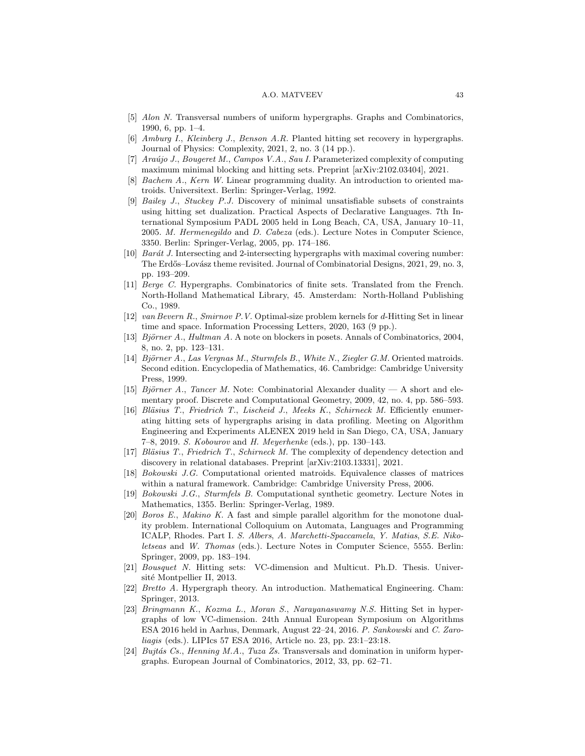[5] *Alon N.* Transversal numbers of uniform hypergraphs. Graphs and Combinatorics, 1990, 6, pp. 1–4.

[6] *Amburg I.*, *Kleinberg J.*, *Benson A.R.* Planted hitting set recovery in hypergraphs. Journal of Physics: Complexity, 2021, 2, no. 3 (14 pp.).

[7] *Araújo J.*, *Bougeret M.*, *Campos V.A.*, *Sau I.* Parameterized complexity of computing maximum minimal blocking and hitting sets. Preprint [arXiv:2102.03404], 2021.

[8] *Bachem A.*, *Kern W.* Linear programming duality. An introduction to oriented matroids. Universitext. Berlin: Springer-Verlag, 1992.

[9] *Bailey J.*, *Stuckey P.J.* Discovery of minimal unsatisfiable subsets of constraints using hitting set dualization. Practical Aspects of Declarative Languages. 7th International Symposium PADL 2005 held in Long Beach, CA, USA, January 10–11, 2005. *M. Hermenegildo* and *D. Cabeza* (eds.). Lecture Notes in Computer Science, 3350. Berlin: Springer-Verlag, 2005, pp. 174–186.

[10] *Barát J.* Intersecting and 2-intersecting hypergraphs with maximal covering number: The Erdős–Lovász theme revisited. Journal of Combinatorial Designs, 2021, 29, no. 3, pp. 193–209.

[11] *Berge C.* Hypergraphs. Combinatorics of finite sets. Translated from the French. North-Holland Mathematical Library, 45. Amsterdam: North-Holland Publishing Co., 1989.

[12] *van Bevern R.*, *Smirnov P.V.* Optimal-size problem kernels for $d$-Hitting Set in linear time and space. Information Processing Letters, 2020, 163 (9 pp.).

[13] *Björner A.*, *Hultman A.* A note on blockers in posets. Annals of Combinatorics, 2004, 8, no. 2, pp. 123–131.

[14] *Björner A.*, *Las Vergnas M.*, *Sturmfels B.*, *White N.*, *Ziegler G.M.* Oriented matroids. Second edition. Encyclopedia of Mathematics, 46. Cambridge: Cambridge University Press, 1999.

[15] *Björner A.*, *Tancer M.* Note: Combinatorial Alexander duality — A short and elementary proof. Discrete and Computational Geometry, 2009, 42, no. 4, pp. 586–593.

[16] *Bläsius T.*, *Friedrich T.*, *Lischeid J.*, *Meeks K.*, *Schirneck M.* Efficiently enumerating hitting sets of hypergraphs arising in data profiling. Meeting on Algorithm Engineering and Experiments ALENEX 2019 held in San Diego, CA, USA, January 7–8, 2019. *S. Kobourov* and *H. Meyerhenke* (eds.), pp. 130–143.

[17] *Bläsius T.*, *Friedrich T.*, *Schirneck M.* The complexity of dependency detection and discovery in relational databases. Preprint [arXiv:2103.13331], 2021.

[18] *Bokowski J.G.* Computational oriented matroids. Equivalence classes of matrices within a natural framework. Cambridge: Cambridge University Press, 2006.

[19] *Bokowski J.G.*, *Sturmfels B.* Computational synthetic geometry. Lecture Notes in Mathematics, 1355. Berlin: Springer-Verlag, 1989.

[20] *Boros E.*, *Makino K.* A fast and simple parallel algorithm for the monotone duality problem. International Colloquium on Automata, Languages and Programming ICALP, Rhodes. Part I. *S. Albers*, *A. Marchetti-Spaccamela*, *Y. Matias*, *S.E. Nikoletseas* and *W. Thomas* (eds.). Lecture Notes in Computer Science, 5555. Berlin: Springer, 2009, pp. 183–194.

[21] *Bousquet N.* Hitting sets: VC-dimension and Multicut. Ph.D. Thesis. Université Montpellier II, 2013.

[22] *Bretto A.* Hypergraph theory. An introduction. Mathematical Engineering. Cham: Springer, 2013.

[23] *Bringmann K.*, *Kozma L.*, *Moran S.*, *Narayanaswamy N.S.* Hitting Set in hypergraphs of low VC-dimension. 24th Annual European Symposium on Algorithms ESA 2016 held in Aarhus, Denmark, August 22–24, 2016. *P. Sankowski* and *C. Zaroliagis* (eds.). LIPIcs 57 ESA 2016, Article no. 23, pp. 23:1–23:18.

[24] *Bujtás Cs.*, *Henning M.A.*, *Tuza Zs.* Transversals and domination in uniform hypergraphs. European Journal of Combinatorics, 2012, 33, pp. 62–71.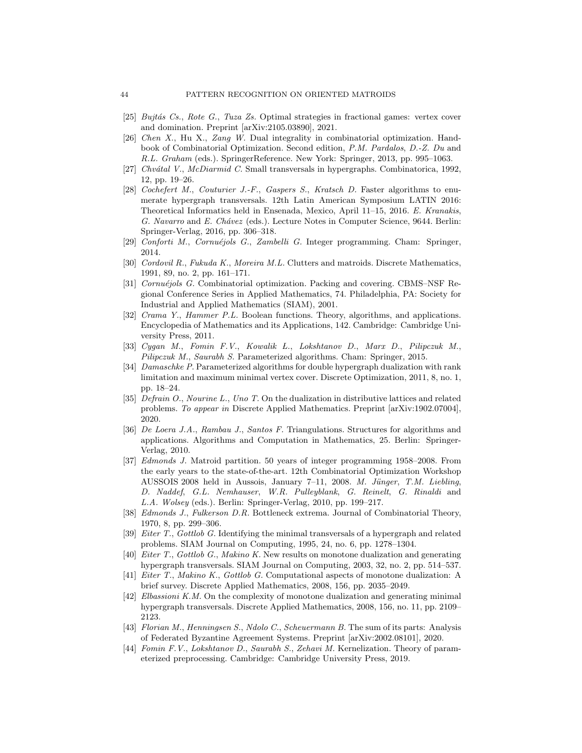[25] *Bujtás Cs.*, *Rote G.*, *Tuza Zs.* Optimal strategies in fractional games: vertex cover and domination. Preprint [arXiv:2105.03890], 2021.

[26] *Chen X.*, Hu X., *Zang W.* Dual integrality in combinatorial optimization. Handbook of Combinatorial Optimization. Second edition, *P.M. Pardalos*, *D.-Z. Du* and *R.L. Graham* (eds.). SpringerReference. New York: Springer, 2013, pp. 995–1063.

[27] *Chvátal V.*, *McDiarmid C.* Small transversals in hypergraphs. Combinatorica, 1992, 12, pp. 19–26.

[28] *Cochefert M.*, *Couturier J.-F.*, *Gaspers S.*, *Kratsch D.* Faster algorithms to enumerate hypergraph transversals. 12th Latin American Symposium LATIN 2016: Theoretical Informatics held in Ensenada, Mexico, April 11–15, 2016. *E. Kranakis*, *G. Navarro* and *E. Chávez* (eds.). Lecture Notes in Computer Science, 9644. Berlin: Springer-Verlag, 2016, pp. 306–318.

[29] *Conforti M.*, *Cornuéjols G.*, *Zambelli G.* Integer programming. Cham: Springer, 2014.

[30] *Cordovil R.*, *Fukuda K.*, *Moreira M.L.* Clutters and matroids. Discrete Mathematics, 1991, 89, no. 2, pp. 161–171.

[31] *Cornuéjols G.* Combinatorial optimization. Packing and covering. CBMS–NSF Regional Conference Series in Applied Mathematics, 74. Philadelphia, PA: Society for Industrial and Applied Mathematics (SIAM), 2001.

[32] *Crama Y.*, *Hammer P.L.* Boolean functions. Theory, algorithms, and applications. Encyclopedia of Mathematics and its Applications, 142. Cambridge: Cambridge University Press, 2011.

[33] *Cygan M.*, *Fomin F.V.*, *Kowalik L.*, *Lokshtanov D.*, *Marx D.*, *Pilipczuk M.*, *Pilipczuk M.*, *Saurabh S.* Parameterized algorithms. Cham: Springer, 2015.

[34] *Damaschke P.* Parameterized algorithms for double hypergraph dualization with rank limitation and maximum minimal vertex cover. Discrete Optimization, 2011, 8, no. 1, pp. 18–24.

[35] *Defrain O.*, *Nourine L.*, *Uno T.* On the dualization in distributive lattices and related problems. *To appear in* Discrete Applied Mathematics. Preprint [arXiv:1902.07004], 2020.

[36] *De Loera J.A.*, *Rambau J.*, *Santos F.* Triangulations. Structures for algorithms and applications. Algorithms and Computation in Mathematics, 25. Berlin: Springer-Verlag, 2010.

[37] *Edmonds J.* Matroid partition. 50 years of integer programming 1958–2008. From the early years to the state-of-the-art. 12th Combinatorial Optimization Workshop AUSSOIS 2008 held in Aussois, January 7–11, 2008. *M. Jünger*, *T.M. Liebling*, *D. Naddef*, *G.L. Nemhauser*, *W.R. Pulleyblank*, *G. Reinelt*, *G. Rinaldi* and *L.A. Wolsey* (eds.). Berlin: Springer-Verlag, 2010, pp. 199–217.

[38] *Edmonds J.*, *Fulkerson D.R.* Bottleneck extrema. Journal of Combinatorial Theory, 1970, 8, pp. 299–306.

[39] *Eiter T.*, *Gottlob G.* Identifying the minimal transversals of a hypergraph and related problems. SIAM Journal on Computing, 1995, 24, no. 6, pp. 1278–1304.

[40] *Eiter T.*, *Gottlob G.*, *Makino K.* New results on monotone dualization and generating hypergraph transversals. SIAM Journal on Computing, 2003, 32, no. 2, pp. 514–537.

[41] *Eiter T.*, *Makino K.*, *Gottlob G.* Computational aspects of monotone dualization: A brief survey. Discrete Applied Mathematics, 2008, 156, pp. 2035–2049.

[42] *Elbassioni K.M.* On the complexity of monotone dualization and generating minimal hypergraph transversals. Discrete Applied Mathematics, 2008, 156, no. 11, pp. 2109–2123.

[43] *Florian M.*, *Henningsen S.*, *Ndolo C.*, *Scheuermann B.* The sum of its parts: Analysis of Federated Byzantine Agreement Systems. Preprint [arXiv:2002.08101], 2020.

[44] *Fomin F.V.*, *Lokshtanov D.*, *Saurabh S.*, *Zehavi M.* Kernelization. Theory of parameterized preprocessing. Cambridge: Cambridge University Press, 2019.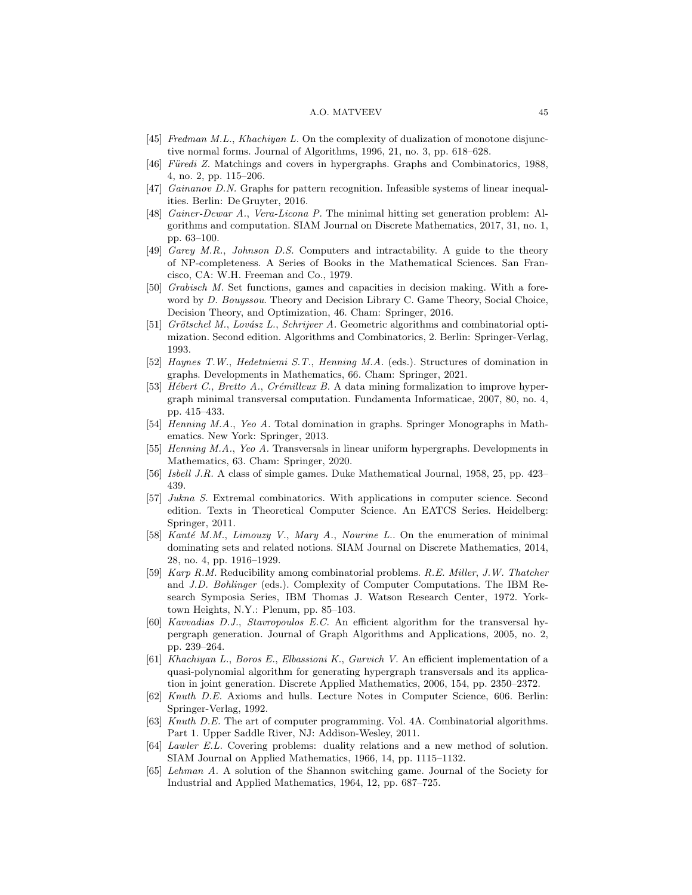[45] *Fredman M.L., Khachiyan L.* On the complexity of dualization of monotone disjunctive normal forms. Journal of Algorithms, 1996, 21, no. 3, pp. 618–628.

[46] *Füredi Z.* Matchings and covers in hypergraphs. Graphs and Combinatorics, 1988, 4, no. 2, pp. 115–206.

[47] *Gainanov D.N.* Graphs for pattern recognition. Infeasible systems of linear inequalities. Berlin: De Gruyter, 2016.

[48] *Gainer-Dewar A., Vera-Licona P.* The minimal hitting set generation problem: Algorithms and computation. SIAM Journal on Discrete Mathematics, 2017, 31, no. 1, pp. 63–100.

[49] *Garey M.R., Johnson D.S.* Computers and intractability. A guide to the theory of NP-completeness. A Series of Books in the Mathematical Sciences. San Francisco, CA: W.H. Freeman and Co., 1979.

[50] *Grabisch M.* Set functions, games and capacities in decision making. With a foreword by *D. Bouyssou*. Theory and Decision Library C. Game Theory, Social Choice, Decision Theory, and Optimization, 46. Cham: Springer, 2016.

[51] *Grötschel M., Lovász L., Schrijver A.* Geometric algorithms and combinatorial optimization. Second edition. Algorithms and Combinatorics, 2. Berlin: Springer-Verlag, 1993.

[52] *Haynes T.W., Hedetniemi S.T., Henning M.A.* (eds.). Structures of domination in graphs. Developments in Mathematics, 66. Cham: Springer, 2021.

[53] *Hébert C., Bretto A., Crémilleux B.* A data mining formalization to improve hypergraph minimal transversal computation. Fundamenta Informaticae, 2007, 80, no. 4, pp. 415–433.

[54] *Henning M.A., Yeo A.* Total domination in graphs. Springer Monographs in Mathematics. New York: Springer, 2013.

[55] *Henning M.A., Yeo A.* Transversals in linear uniform hypergraphs. Developments in Mathematics, 63. Cham: Springer, 2020.

[56] *Isbell J.R.* A class of simple games. Duke Mathematical Journal, 1958, 25, pp. 423–439.

[57] *Jukna S.* Extremal combinatorics. With applications in computer science. Second edition. Texts in Theoretical Computer Science. An EATCS Series. Heidelberg: Springer, 2011.

[58] *Kanté M.M., Limouzy V., Mary A., Nourine L.*. On the enumeration of minimal dominating sets and related notions. SIAM Journal on Discrete Mathematics, 2014, 28, no. 4, pp. 1916–1929.

[59] *Karp R.M.* Reducibility among combinatorial problems. *R.E. Miller, J.W. Thatcher* and *J.D. Bohlinger* (eds.). Complexity of Computer Computations. The IBM Research Symposia Series, IBM Thomas J. Watson Research Center, 1972. Yorktown Heights, N.Y.: Plenum, pp. 85–103.

[60] *Kavvadias D.J., Stavropoulos E.C.* An efficient algorithm for the transversal hypergraph generation. Journal of Graph Algorithms and Applications, 2005, no. 2, pp. 239–264.

[61] *Khachiyan L., Boros E., Elbassioni K., Gurvich V.* An efficient implementation of a quasi-polynomial algorithm for generating hypergraph transversals and its application in joint generation. Discrete Applied Mathematics, 2006, 154, pp. 2350–2372.

[62] *Knuth D.E.* Axioms and hulls. Lecture Notes in Computer Science, 606. Berlin: Springer-Verlag, 1992.

[63] *Knuth D.E.* The art of computer programming. Vol. 4A. Combinatorial algorithms. Part 1. Upper Saddle River, NJ: Addison-Wesley, 2011.

[64] *Lawler E.L.* Covering problems: duality relations and a new method of solution. SIAM Journal on Applied Mathematics, 1966, 14, pp. 1115–1132.

[65] *Lehman A.* A solution of the Shannon switching game. Journal of the Society for Industrial and Applied Mathematics, 1964, 12, pp. 687–725.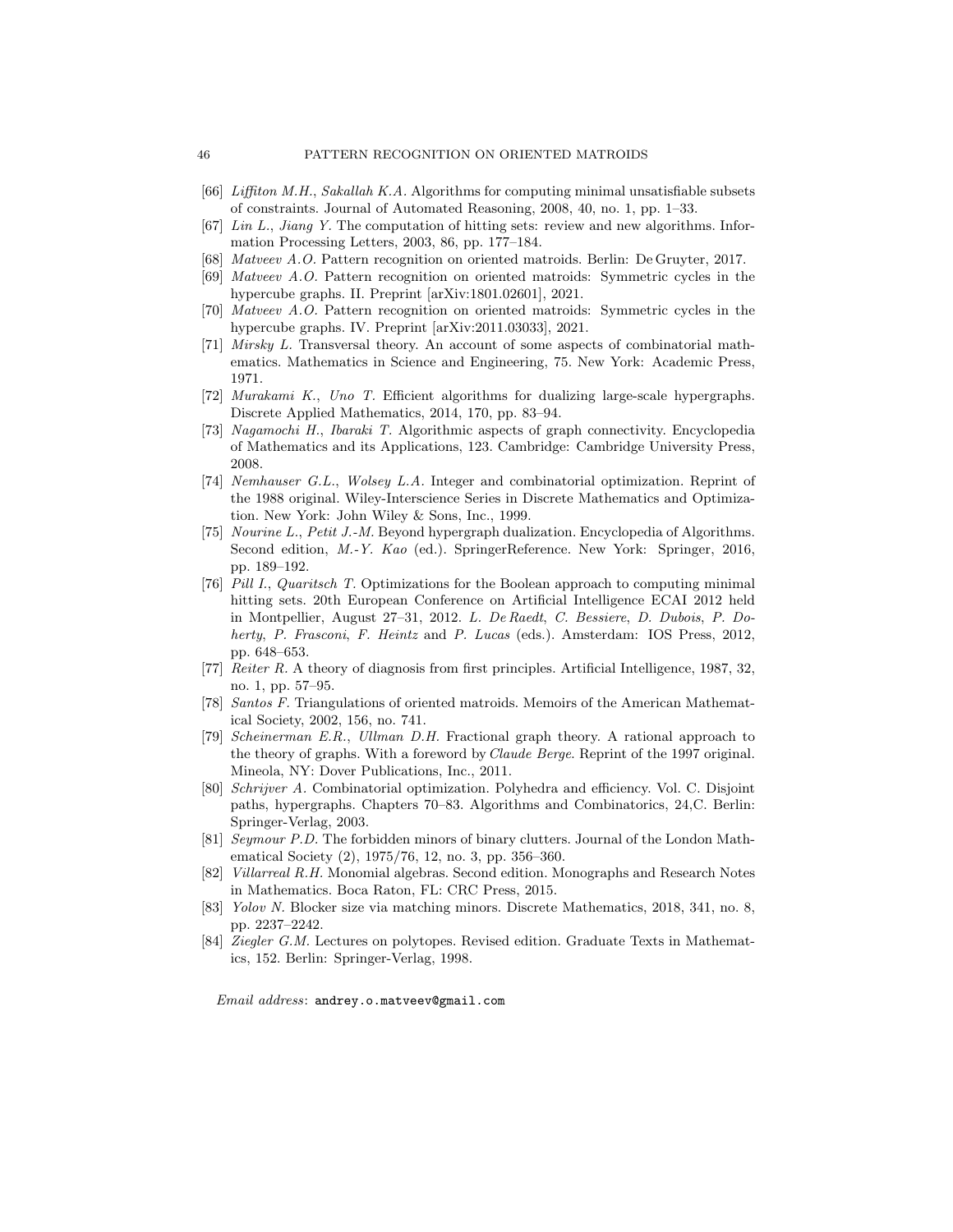[66] *Liffiton M.H.*, *Sakallah K.A.* Algorithms for computing minimal unsatisfiable subsets of constraints. Journal of Automated Reasoning, 2008, 40, no. 1, pp. 1–33.

[67] *Lin L.*, *Jiang Y.* The computation of hitting sets: review and new algorithms. Information Processing Letters, 2003, 86, pp. 177–184.

[68] *Matveev A.O.* Pattern recognition on oriented matroids. Berlin: De Gruyter, 2017.

[69] *Matveev A.O.* Pattern recognition on oriented matroids: Symmetric cycles in the hypercube graphs. II. Preprint [arXiv:1801.02601], 2021.

[70] *Matveev A.O.* Pattern recognition on oriented matroids: Symmetric cycles in the hypercube graphs. IV. Preprint [arXiv:2011.03033], 2021.

[71] *Mirsky L.* Transversal theory. An account of some aspects of combinatorial mathematics. Mathematics in Science and Engineering, 75. New York: Academic Press, 1971.

[72] *Murakami K.*, *Uno T.* Efficient algorithms for dualizing large-scale hypergraphs. Discrete Applied Mathematics, 2014, 170, pp. 83–94.

[73] *Nagamochi H.*, *Ibaraki T.* Algorithmic aspects of graph connectivity. Encyclopedia of Mathematics and its Applications, 123. Cambridge: Cambridge University Press, 2008.

[74] *Nemhauser G.L.*, *Wolsey L.A.* Integer and combinatorial optimization. Reprint of the 1988 original. Wiley-Interscience Series in Discrete Mathematics and Optimization. New York: John Wiley & Sons, Inc., 1999.

[75] *Nourine L.*, *Petit J.-M.* Beyond hypergraph dualization. Encyclopedia of Algorithms. Second edition, *M.-Y. Kao* (ed.). SpringerReference. New York: Springer, 2016, pp. 189–192.

[76] *Pill I.*, *Quaritsch T.* Optimizations for the Boolean approach to computing minimal hitting sets. 20th European Conference on Artificial Intelligence ECAI 2012 held in Montpellier, August 27–31, 2012. *L. De Raedt*, *C. Bessiere*, *D. Dubois*, *P. Doherty*, *P. Frasconi*, *F. Heintz* and *P. Lucas* (eds.). Amsterdam: IOS Press, 2012, pp. 648–653.

[77] *Reiter R.* A theory of diagnosis from first principles. Artificial Intelligence, 1987, 32, no. 1, pp. 57–95.

[78] *Santos F.* Triangulations of oriented matroids. Memoirs of the American Mathematical Society, 2002, 156, no. 741.

[79] *Scheinerman E.R.*, *Ullman D.H.* Fractional graph theory. A rational approach to the theory of graphs. With a foreword by *Claude Berge*. Reprint of the 1997 original. Mineola, NY: Dover Publications, Inc., 2011.

[80] *Schrijver A.* Combinatorial optimization. Polyhedra and efficiency. Vol. C. Disjoint paths, hypergraphs. Chapters 70–83. Algorithms and Combinatorics, 24,C. Berlin: Springer-Verlag, 2003.

[81] *Seymour P.D.* The forbidden minors of binary clutters. Journal of the London Mathematical Society (2), 1975/76, 12, no. 3, pp. 356–360.

[82] *Villarreal R.H.* Monomial algebras. Second edition. Monographs and Research Notes in Mathematics. Boca Raton, FL: CRC Press, 2015.

[83] *Yolov N.* Blocker size via matching minors. Discrete Mathematics, 2018, 341, no. 8, pp. 2237–2242.

[84] *Ziegler G.M.* Lectures on polytopes. Revised edition. Graduate Texts in Mathematics, 152. Berlin: Springer-Verlag, 1998.

*Email address*: andrey.o.matveev@gmail.com